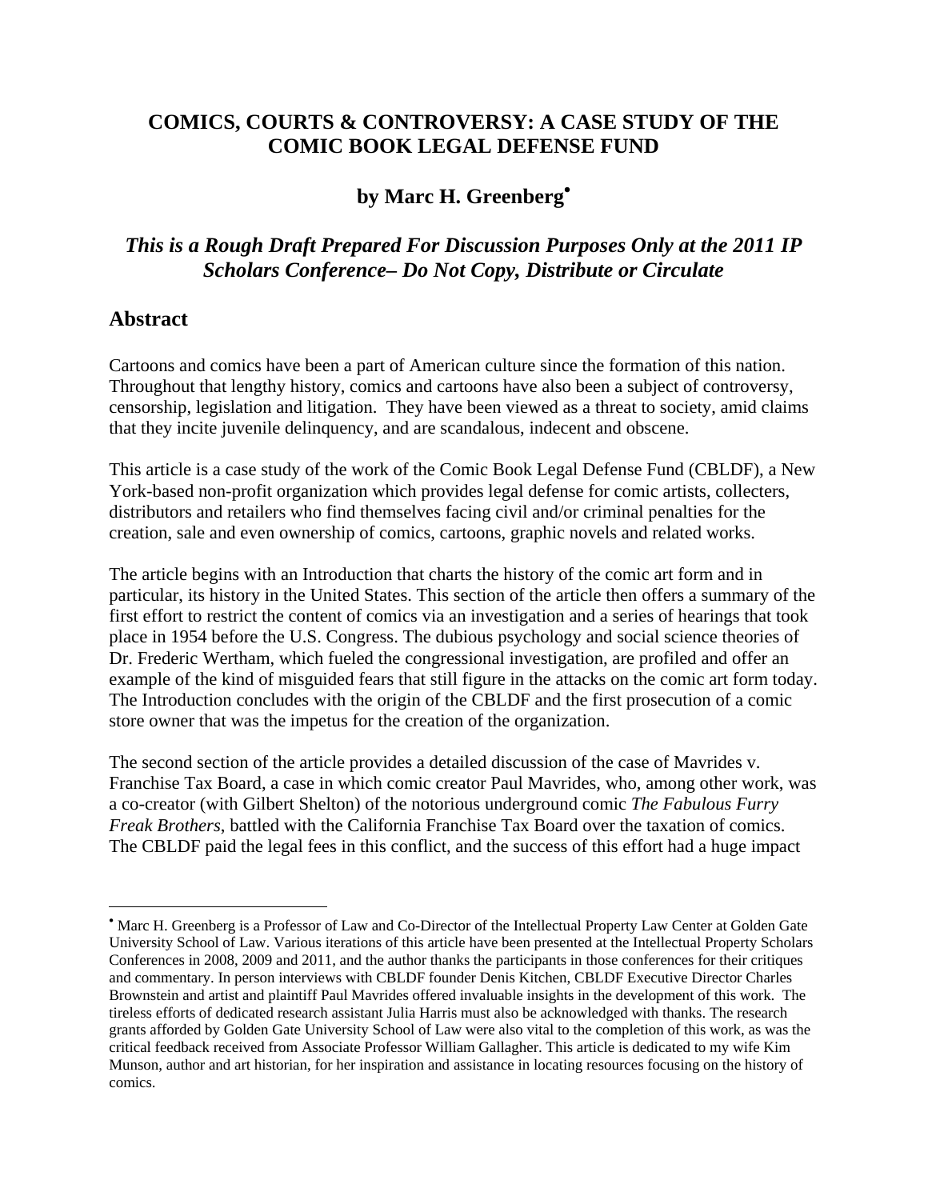# COMICS, COURTS & CONTROVERSY: A CASE STUDY OF THE COMIC BOOK LEGAL DEFENSE FUND

## by Marc H. Greenberg[•]

### *This is a Rough Draft Prepared For Discussion Purposes Only at the 2011 IP Scholars Conference– Do Not Copy, Distribute or Circulate*

## Abstract

Cartoons and comics have been a part of American culture since the formation of this nation. Throughout that lengthy history, comics and cartoons have also been a subject of controversy, censorship, legislation and litigation. They have been viewed as a threat to society, amid claims that they incite juvenile delinquency, and are scandalous, indecent and obscene.

This article is a case study of the work of the Comic Book Legal Defense Fund (CBLDF), a New York-based non-profit organization which provides legal defense for comic artists, collecters, distributors and retailers who find themselves facing civil and/or criminal penalties for the creation, sale and even ownership of comics, cartoons, graphic novels and related works.

The article begins with an Introduction that charts the history of the comic art form and in particular, its history in the United States. This section of the article then offers a summary of the first effort to restrict the content of comics via an investigation and a series of hearings that took place in 1954 before the U.S. Congress. The dubious psychology and social science theories of Dr. Frederic Wertham, which fueled the congressional investigation, are profiled and offer an example of the kind of misguided fears that still figure in the attacks on the comic art form today. The Introduction concludes with the origin of the CBLDF and the first prosecution of a comic store owner that was the impetus for the creation of the organization.

The second section of the article provides a detailed discussion of the case of Mavrides v. Franchise Tax Board, a case in which comic creator Paul Mavrides, who, among other work, was a co-creator (with Gilbert Shelton) of the notorious underground comic *The Fabulous Furry Freak Brothers*, battled with the California Franchise Tax Board over the taxation of comics. The CBLDF paid the legal fees in this conflict, and the success of this effort had a huge impact

---

[•] Marc H. Greenberg is a Professor of Law and Co-Director of the Intellectual Property Law Center at Golden Gate University School of Law. Various iterations of this article have been presented at the Intellectual Property Scholars Conferences in 2008, 2009 and 2011, and the author thanks the participants in those conferences for their critiques and commentary. In person interviews with CBLDF founder Denis Kitchen, CBLDF Executive Director Charles Brownstein and artist and plaintiff Paul Mavrides offered invaluable insights in the development of this work. The tireless efforts of dedicated research assistant Julia Harris must also be acknowledged with thanks. The research grants afforded by Golden Gate University School of Law were also vital to the completion of this work, as was the critical feedback received from Associate Professor William Gallagher. This article is dedicated to my wife Kim Munson, author and art historian, for her inspiration and assistance in locating resources focusing on the history of comics.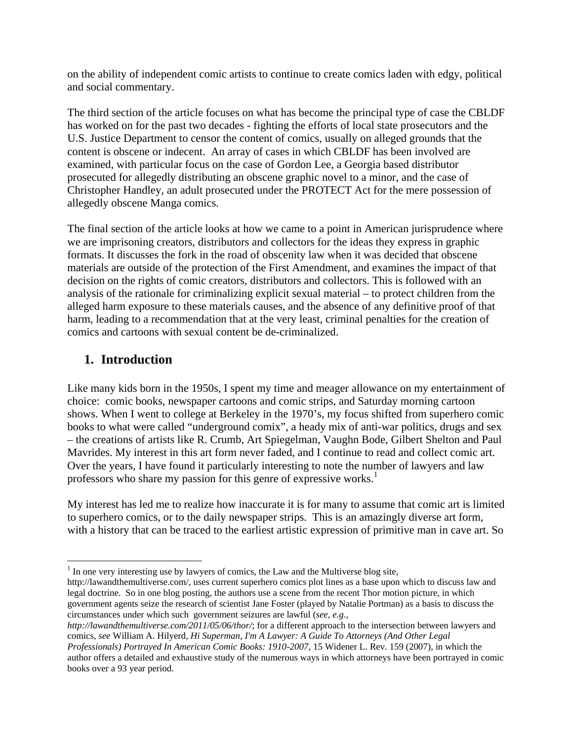on the ability of independent comic artists to continue to create comics laden with edgy, political and social commentary.

The third section of the article focuses on what has become the principal type of case the CBLDF has worked on for the past two decades - fighting the efforts of local state prosecutors and the U.S. Justice Department to censor the content of comics, usually on alleged grounds that the content is obscene or indecent. An array of cases in which CBLDF has been involved are examined, with particular focus on the case of Gordon Lee, a Georgia based distributor prosecuted for allegedly distributing an obscene graphic novel to a minor, and the case of Christopher Handley, an adult prosecuted under the PROTECT Act for the mere possession of allegedly obscene Manga comics.

The final section of the article looks at how we came to a point in American jurisprudence where we are imprisoning creators, distributors and collectors for the ideas they express in graphic formats. It discusses the fork in the road of obscenity law when it was decided that obscene materials are outside of the protection of the First Amendment, and examines the impact of that decision on the rights of comic creators, distributors and collectors. This is followed with an analysis of the rationale for criminalizing explicit sexual material – to protect children from the alleged harm exposure to these materials causes, and the absence of any definitive proof of that harm, leading to a recommendation that at the very least, criminal penalties for the creation of comics and cartoons with sexual content be de-criminalized.

## 1. Introduction

Like many kids born in the 1950s, I spent my time and meager allowance on my entertainment of choice: comic books, newspaper cartoons and comic strips, and Saturday morning cartoon shows. When I went to college at Berkeley in the 1970's, my focus shifted from superhero comic books to what were called "underground comix", a heady mix of anti-war politics, drugs and sex – the creations of artists like R. Crumb, Art Spiegelman, Vaughn Bode, Gilbert Shelton and Paul Mavrides. My interest in this art form never faded, and I continue to read and collect comic art. Over the years, I have found it particularly interesting to note the number of lawyers and law professors who share my passion for this genre of expressive works.[1]

My interest has led me to realize how inaccurate it is for many to assume that comic art is limited to superhero comics, or to the daily newspaper strips. This is an amazingly diverse art form, with a history that can be traced to the earliest artistic expression of primitive man in cave art. So

---

[1] In one very interesting use by lawyers of comics, the Law and the Multiverse blog site, http://lawandthemultiverse.com/, uses current superhero comics plot lines as a base upon which to discuss law and legal doctrine. So in one blog posting, the authors use a scene from the recent Thor motion picture, in which government agents seize the research of scientist Jane Foster (played by Natalie Portman) as a basis to discuss the circumstances under which such government seizures are lawful (*see, e.g., http://lawandthemultiverse.com/2011/05/06/thor/*; for a different approach to the intersection between lawyers and comics, *see* William A. Hilyerd, *Hi Superman, I'm A Lawyer: A Guide To Attorneys (And Other Legal Professionals) Portrayed In American Comic Books: 1910-2007*, 15 Widener L. Rev. 159 (2007), in which the author offers a detailed and exhaustive study of the numerous ways in which attorneys have been portrayed in comic books over a 93 year period.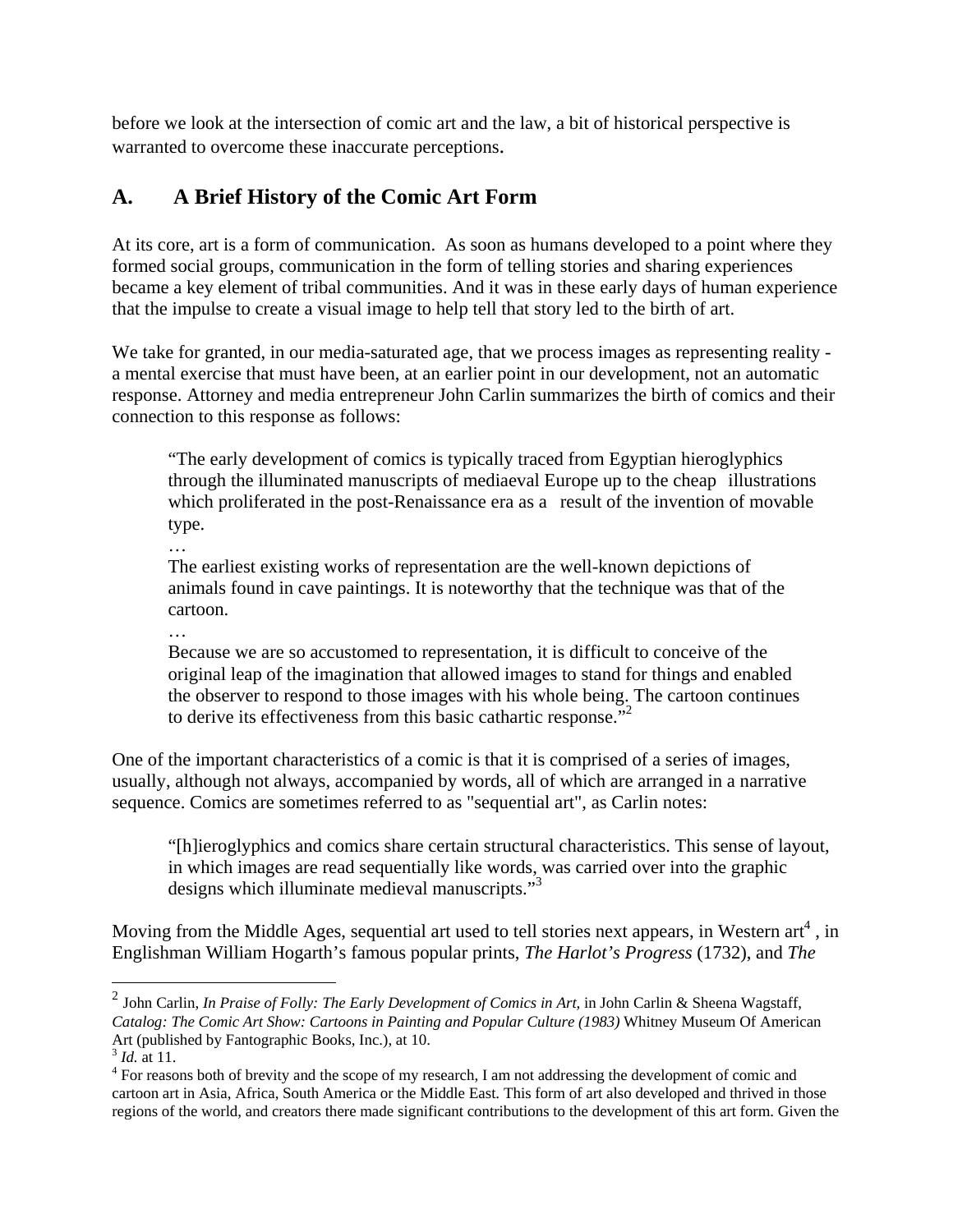before we look at the intersection of comic art and the law, a bit of historical perspective is warranted to overcome these inaccurate perceptions.

## A. A Brief History of the Comic Art Form

At its core, art is a form of communication. As soon as humans developed to a point where they formed social groups, communication in the form of telling stories and sharing experiences became a key element of tribal communities. And it was in these early days of human experience that the impulse to create a visual image to help tell that story led to the birth of art.

We take for granted, in our media-saturated age, that we process images as representing reality - a mental exercise that must have been, at an earlier point in our development, not an automatic response. Attorney and media entrepreneur John Carlin summarizes the birth of comics and their connection to this response as follows:

> "The early development of comics is typically traced from Egyptian hieroglyphics through the illuminated manuscripts of mediaeval Europe up to the cheap illustrations which proliferated in the post-Renaissance era as a result of the invention of movable type.
>
> …
>
> The earliest existing works of representation are the well-known depictions of animals found in cave paintings. It is noteworthy that the technique was that of the cartoon.
>
> …
>
> Because we are so accustomed to representation, it is difficult to conceive of the original leap of the imagination that allowed images to stand for things and enabled the observer to respond to those images with his whole being. The cartoon continues to derive its effectiveness from this basic cathartic response."[2]

One of the important characteristics of a comic is that it is comprised of a series of images, usually, although not always, accompanied by words, all of which are arranged in a narrative sequence. Comics are sometimes referred to as "sequential art", as Carlin notes:

> "[h]ieroglyphics and comics share certain structural characteristics. This sense of layout, in which images are read sequentially like words, was carried over into the graphic designs which illuminate medieval manuscripts."[3]

Moving from the Middle Ages, sequential art used to tell stories next appears, in Western art[4] , in Englishman William Hogarth's famous popular prints, *The Harlot's Progress* (1732), and *The*

---

[2] John Carlin, *In Praise of Folly: The Early Development of Comics in Art,* in John Carlin & Sheena Wagstaff, *Catalog: The Comic Art Show: Cartoons in Painting and Popular Culture (1983)* Whitney Museum Of American Art (published by Fantographic Books, Inc.), at 10.

[3] *Id.* at 11.

[4] For reasons both of brevity and the scope of my research, I am not addressing the development of comic and cartoon art in Asia, Africa, South America or the Middle East. This form of art also developed and thrived in those regions of the world, and creators there made significant contributions to the development of this art form. Given the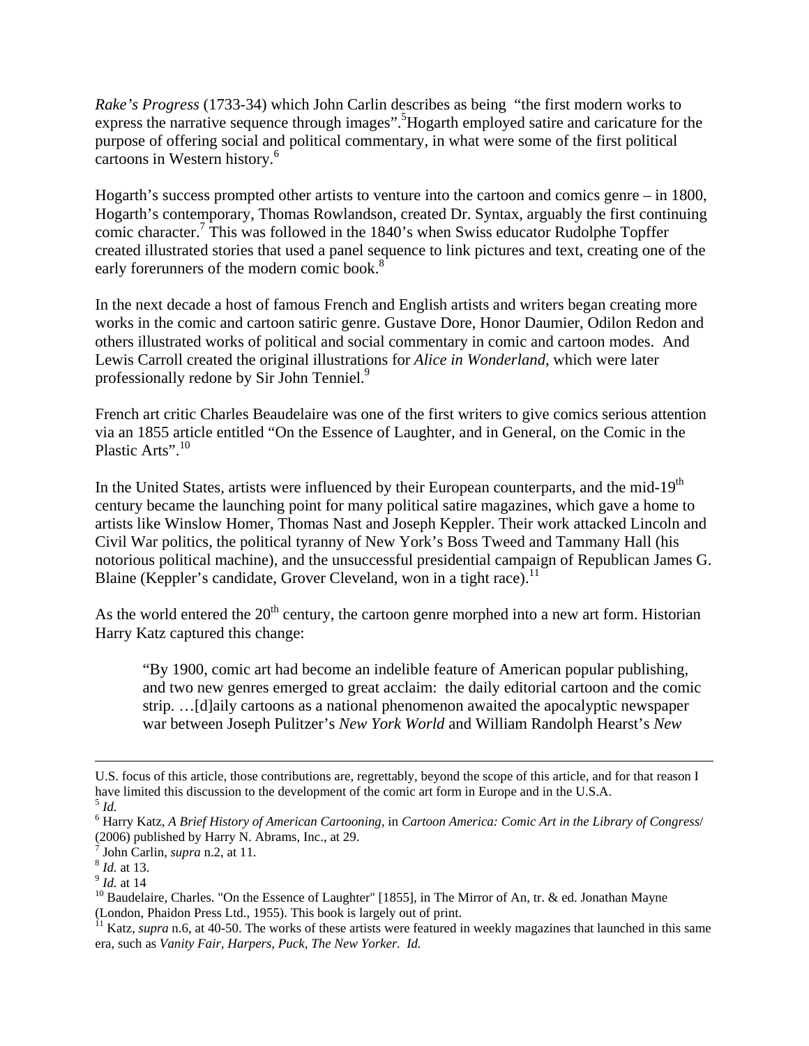*Rake's Progress* (1733-34) which John Carlin describes as being "the first modern works to express the narrative sequence through images".[5] Hogarth employed satire and caricature for the purpose of offering social and political commentary, in what were some of the first political cartoons in Western history.[6]

Hogarth's success prompted other artists to venture into the cartoon and comics genre – in 1800, Hogarth's contemporary, Thomas Rowlandson, created Dr. Syntax, arguably the first continuing comic character.[7] This was followed in the 1840's when Swiss educator Rudolphe Topffer created illustrated stories that used a panel sequence to link pictures and text, creating one of the early forerunners of the modern comic book.[8]

In the next decade a host of famous French and English artists and writers began creating more works in the comic and cartoon satiric genre. Gustave Dore, Honor Daumier, Odilon Redon and others illustrated works of political and social commentary in comic and cartoon modes. And Lewis Carroll created the original illustrations for *Alice in Wonderland*, which were later professionally redone by Sir John Tenniel.[9]

French art critic Charles Beaudelaire was one of the first writers to give comics serious attention via an 1855 article entitled "On the Essence of Laughter, and in General, on the Comic in the Plastic Arts".[10]

In the United States, artists were influenced by their European counterparts, and the mid-19th century became the launching point for many political satire magazines, which gave a home to artists like Winslow Homer, Thomas Nast and Joseph Keppler. Their work attacked Lincoln and Civil War politics, the political tyranny of New York's Boss Tweed and Tammany Hall (his notorious political machine), and the unsuccessful presidential campaign of Republican James G. Blaine (Keppler's candidate, Grover Cleveland, won in a tight race).[11]

As the world entered the 20th century, the cartoon genre morphed into a new art form. Historian Harry Katz captured this change:

> "By 1900, comic art had become an indelible feature of American popular publishing, and two new genres emerged to great acclaim: the daily editorial cartoon and the comic strip. …[d]aily cartoons as a national phenomenon awaited the apocalyptic newspaper war between Joseph Pulitzer's *New York World* and William Randolph Hearst's *New*

---

U.S. focus of this article, those contributions are, regrettably, beyond the scope of this article, and for that reason I have limited this discussion to the development of the comic art form in Europe and in the U.S.A.

[5] *Id.*

[6] Harry Katz, *A Brief History of American Cartooning*, in *Cartoon America: Comic Art in the Library of Congress*/ (2006) published by Harry N. Abrams, Inc., at 29.

[7] John Carlin, *supra* n.2, at 11.

[8] *Id.* at 13.

[9] *Id.* at 14

[10] Baudelaire, Charles. "On the Essence of Laughter" [1855], in The Mirror of An, tr. & ed. Jonathan Mayne (London, Phaidon Press Ltd., 1955). This book is largely out of print.

[11] Katz, *supra* n.6, at 40-50. The works of these artists were featured in weekly magazines that launched in this same era, such as *Vanity Fair, Harpers, Puck, The New Yorker. Id.*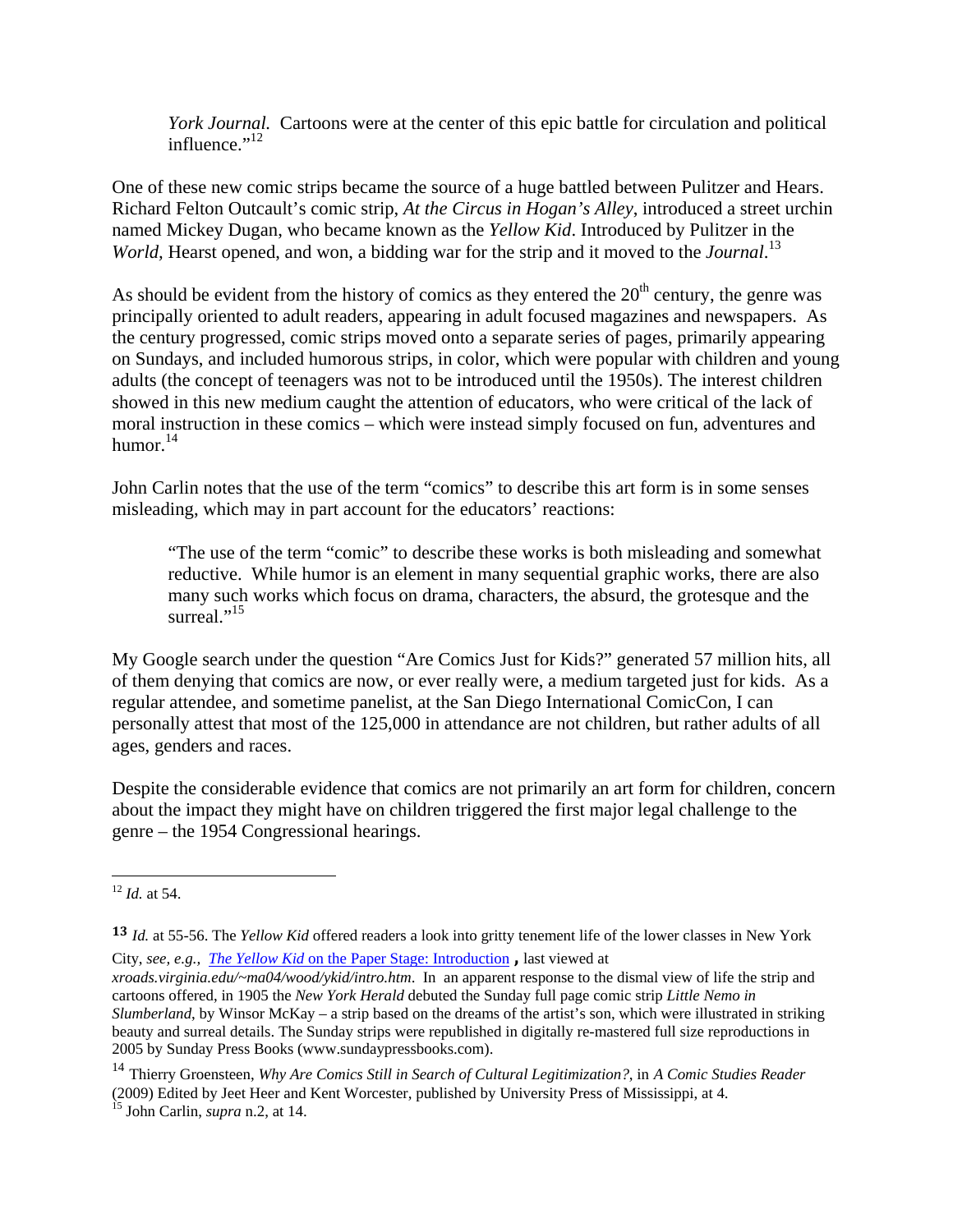> *York Journal.* Cartoons were at the center of this epic battle for circulation and political influence."[12]

One of these new comic strips became the source of a huge battled between Pulitzer and Hears. Richard Felton Outcault's comic strip, *At the Circus in Hogan's Alley*, introduced a street urchin named Mickey Dugan, who became known as the *Yellow Kid*. Introduced by Pulitzer in the *World,* Hearst opened, and won, a bidding war for the strip and it moved to the *Journal*.[13]

As should be evident from the history of comics as they entered the 20th century, the genre was principally oriented to adult readers, appearing in adult focused magazines and newspapers. As the century progressed, comic strips moved onto a separate series of pages, primarily appearing on Sundays, and included humorous strips, in color, which were popular with children and young adults (the concept of teenagers was not to be introduced until the 1950s). The interest children showed in this new medium caught the attention of educators, who were critical of the lack of moral instruction in these comics – which were instead simply focused on fun, adventures and humor.[14]

John Carlin notes that the use of the term "comics" to describe this art form is in some senses misleading, which may in part account for the educators' reactions:

> "The use of the term "comic" to describe these works is both misleading and somewhat reductive. While humor is an element in many sequential graphic works, there are also many such works which focus on drama, characters, the absurd, the grotesque and the surreal."[15]

My Google search under the question "Are Comics Just for Kids?" generated 57 million hits, all of them denying that comics are now, or ever really were, a medium targeted just for kids. As a regular attendee, and sometime panelist, at the San Diego International ComicCon, I can personally attest that most of the 125,000 in attendance are not children, but rather adults of all ages, genders and races.

Despite the considerable evidence that comics are not primarily an art form for children, concern about the impact they might have on children triggered the first major legal challenge to the genre – the 1954 Congressional hearings.

---

[12] *Id.* at 54.

**13** *Id.* at 55-56. The *Yellow Kid* offered readers a look into gritty tenement life of the lower classes in New York City, *see, e.g., The Yellow Kid* on the Paper Stage: Introduction **,** last viewed at *xroads.virginia.edu/~ma04/wood/ykid/intro.htm*. In an apparent response to the dismal view of life the strip and cartoons offered, in 1905 the *New York Herald* debuted the Sunday full page comic strip *Little Nemo in Slumberland,* by Winsor McKay – a strip based on the dreams of the artist's son, which were illustrated in striking beauty and surreal details. The Sunday strips were republished in digitally re-mastered full size reproductions in 2005 by Sunday Press Books (www.sundaypressbooks.com).

[14] Thierry Groensteen, *Why Are Comics Still in Search of Cultural Legitimization?*, in *A Comic Studies Reader* (2009) Edited by Jeet Heer and Kent Worcester, published by University Press of Mississippi, at 4.

[15] John Carlin, *supra* n.2, at 14.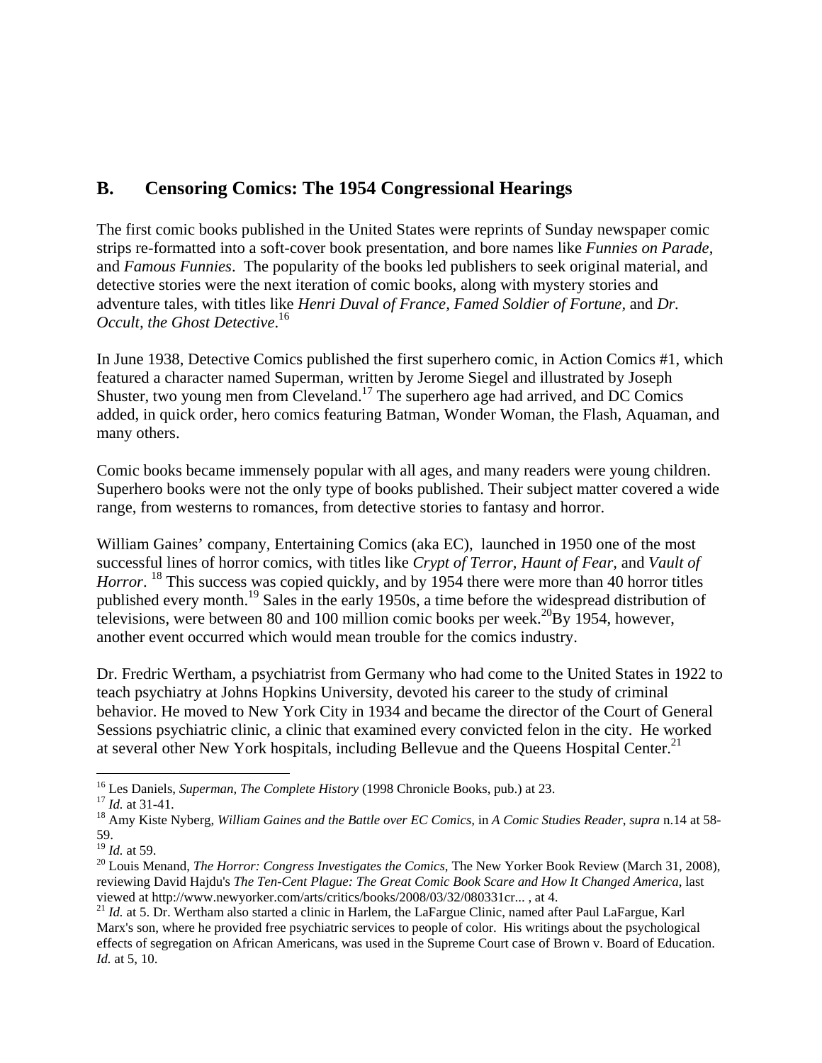## B. Censoring Comics: The 1954 Congressional Hearings

The first comic books published in the United States were reprints of Sunday newspaper comic strips re-formatted into a soft-cover book presentation, and bore names like *Funnies on Parade*, and *Famous Funnies*. The popularity of the books led publishers to seek original material, and detective stories were the next iteration of comic books, along with mystery stories and adventure tales, with titles like *Henri Duval of France, Famed Soldier of Fortune*, and *Dr. Occult, the Ghost Detective*.[16]

In June 1938, Detective Comics published the first superhero comic, in Action Comics #1, which featured a character named Superman, written by Jerome Siegel and illustrated by Joseph Shuster, two young men from Cleveland.[17] The superhero age had arrived, and DC Comics added, in quick order, hero comics featuring Batman, Wonder Woman, the Flash, Aquaman, and many others.

Comic books became immensely popular with all ages, and many readers were young children. Superhero books were not the only type of books published. Their subject matter covered a wide range, from westerns to romances, from detective stories to fantasy and horror.

William Gaines' company, Entertaining Comics (aka EC), launched in 1950 one of the most successful lines of horror comics, with titles like *Crypt of Terror, Haunt of Fear,* and *Vault of Horror*. [18] This success was copied quickly, and by 1954 there were more than 40 horror titles published every month.[19] Sales in the early 1950s, a time before the widespread distribution of televisions, were between 80 and 100 million comic books per week.[20]By 1954, however, another event occurred which would mean trouble for the comics industry.

Dr. Fredric Wertham, a psychiatrist from Germany who had come to the United States in 1922 to teach psychiatry at Johns Hopkins University, devoted his career to the study of criminal behavior. He moved to New York City in 1934 and became the director of the Court of General Sessions psychiatric clinic, a clinic that examined every convicted felon in the city. He worked at several other New York hospitals, including Bellevue and the Queens Hospital Center.[21]

---

[16] Les Daniels, *Superman, The Complete History* (1998 Chronicle Books, pub.) at 23.

[17] *Id.* at 31-41.

[18] Amy Kiste Nyberg, *William Gaines and the Battle over EC Comics,* in *A Comic Studies Reader*, *supra* n.14 at 58-59.

[19] *Id.* at 59.

[20] Louis Menand, *The Horror: Congress Investigates the Comics*, The New Yorker Book Review (March 31, 2008), reviewing David Hajdu's *The Ten-Cent Plague: The Great Comic Book Scare and How It Changed America*, last viewed at http://www.newyorker.com/arts/critics/books/2008/03/32/080331cr... , at 4.

[21] *Id.* at 5. Dr. Wertham also started a clinic in Harlem, the LaFargue Clinic, named after Paul LaFargue, Karl Marx's son, where he provided free psychiatric services to people of color. His writings about the psychological effects of segregation on African Americans, was used in the Supreme Court case of Brown v. Board of Education. *Id.* at 5, 10.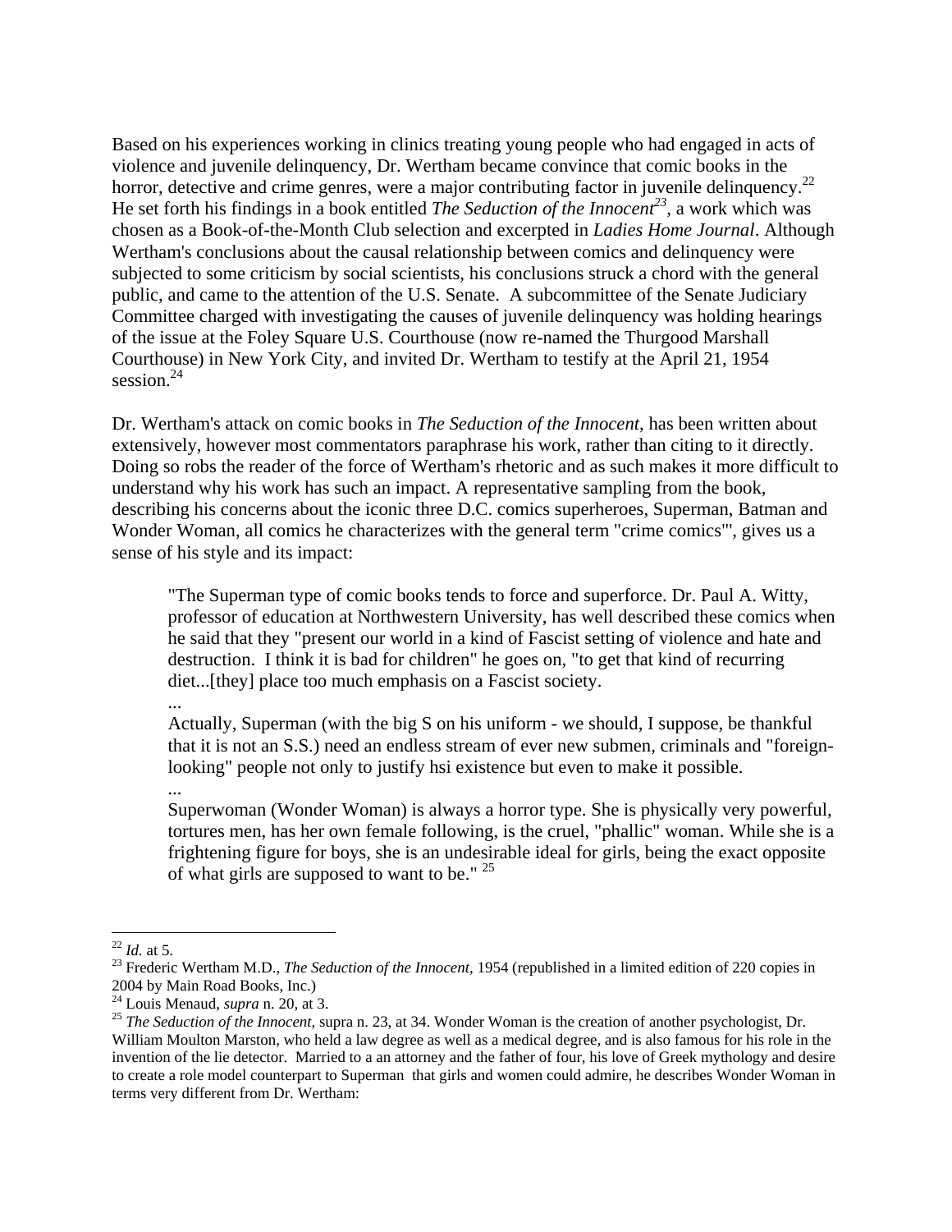Based on his experiences working in clinics treating young people who had engaged in acts of violence and juvenile delinquency, Dr. Wertham became convince that comic books in the horror, detective and crime genres, were a major contributing factor in juvenile delinquency.[22] He set forth his findings in a book entitled *The Seduction of the Innocent*[23], a work which was chosen as a Book-of-the-Month Club selection and excerpted in *Ladies Home Journal*. Although Wertham's conclusions about the causal relationship between comics and delinquency were subjected to some criticism by social scientists, his conclusions struck a chord with the general public, and came to the attention of the U.S. Senate. A subcommittee of the Senate Judiciary Committee charged with investigating the causes of juvenile delinquency was holding hearings of the issue at the Foley Square U.S. Courthouse (now re-named the Thurgood Marshall Courthouse) in New York City, and invited Dr. Wertham to testify at the April 21, 1954 session.[24]

Dr. Wertham's attack on comic books in *The Seduction of the Innocent*, has been written about extensively, however most commentators paraphrase his work, rather than citing to it directly. Doing so robs the reader of the force of Wertham's rhetoric and as such makes it more difficult to understand why his work has such an impact. A representative sampling from the book, describing his concerns about the iconic three D.C. comics superheroes, Superman, Batman and Wonder Woman, all comics he characterizes with the general term "crime comics"', gives us a sense of his style and its impact:

> "The Superman type of comic books tends to force and superforce. Dr. Paul A. Witty, professor of education at Northwestern University, has well described these comics when he said that they "present our world in a kind of Fascist setting of violence and hate and destruction. I think it is bad for children" he goes on, "to get that kind of recurring diet...[they] place too much emphasis on a Fascist society.
>
> ...
>
> Actually, Superman (with the big S on his uniform - we should, I suppose, be thankful that it is not an S.S.) need an endless stream of ever new submen, criminals and "foreign-looking" people not only to justify hsi existence but even to make it possible.
>
> ...
>
> Superwoman (Wonder Woman) is always a horror type. She is physically very powerful, tortures men, has her own female following, is the cruel, "phallic" woman. While she is a frightening figure for boys, she is an undesirable ideal for girls, being the exact opposite of what girls are supposed to want to be." [25]

---

[22] *Id.* at 5.

[23] Frederic Wertham M.D., *The Seduction of the Innocent*, 1954 (republished in a limited edition of 220 copies in 2004 by Main Road Books, Inc.)

[24] Louis Menaud, *supra* n. 20, at 3.

[25] *The Seduction of the Innocent,* supra n. 23, at 34. Wonder Woman is the creation of another psychologist, Dr. William Moulton Marston, who held a law degree as well as a medical degree, and is also famous for his role in the invention of the lie detector. Married to a an attorney and the father of four, his love of Greek mythology and desire to create a role model counterpart to Superman that girls and women could admire, he describes Wonder Woman in terms very different from Dr. Wertham: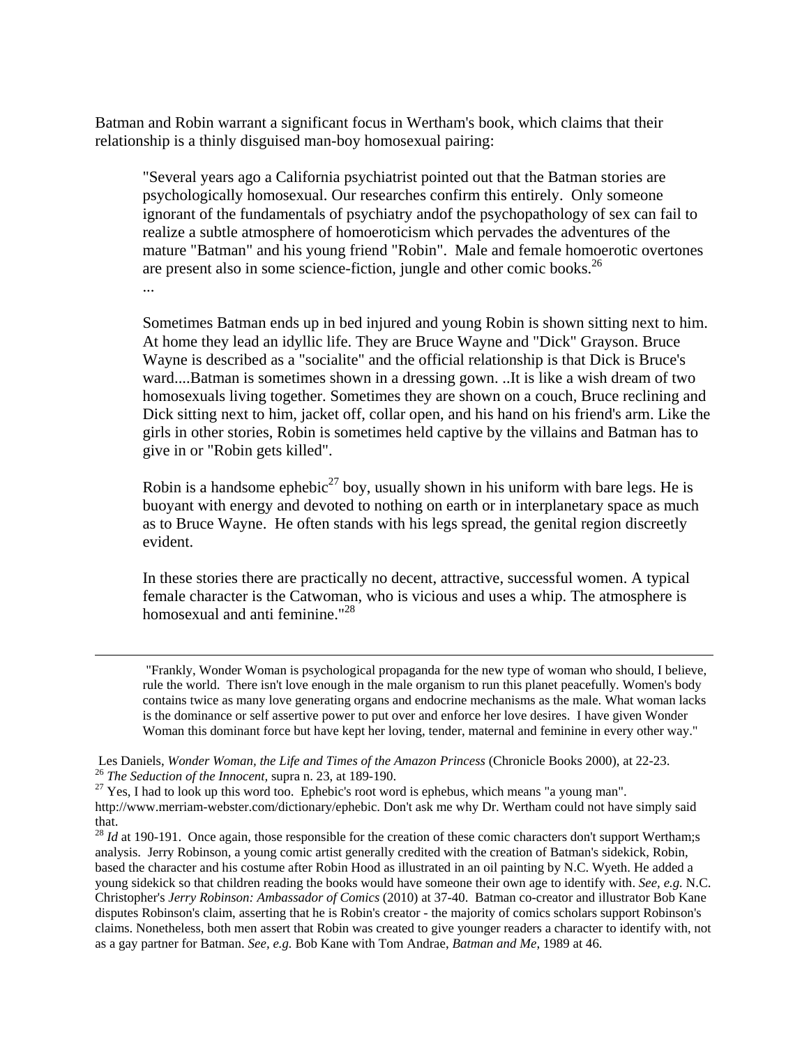Batman and Robin warrant a significant focus in Wertham's book, which claims that their relationship is a thinly disguised man-boy homosexual pairing:

> "Several years ago a California psychiatrist pointed out that the Batman stories are psychologically homosexual. Our researches confirm this entirely. Only someone ignorant of the fundamentals of psychiatry andof the psychopathology of sex can fail to realize a subtle atmosphere of homoeroticism which pervades the adventures of the mature "Batman" and his young friend "Robin". Male and female homoerotic overtones are present also in some science-fiction, jungle and other comic books.[26]
> ...
>
> Sometimes Batman ends up in bed injured and young Robin is shown sitting next to him. At home they lead an idyllic life. They are Bruce Wayne and "Dick" Grayson. Bruce Wayne is described as a "socialite" and the official relationship is that Dick is Bruce's ward....Batman is sometimes shown in a dressing gown. ..It is like a wish dream of two homosexuals living together. Sometimes they are shown on a couch, Bruce reclining and Dick sitting next to him, jacket off, collar open, and his hand on his friend's arm. Like the girls in other stories, Robin is sometimes held captive by the villains and Batman has to give in or "Robin gets killed".
>
> Robin is a handsome ephebic[27] boy, usually shown in his uniform with bare legs. He is buoyant with energy and devoted to nothing on earth or in interplanetary space as much as to Bruce Wayne. He often stands with his legs spread, the genital region discreetly evident.
>
> In these stories there are practically no decent, attractive, successful women. A typical female character is the Catwoman, who is vicious and uses a whip. The atmosphere is homosexual and anti feminine."[28]

---

> "Frankly, Wonder Woman is psychological propaganda for the new type of woman who should, I believe, rule the world. There isn't love enough in the male organism to run this planet peacefully. Women's body contains twice as many love generating organs and endocrine mechanisms as the male. What woman lacks is the dominance or self assertive power to put over and enforce her love desires. I have given Wonder Woman this dominant force but have kept her loving, tender, maternal and feminine in every other way."

Les Daniels, *Wonder Woman, the Life and Times of the Amazon Princess* (Chronicle Books 2000), at 22-23.

[26] *The Seduction of the Innocent*, supra n. 23, at 189-190.

[27] Yes, I had to look up this word too. Ephebic's root word is ephebus, which means "a young man". http://www.merriam-webster.com/dictionary/ephebic. Don't ask me why Dr. Wertham could not have simply said that.

[28] *Id* at 190-191. Once again, those responsible for the creation of these comic characters don't support Wertham;s analysis. Jerry Robinson, a young comic artist generally credited with the creation of Batman's sidekick, Robin, based the character and his costume after Robin Hood as illustrated in an oil painting by N.C. Wyeth. He added a young sidekick so that children reading the books would have someone their own age to identify with. *See, e.g.* N.C. Christopher's *Jerry Robinson: Ambassador of Comics* (2010) at 37-40. Batman co-creator and illustrator Bob Kane disputes Robinson's claim, asserting that he is Robin's creator - the majority of comics scholars support Robinson's claims. Nonetheless, both men assert that Robin was created to give younger readers a character to identify with, not as a gay partner for Batman. *See, e.g.* Bob Kane with Tom Andrae, *Batman and Me*, 1989 at 46.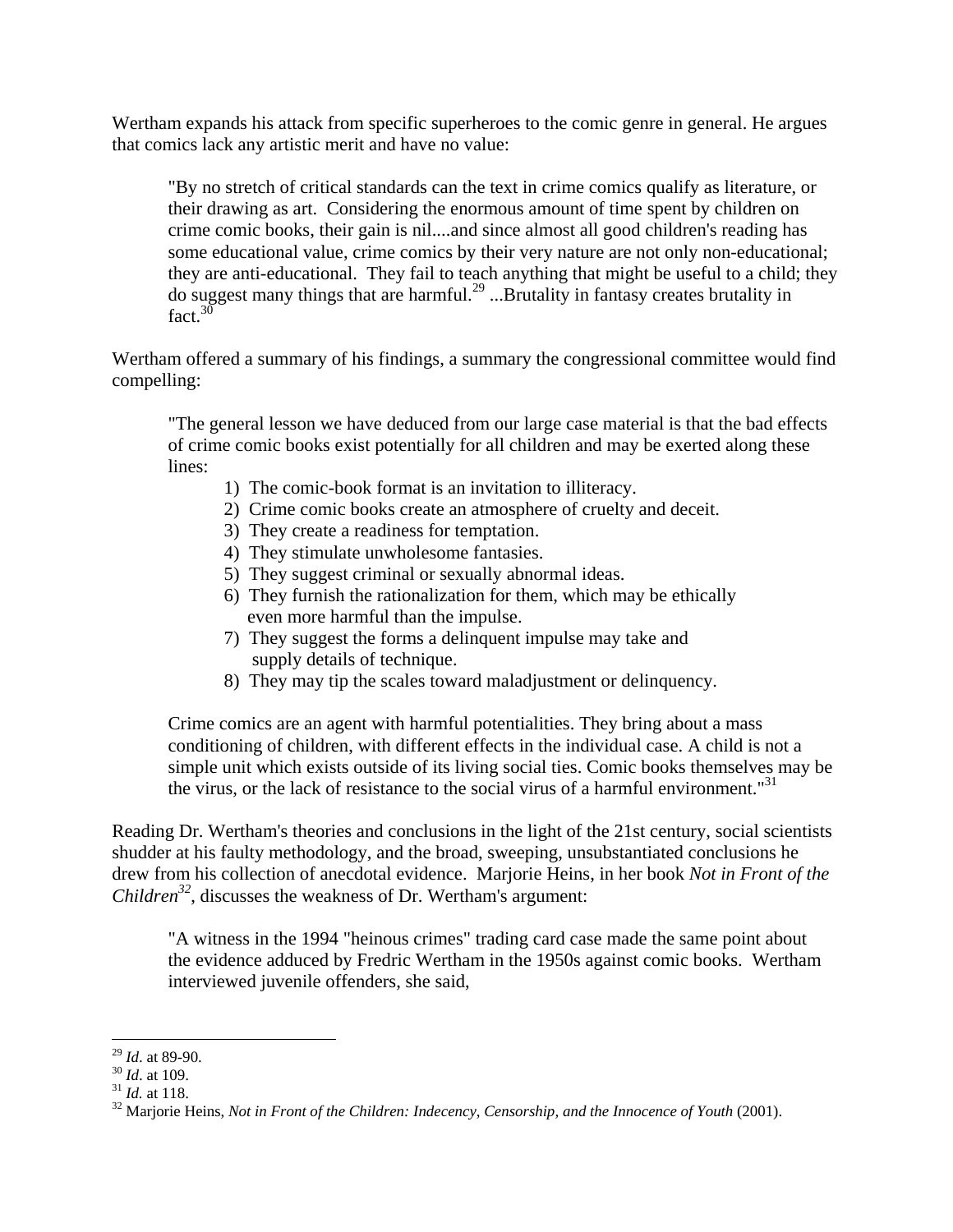Wertham expands his attack from specific superheroes to the comic genre in general. He argues that comics lack any artistic merit and have no value:

> "By no stretch of critical standards can the text in crime comics qualify as literature, or their drawing as art. Considering the enormous amount of time spent by children on crime comic books, their gain is nil....and since almost all good children's reading has some educational value, crime comics by their very nature are not only non-educational; they are anti-educational. They fail to teach anything that might be useful to a child; they do suggest many things that are harmful.[29] ...Brutality in fantasy creates brutality in fact.[30]

Wertham offered a summary of his findings, a summary the congressional committee would find compelling:

> "The general lesson we have deduced from our large case material is that the bad effects of crime comic books exist potentially for all children and may be exerted along these lines:
>
> 1) The comic-book format is an invitation to illiteracy.
> 2) Crime comic books create an atmosphere of cruelty and deceit.
> 3) They create a readiness for temptation.
> 4) They stimulate unwholesome fantasies.
> 5) They suggest criminal or sexually abnormal ideas.
> 6) They furnish the rationalization for them, which may be ethically even more harmful than the impulse.
> 7) They suggest the forms a delinquent impulse may take and supply details of technique.
> 8) They may tip the scales toward maladjustment or delinquency.
>
> Crime comics are an agent with harmful potentialities. They bring about a mass conditioning of children, with different effects in the individual case. A child is not a simple unit which exists outside of its living social ties. Comic books themselves may be the virus, or the lack of resistance to the social virus of a harmful environment."[31]

Reading Dr. Wertham's theories and conclusions in the light of the 21st century, social scientists shudder at his faulty methodology, and the broad, sweeping, unsubstantiated conclusions he drew from his collection of anecdotal evidence. Marjorie Heins, in her book *Not in Front of the Children*[32], discusses the weakness of Dr. Wertham's argument:

> "A witness in the 1994 "heinous crimes" trading card case made the same point about the evidence adduced by Fredric Wertham in the 1950s against comic books. Wertham interviewed juvenile offenders, she said,

---

[29] *Id*. at 89-90.
[30] *Id*. at 109.
[31] *Id.* at 118.
[32] Marjorie Heins, *Not in Front of the Children: Indecency, Censorship, and the Innocence of Youth* (2001).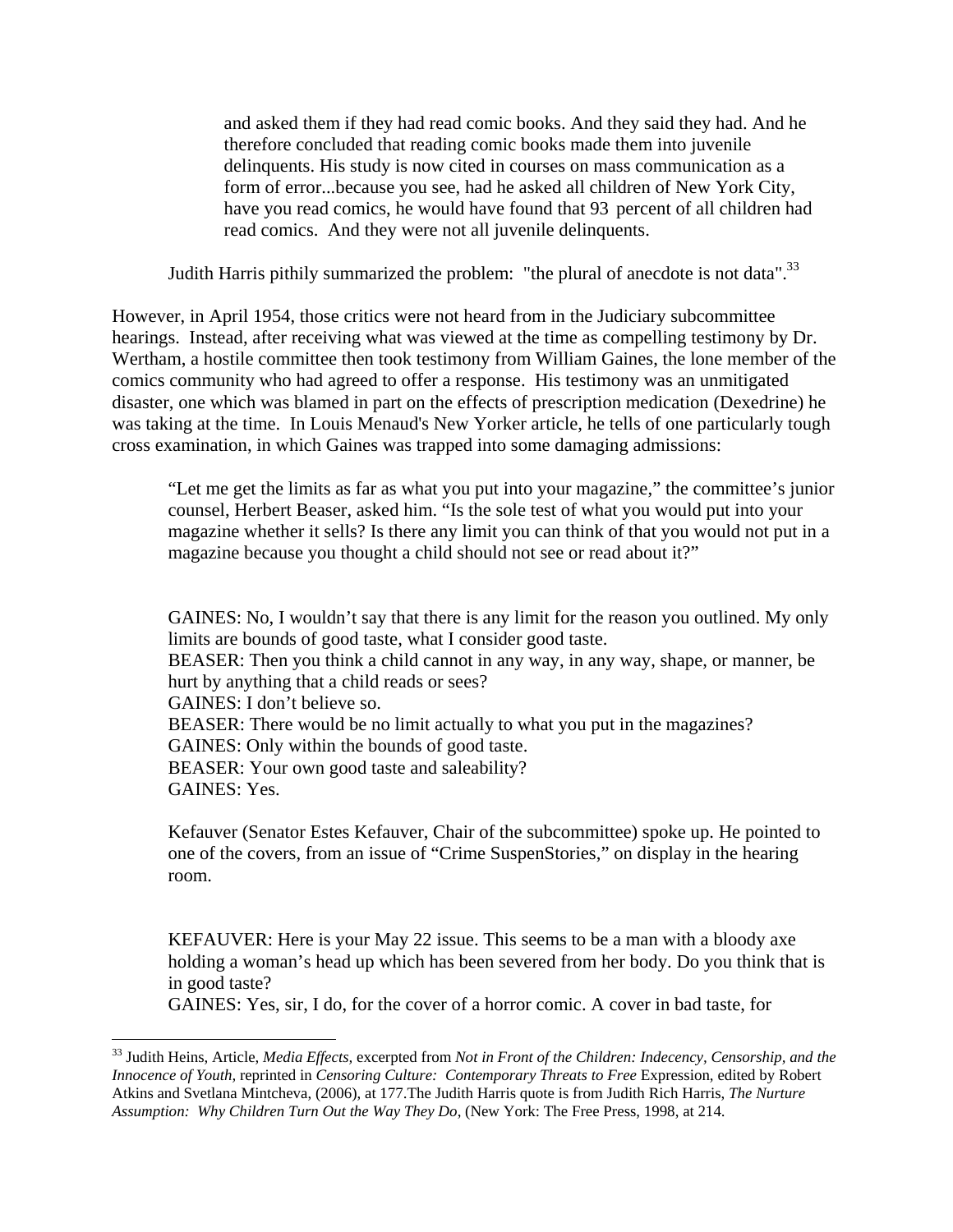> and asked them if they had read comic books. And they said they had. And he therefore concluded that reading comic books made them into juvenile delinquents. His study is now cited in courses on mass communication as a form of error...because you see, had he asked all children of New York City, have you read comics, he would have found that 93 percent of all children had read comics. And they were not all juvenile delinquents.

Judith Harris pithily summarized the problem: "the plural of anecdote is not data".[33]

However, in April 1954, those critics were not heard from in the Judiciary subcommittee hearings. Instead, after receiving what was viewed at the time as compelling testimony by Dr. Wertham, a hostile committee then took testimony from William Gaines, the lone member of the comics community who had agreed to offer a response. His testimony was an unmitigated disaster, one which was blamed in part on the effects of prescription medication (Dexedrine) he was taking at the time. In Louis Menaud's New Yorker article, he tells of one particularly tough cross examination, in which Gaines was trapped into some damaging admissions:

> "Let me get the limits as far as what you put into your magazine," the committee's junior counsel, Herbert Beaser, asked him. "Is the sole test of what you would put into your magazine whether it sells? Is there any limit you can think of that you would not put in a magazine because you thought a child should not see or read about it?"
>
> GAINES: No, I wouldn't say that there is any limit for the reason you outlined. My only limits are bounds of good taste, what I consider good taste.
> BEASER: Then you think a child cannot in any way, in any way, shape, or manner, be hurt by anything that a child reads or sees?
> GAINES: I don't believe so.
> BEASER: There would be no limit actually to what you put in the magazines?
> GAINES: Only within the bounds of good taste.
> BEASER: Your own good taste and saleability?
> GAINES: Yes.
>
> Kefauver (Senator Estes Kefauver, Chair of the subcommittee) spoke up. He pointed to one of the covers, from an issue of "Crime SuspenStories," on display in the hearing room.
>
> KEFAUVER: Here is your May 22 issue. This seems to be a man with a bloody axe holding a woman's head up which has been severed from her body. Do you think that is in good taste?
> GAINES: Yes, sir, I do, for the cover of a horror comic. A cover in bad taste, for

[33] Judith Heins, Article, *Media Effects,* excerpted from *Not in Front of the Children: Indecency, Censorship, and the Innocence of Youth,* reprinted in *Censoring Culture: Contemporary Threats to Free* Expression, edited by Robert Atkins and Svetlana Mintcheva, (2006), at 177.The Judith Harris quote is from Judith Rich Harris, *The Nurture Assumption: Why Children Turn Out the Way They Do*, (New York: The Free Press, 1998, at 214.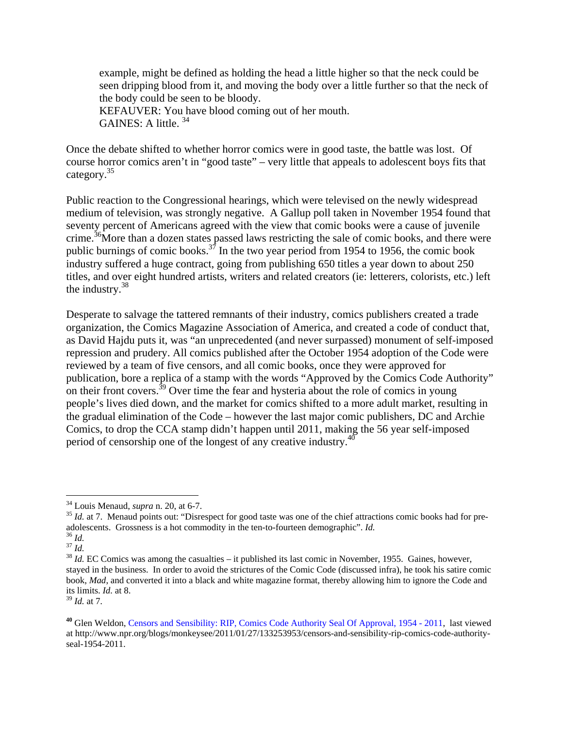example, might be defined as holding the head a little higher so that the neck could be seen dripping blood from it, and moving the body over a little further so that the neck of the body could be seen to be bloody.
KEFAUVER: You have blood coming out of her mouth.
GAINES: A little. [34]

Once the debate shifted to whether horror comics were in good taste, the battle was lost. Of course horror comics aren't in "good taste" – very little that appeals to adolescent boys fits that category.[35]

Public reaction to the Congressional hearings, which were televised on the newly widespread medium of television, was strongly negative. A Gallup poll taken in November 1954 found that seventy percent of Americans agreed with the view that comic books were a cause of juvenile crime.[36]More than a dozen states passed laws restricting the sale of comic books, and there were public burnings of comic books.[37] In the two year period from 1954 to 1956, the comic book industry suffered a huge contract, going from publishing 650 titles a year down to about 250 titles, and over eight hundred artists, writers and related creators (ie: letterers, colorists, etc.) left the industry.[38]

Desperate to salvage the tattered remnants of their industry, comics publishers created a trade organization, the Comics Magazine Association of America, and created a code of conduct that, as David Hajdu puts it, was "an unprecedented (and never surpassed) monument of self-imposed repression and prudery. All comics published after the October 1954 adoption of the Code were reviewed by a team of five censors, and all comic books, once they were approved for publication, bore a replica of a stamp with the words "Approved by the Comics Code Authority" on their front covers.[39] Over time the fear and hysteria about the role of comics in young people's lives died down, and the market for comics shifted to a more adult market, resulting in the gradual elimination of the Code – however the last major comic publishers, DC and Archie Comics, to drop the CCA stamp didn't happen until 2011, making the 56 year self-imposed period of censorship one of the longest of any creative industry.[40]

---

[34] Louis Menaud, *supra* n. 20, at 6-7.

[35] *Id.* at 7. Menaud points out: "Disrespect for good taste was one of the chief attractions comic books had for pre-adolescents. Grossness is a hot commodity in the ten-to-fourteen demographic". *Id.*

[36] *Id.*

[37] *Id.*

[38] *Id.* EC Comics was among the casualties – it published its last comic in November, 1955. Gaines, however, stayed in the business. In order to avoid the strictures of the Comic Code (discussed infra), he took his satire comic book, *Mad*, and converted it into a black and white magazine format, thereby allowing him to ignore the Code and its limits. *Id.* at 8.

[39] *Id.* at 7.

[40] Glen Weldon, Censors and Sensibility: RIP, Comics Code Authority Seal Of Approval, 1954 - 2011, last viewed at http://www.npr.org/blogs/monkeysee/2011/01/27/133253953/censors-and-sensibility-rip-comics-code-authority-seal-1954-2011.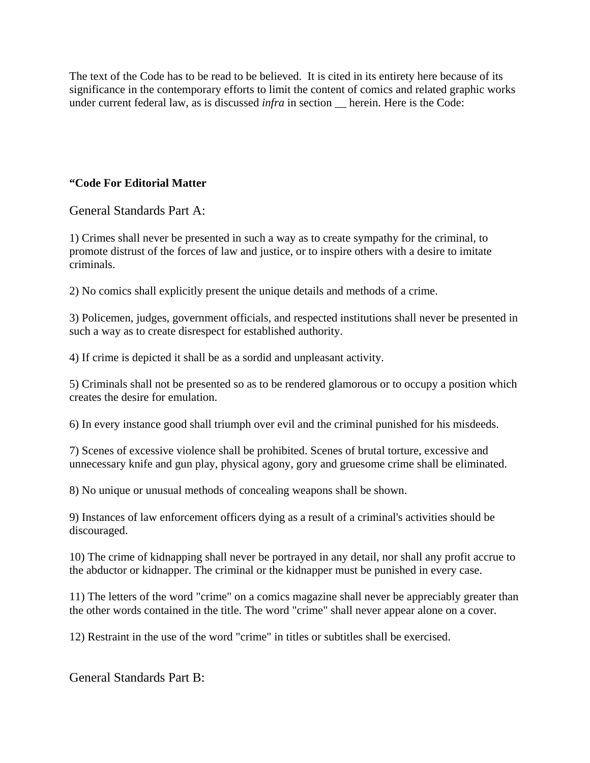The text of the Code has to be read to be believed. It is cited in its entirety here because of its significance in the contemporary efforts to limit the content of comics and related graphic works under current federal law, as is discussed *infra* in section __ herein. Here is the Code:

**"Code For Editorial Matter**

General Standards Part A:

1) Crimes shall never be presented in such a way as to create sympathy for the criminal, to promote distrust of the forces of law and justice, or to inspire others with a desire to imitate criminals.

2) No comics shall explicitly present the unique details and methods of a crime.

3) Policemen, judges, government officials, and respected institutions shall never be presented in such a way as to create disrespect for established authority.

4) If crime is depicted it shall be as a sordid and unpleasant activity.

5) Criminals shall not be presented so as to be rendered glamorous or to occupy a position which creates the desire for emulation.

6) In every instance good shall triumph over evil and the criminal punished for his misdeeds.

7) Scenes of excessive violence shall be prohibited. Scenes of brutal torture, excessive and unnecessary knife and gun play, physical agony, gory and gruesome crime shall be eliminated.

8) No unique or unusual methods of concealing weapons shall be shown.

9) Instances of law enforcement officers dying as a result of a criminal's activities should be discouraged.

10) The crime of kidnapping shall never be portrayed in any detail, nor shall any profit accrue to the abductor or kidnapper. The criminal or the kidnapper must be punished in every case.

11) The letters of the word "crime" on a comics magazine shall never be appreciably greater than the other words contained in the title. The word "crime" shall never appear alone on a cover.

12) Restraint in the use of the word "crime" in titles or subtitles shall be exercised.

General Standards Part B: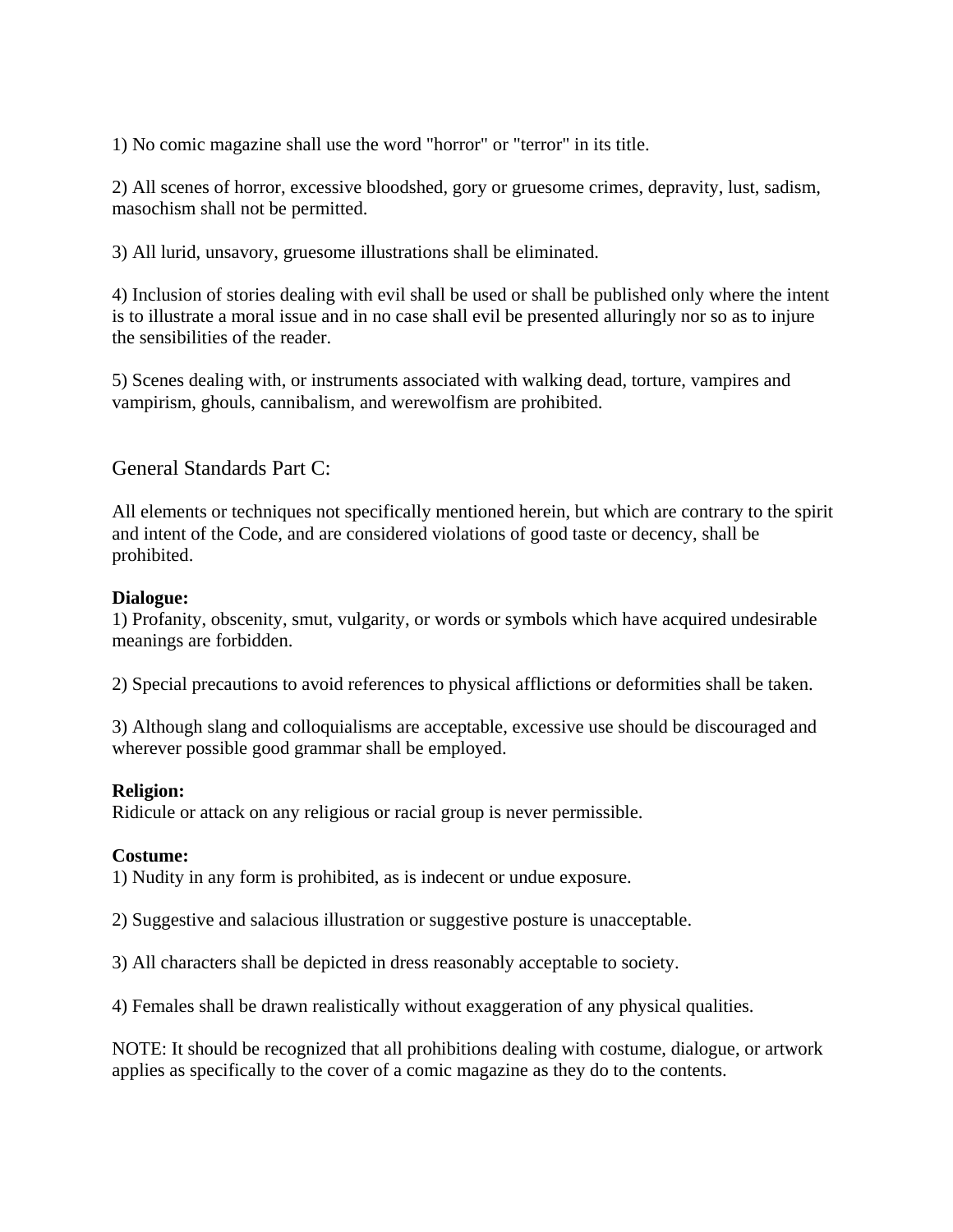1) No comic magazine shall use the word "horror" or "terror" in its title.

2) All scenes of horror, excessive bloodshed, gory or gruesome crimes, depravity, lust, sadism, masochism shall not be permitted.

3) All lurid, unsavory, gruesome illustrations shall be eliminated.

4) Inclusion of stories dealing with evil shall be used or shall be published only where the intent is to illustrate a moral issue and in no case shall evil be presented alluringly nor so as to injure the sensibilities of the reader.

5) Scenes dealing with, or instruments associated with walking dead, torture, vampires and vampirism, ghouls, cannibalism, and werewolfism are prohibited.

## General Standards Part C:

All elements or techniques not specifically mentioned herein, but which are contrary to the spirit and intent of the Code, and are considered violations of good taste or decency, shall be prohibited.

**Dialogue:**
1) Profanity, obscenity, smut, vulgarity, or words or symbols which have acquired undesirable meanings are forbidden.

2) Special precautions to avoid references to physical afflictions or deformities shall be taken.

3) Although slang and colloquialisms are acceptable, excessive use should be discouraged and wherever possible good grammar shall be employed.

**Religion:**
Ridicule or attack on any religious or racial group is never permissible.

**Costume:**
1) Nudity in any form is prohibited, as is indecent or undue exposure.

2) Suggestive and salacious illustration or suggestive posture is unacceptable.

3) All characters shall be depicted in dress reasonably acceptable to society.

4) Females shall be drawn realistically without exaggeration of any physical qualities.

NOTE: It should be recognized that all prohibitions dealing with costume, dialogue, or artwork applies as specifically to the cover of a comic magazine as they do to the contents.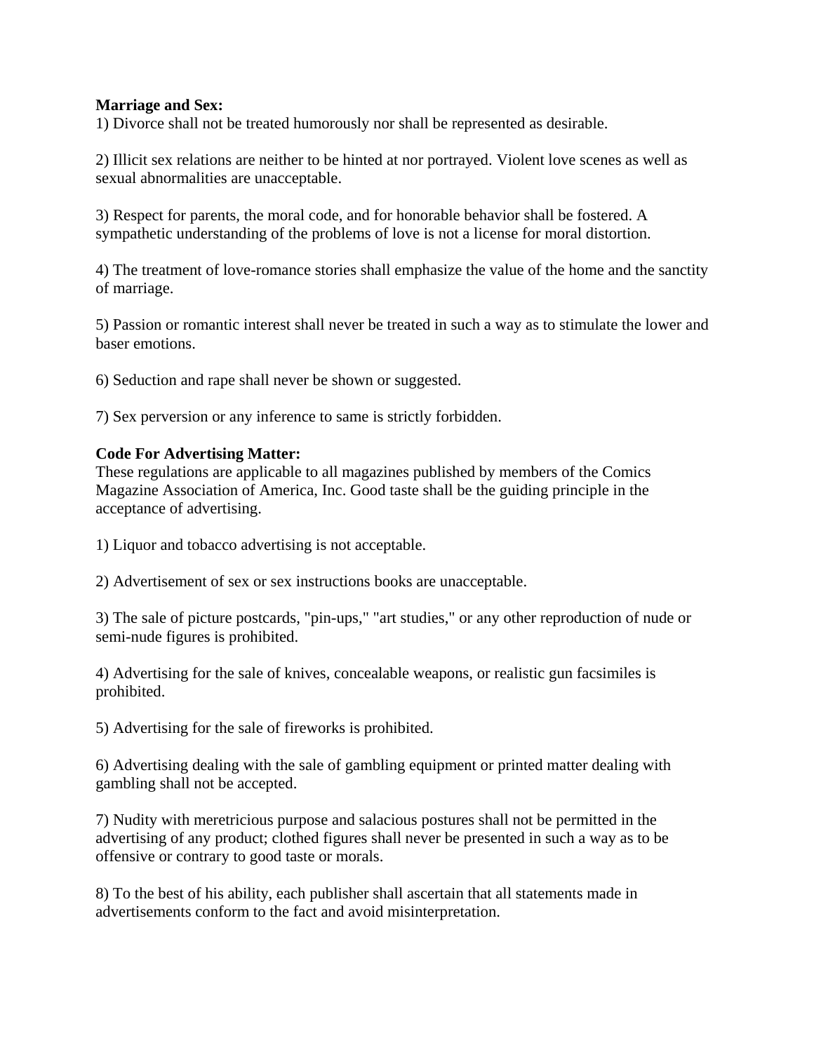**Marriage and Sex:**

1) Divorce shall not be treated humorously nor shall be represented as desirable.

2) Illicit sex relations are neither to be hinted at nor portrayed. Violent love scenes as well as sexual abnormalities are unacceptable.

3) Respect for parents, the moral code, and for honorable behavior shall be fostered. A sympathetic understanding of the problems of love is not a license for moral distortion.

4) The treatment of love-romance stories shall emphasize the value of the home and the sanctity of marriage.

5) Passion or romantic interest shall never be treated in such a way as to stimulate the lower and baser emotions.

6) Seduction and rape shall never be shown or suggested.

7) Sex perversion or any inference to same is strictly forbidden.

**Code For Advertising Matter:**

These regulations are applicable to all magazines published by members of the Comics Magazine Association of America, Inc. Good taste shall be the guiding principle in the acceptance of advertising.

1) Liquor and tobacco advertising is not acceptable.

2) Advertisement of sex or sex instructions books are unacceptable.

3) The sale of picture postcards, "pin-ups," "art studies," or any other reproduction of nude or semi-nude figures is prohibited.

4) Advertising for the sale of knives, concealable weapons, or realistic gun facsimiles is prohibited.

5) Advertising for the sale of fireworks is prohibited.

6) Advertising dealing with the sale of gambling equipment or printed matter dealing with gambling shall not be accepted.

7) Nudity with meretricious purpose and salacious postures shall not be permitted in the advertising of any product; clothed figures shall never be presented in such a way as to be offensive or contrary to good taste or morals.

8) To the best of his ability, each publisher shall ascertain that all statements made in advertisements conform to the fact and avoid misinterpretation.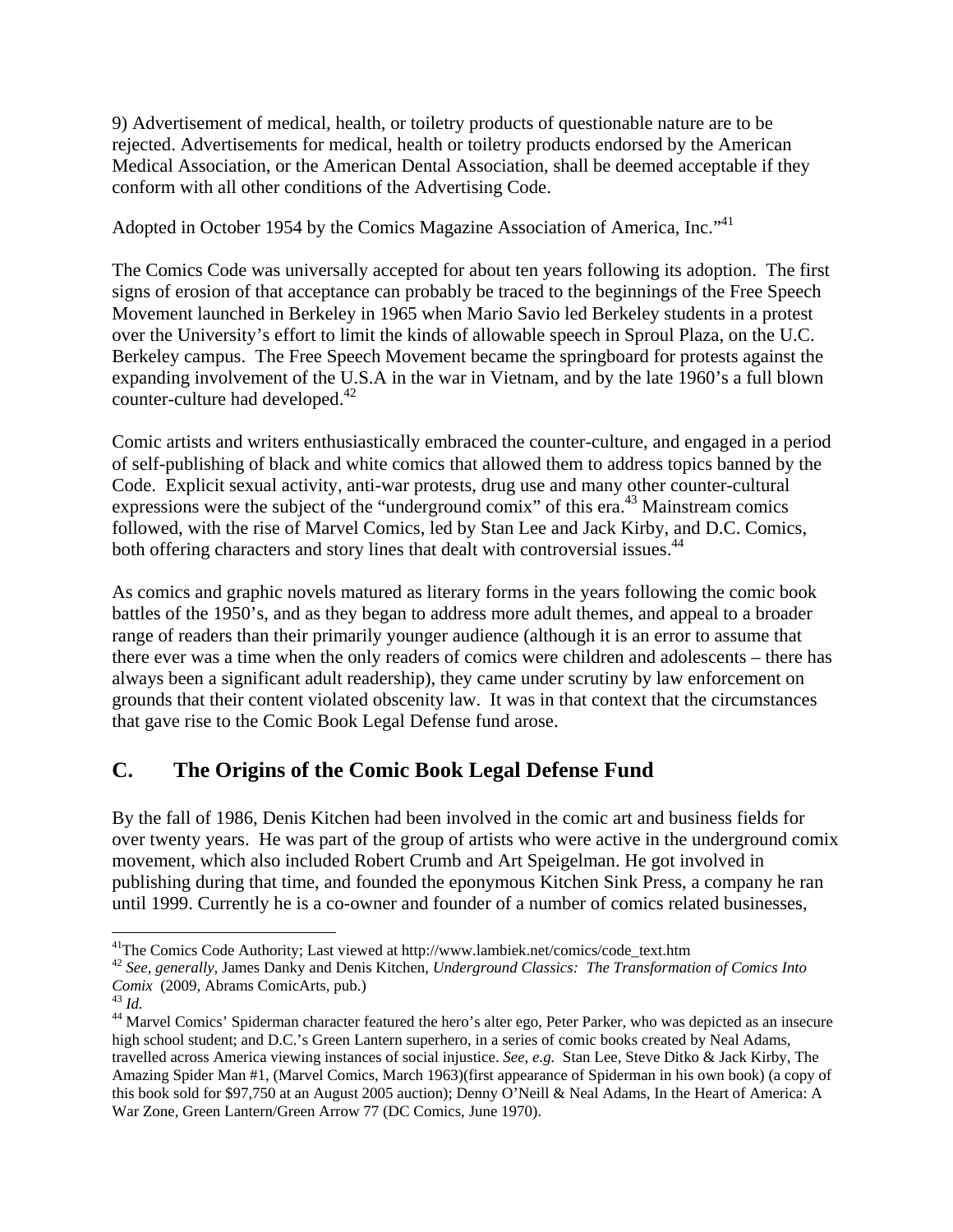9) Advertisement of medical, health, or toiletry products of questionable nature are to be rejected. Advertisements for medical, health or toiletry products endorsed by the American Medical Association, or the American Dental Association, shall be deemed acceptable if they conform with all other conditions of the Advertising Code.

Adopted in October 1954 by the Comics Magazine Association of America, Inc."[41]

The Comics Code was universally accepted for about ten years following its adoption. The first signs of erosion of that acceptance can probably be traced to the beginnings of the Free Speech Movement launched in Berkeley in 1965 when Mario Savio led Berkeley students in a protest over the University's effort to limit the kinds of allowable speech in Sproul Plaza, on the U.C. Berkeley campus. The Free Speech Movement became the springboard for protests against the expanding involvement of the U.S.A in the war in Vietnam, and by the late 1960's a full blown counter-culture had developed.[42]

Comic artists and writers enthusiastically embraced the counter-culture, and engaged in a period of self-publishing of black and white comics that allowed them to address topics banned by the Code. Explicit sexual activity, anti-war protests, drug use and many other counter-cultural expressions were the subject of the "underground comix" of this era.[43] Mainstream comics followed, with the rise of Marvel Comics, led by Stan Lee and Jack Kirby, and D.C. Comics, both offering characters and story lines that dealt with controversial issues.[44]

As comics and graphic novels matured as literary forms in the years following the comic book battles of the 1950's, and as they began to address more adult themes, and appeal to a broader range of readers than their primarily younger audience (although it is an error to assume that there ever was a time when the only readers of comics were children and adolescents – there has always been a significant adult readership), they came under scrutiny by law enforcement on grounds that their content violated obscenity law. It was in that context that the circumstances that gave rise to the Comic Book Legal Defense fund arose.

## C. The Origins of the Comic Book Legal Defense Fund

By the fall of 1986, Denis Kitchen had been involved in the comic art and business fields for over twenty years. He was part of the group of artists who were active in the underground comix movement, which also included Robert Crumb and Art Speigelman. He got involved in publishing during that time, and founded the eponymous Kitchen Sink Press, a company he ran until 1999. Currently he is a co-owner and founder of a number of comics related businesses,

---

[41] The Comics Code Authority; Last viewed at http://www.lambiek.net/comics/code_text.htm

[42] *See, generally,* James Danky and Denis Kitchen, *Underground Classics: The Transformation of Comics Into Comix* (2009, Abrams ComicArts, pub.)

[43] *Id.*

[44] Marvel Comics' Spiderman character featured the hero's alter ego, Peter Parker, who was depicted as an insecure high school student; and D.C.'s Green Lantern superhero, in a series of comic books created by Neal Adams, travelled across America viewing instances of social injustice. *See, e.g.* Stan Lee, Steve Ditko & Jack Kirby, The Amazing Spider Man #1, (Marvel Comics, March 1963)(first appearance of Spiderman in his own book) (a copy of this book sold for $97,750 at an August 2005 auction); Denny O'Neill & Neal Adams, In the Heart of America: A War Zone, Green Lantern/Green Arrow 77 (DC Comics, June 1970).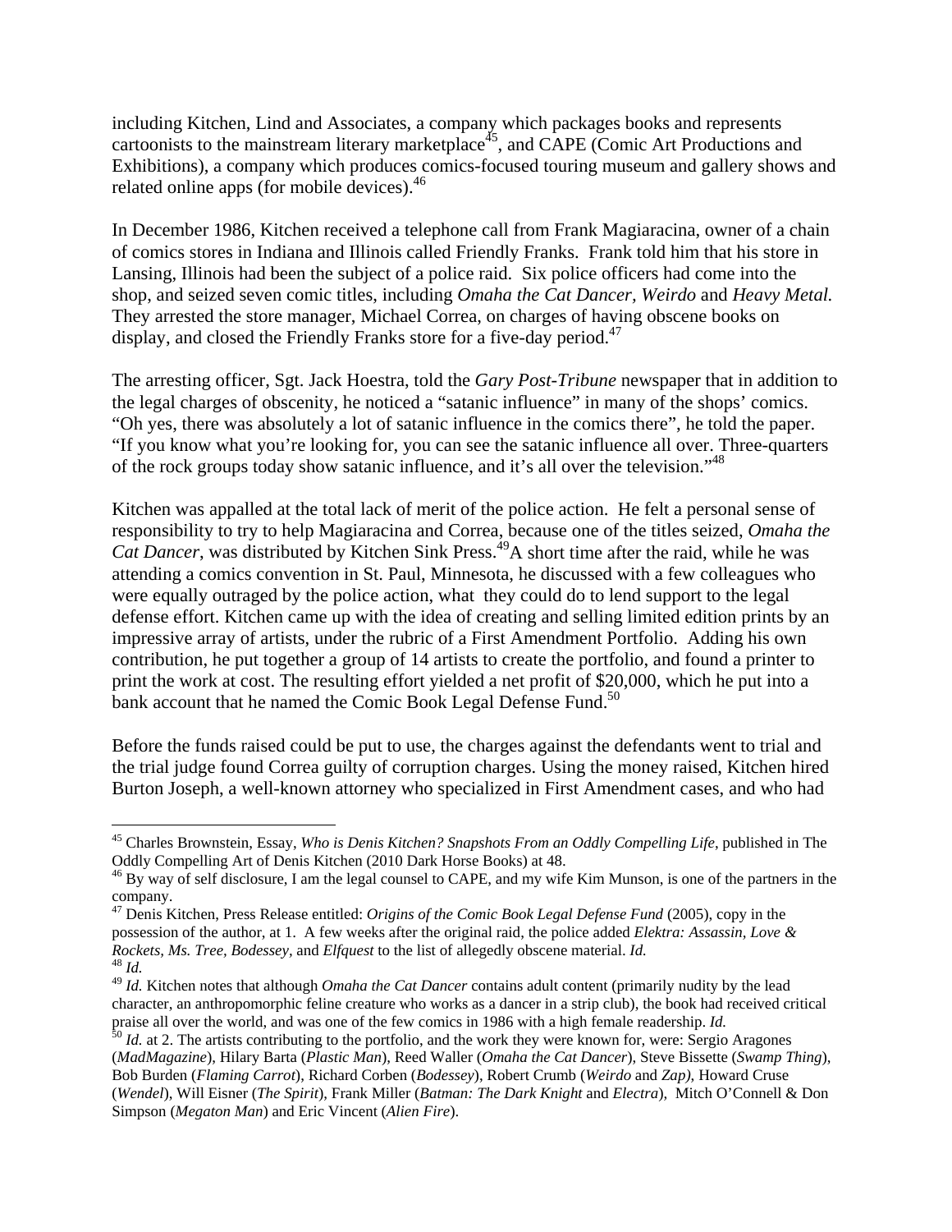including Kitchen, Lind and Associates, a company which packages books and represents cartoonists to the mainstream literary marketplace[45], and CAPE (Comic Art Productions and Exhibitions), a company which produces comics-focused touring museum and gallery shows and related online apps (for mobile devices).[46]

In December 1986, Kitchen received a telephone call from Frank Magiaracina, owner of a chain of comics stores in Indiana and Illinois called Friendly Franks. Frank told him that his store in Lansing, Illinois had been the subject of a police raid. Six police officers had come into the shop, and seized seven comic titles, including *Omaha the Cat Dancer*, *Weirdo* and *Heavy Metal.* They arrested the store manager, Michael Correa, on charges of having obscene books on display, and closed the Friendly Franks store for a five-day period.[47]

The arresting officer, Sgt. Jack Hoestra, told the *Gary Post-Tribune* newspaper that in addition to the legal charges of obscenity, he noticed a "satanic influence" in many of the shops' comics. "Oh yes, there was absolutely a lot of satanic influence in the comics there", he told the paper. "If you know what you're looking for, you can see the satanic influence all over. Three-quarters of the rock groups today show satanic influence, and it's all over the television."[48]

Kitchen was appalled at the total lack of merit of the police action. He felt a personal sense of responsibility to try to help Magiaracina and Correa, because one of the titles seized, *Omaha the Cat Dancer*, was distributed by Kitchen Sink Press.[49]A short time after the raid, while he was attending a comics convention in St. Paul, Minnesota, he discussed with a few colleagues who were equally outraged by the police action, what they could do to lend support to the legal defense effort. Kitchen came up with the idea of creating and selling limited edition prints by an impressive array of artists, under the rubric of a First Amendment Portfolio. Adding his own contribution, he put together a group of 14 artists to create the portfolio, and found a printer to print the work at cost. The resulting effort yielded a net profit of $20,000, which he put into a bank account that he named the Comic Book Legal Defense Fund.[50]

Before the funds raised could be put to use, the charges against the defendants went to trial and the trial judge found Correa guilty of corruption charges. Using the money raised, Kitchen hired Burton Joseph, a well-known attorney who specialized in First Amendment cases, and who had

---

[45] Charles Brownstein, Essay, *Who is Denis Kitchen? Snapshots From an Oddly Compelling Life*, published in The Oddly Compelling Art of Denis Kitchen (2010 Dark Horse Books) at 48.

[46] By way of self disclosure, I am the legal counsel to CAPE, and my wife Kim Munson, is one of the partners in the company.

[47] Denis Kitchen, Press Release entitled: *Origins of the Comic Book Legal Defense Fund* (2005), copy in the possession of the author, at 1. A few weeks after the original raid, the police added *Elektra: Assassin, Love & Rockets, Ms. Tree, Bodessey,* and *Elfquest* to the list of allegedly obscene material. *Id.*

[48] *Id.*

[49] *Id.* Kitchen notes that although *Omaha the Cat Dancer* contains adult content (primarily nudity by the lead character, an anthropomorphic feline creature who works as a dancer in a strip club), the book had received critical praise all over the world, and was one of the few comics in 1986 with a high female readership. *Id.*

[50] *Id.* at 2. The artists contributing to the portfolio, and the work they were known for, were: Sergio Aragones (*MadMagazine*), Hilary Barta (*Plastic Man*), Reed Waller (*Omaha the Cat Dancer*), Steve Bissette (*Swamp Thing*), Bob Burden (*Flaming Carrot*), Richard Corben (*Bodessey*), Robert Crumb (*Weirdo* and *Zap)*, Howard Cruse (*Wendel*), Will Eisner (*The Spirit*), Frank Miller (*Batman: The Dark Knight* and *Electra*), Mitch O'Connell & Don Simpson (*Megaton Man*) and Eric Vincent (*Alien Fire*).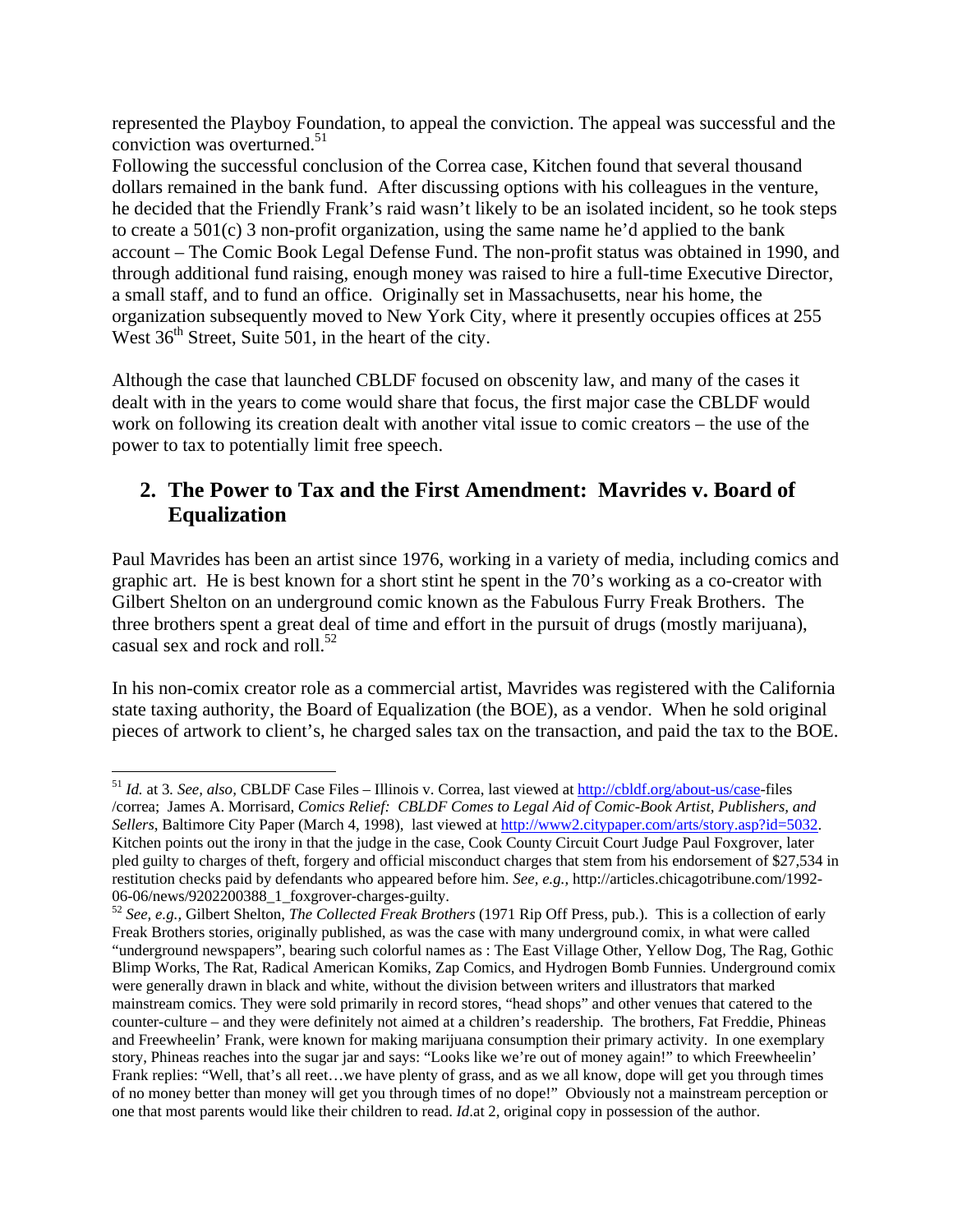represented the Playboy Foundation, to appeal the conviction. The appeal was successful and the conviction was overturned.[51]

Following the successful conclusion of the Correa case, Kitchen found that several thousand dollars remained in the bank fund. After discussing options with his colleagues in the venture, he decided that the Friendly Frank's raid wasn't likely to be an isolated incident, so he took steps to create a 501(c) 3 non-profit organization, using the same name he'd applied to the bank account – The Comic Book Legal Defense Fund. The non-profit status was obtained in 1990, and through additional fund raising, enough money was raised to hire a full-time Executive Director, a small staff, and to fund an office. Originally set in Massachusetts, near his home, the organization subsequently moved to New York City, where it presently occupies offices at 255 West 36th Street, Suite 501, in the heart of the city.

Although the case that launched CBLDF focused on obscenity law, and many of the cases it dealt with in the years to come would share that focus, the first major case the CBLDF would work on following its creation dealt with another vital issue to comic creators – the use of the power to tax to potentially limit free speech.

## 2. The Power to Tax and the First Amendment: Mavrides v. Board of Equalization

Paul Mavrides has been an artist since 1976, working in a variety of media, including comics and graphic art. He is best known for a short stint he spent in the 70's working as a co-creator with Gilbert Shelton on an underground comic known as the Fabulous Furry Freak Brothers. The three brothers spent a great deal of time and effort in the pursuit of drugs (mostly marijuana), casual sex and rock and roll.[52]

In his non-comix creator role as a commercial artist, Mavrides was registered with the California state taxing authority, the Board of Equalization (the BOE), as a vendor. When he sold original pieces of artwork to client's, he charged sales tax on the transaction, and paid the tax to the BOE.

---

[51] *Id.* at 3. *See, also,* CBLDF Case Files – Illinois v. Correa, last viewed at http://cbldf.org/about-us/case-files /correa; James A. Morrisard, *Comics Relief: CBLDF Comes to Legal Aid of Comic-Book Artist, Publishers, and Sellers,* Baltimore City Paper (March 4, 1998), last viewed at http://www2.citypaper.com/arts/story.asp?id=5032. Kitchen points out the irony in that the judge in the case, Cook County Circuit Court Judge Paul Foxgrover, later pled guilty to charges of theft, forgery and official misconduct charges that stem from his endorsement of $27,534 in restitution checks paid by defendants who appeared before him. *See, e.g.,* http://articles.chicagotribune.com/1992-06-06/news/9202200388_1_foxgrover-charges-guilty.

[52] *See, e.g.,* Gilbert Shelton, *The Collected Freak Brothers* (1971 Rip Off Press, pub.). This is a collection of early Freak Brothers stories, originally published, as was the case with many underground comix, in what were called "underground newspapers", bearing such colorful names as : The East Village Other, Yellow Dog, The Rag, Gothic Blimp Works, The Rat, Radical American Komiks, Zap Comics, and Hydrogen Bomb Funnies. Underground comix were generally drawn in black and white, without the division between writers and illustrators that marked mainstream comics. They were sold primarily in record stores, "head shops" and other venues that catered to the counter-culture – and they were definitely not aimed at a children's readership. The brothers, Fat Freddie, Phineas and Freewheelin' Frank, were known for making marijuana consumption their primary activity. In one exemplary story, Phineas reaches into the sugar jar and says: "Looks like we're out of money again!" to which Freewheelin' Frank replies: "Well, that's all reet…we have plenty of grass, and as we all know, dope will get you through times of no money better than money will get you through times of no dope!" Obviously not a mainstream perception or one that most parents would like their children to read. *Id*.at 2, original copy in possession of the author.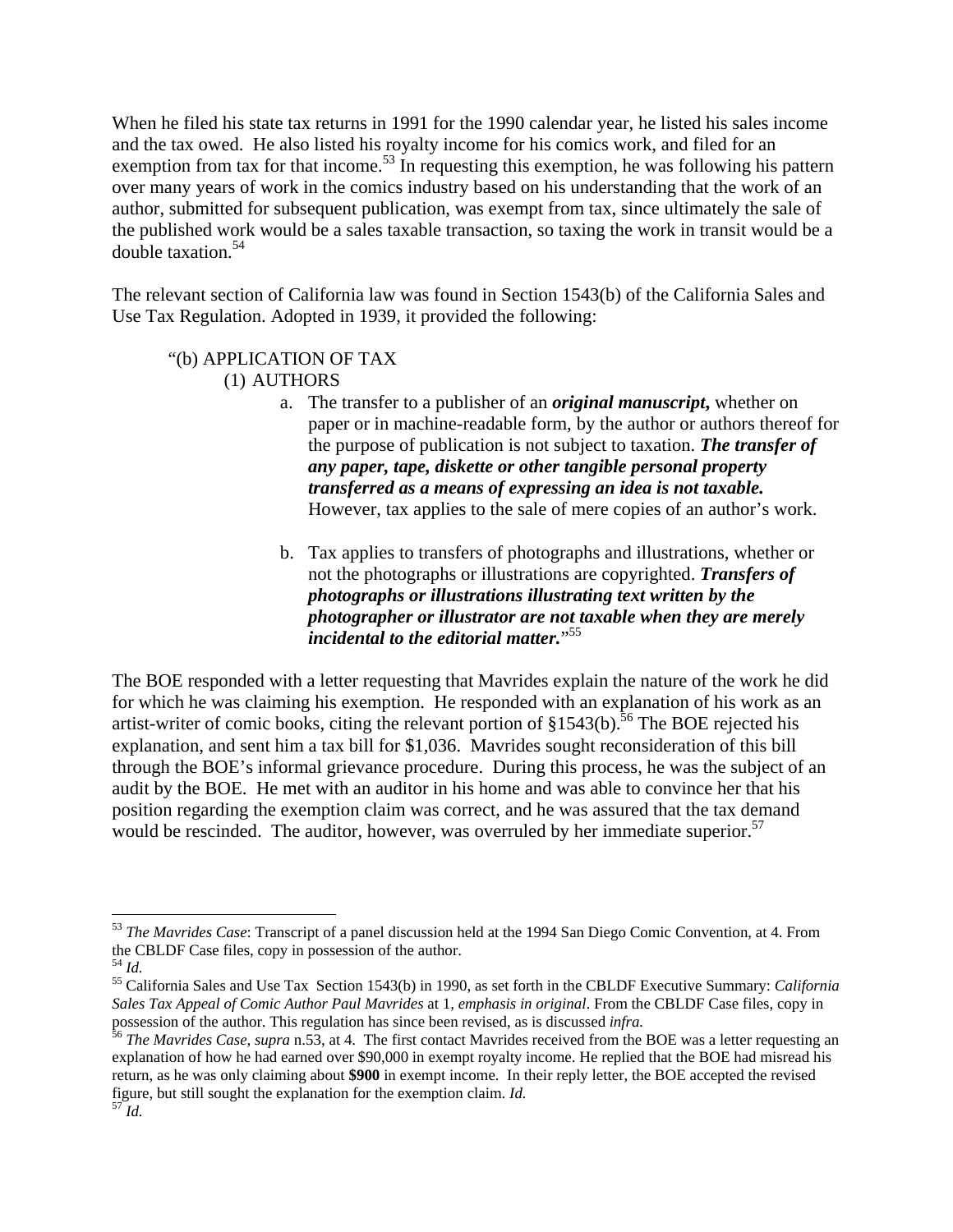When he filed his state tax returns in 1991 for the 1990 calendar year, he listed his sales income and the tax owed. He also listed his royalty income for his comics work, and filed for an exemption from tax for that income.[53] In requesting this exemption, he was following his pattern over many years of work in the comics industry based on his understanding that the work of an author, submitted for subsequent publication, was exempt from tax, since ultimately the sale of the published work would be a sales taxable transaction, so taxing the work in transit would be a double taxation.[54]

The relevant section of California law was found in Section 1543(b) of the California Sales and Use Tax Regulation. Adopted in 1939, it provided the following:

> "(b) APPLICATION OF TAX
>
> (1) AUTHORS
>
> a. The transfer to a publisher of an ***original manuscript,*** whether on paper or in machine-readable form, by the author or authors thereof for the purpose of publication is not subject to taxation. ***The transfer of any paper, tape, diskette or other tangible personal property transferred as a means of expressing an idea is not taxable.*** However, tax applies to the sale of mere copies of an author's work.
>
> b. Tax applies to transfers of photographs and illustrations, whether or not the photographs or illustrations are copyrighted. ***Transfers of photographs or illustrations illustrating text written by the photographer or illustrator are not taxable when they are merely incidental to the editorial matter.***"[55]

The BOE responded with a letter requesting that Mavrides explain the nature of the work he did for which he was claiming his exemption. He responded with an explanation of his work as an artist-writer of comic books, citing the relevant portion of §1543(b).[56] The BOE rejected his explanation, and sent him a tax bill for $1,036. Mavrides sought reconsideration of this bill through the BOE's informal grievance procedure. During this process, he was the subject of an audit by the BOE. He met with an auditor in his home and was able to convince her that his position regarding the exemption claim was correct, and he was assured that the tax demand would be rescinded. The auditor, however, was overruled by her immediate superior.[57]

---

[53] *The Mavrides Case*: Transcript of a panel discussion held at the 1994 San Diego Comic Convention, at 4. From the CBLDF Case files, copy in possession of the author.

[54] *Id.*

[55] California Sales and Use Tax Section 1543(b) in 1990, as set forth in the CBLDF Executive Summary: *California Sales Tax Appeal of Comic Author Paul Mavrides* at 1, *emphasis in original*. From the CBLDF Case files, copy in possession of the author. This regulation has since been revised, as is discussed *infra.*

[56] *The Mavrides Case*, *supra* n.53, at 4. The first contact Mavrides received from the BOE was a letter requesting an explanation of how he had earned over $90,000 in exempt royalty income. He replied that the BOE had misread his return, as he was only claiming about **$900** in exempt income. In their reply letter, the BOE accepted the revised figure, but still sought the explanation for the exemption claim. *Id.*

[57] *Id.*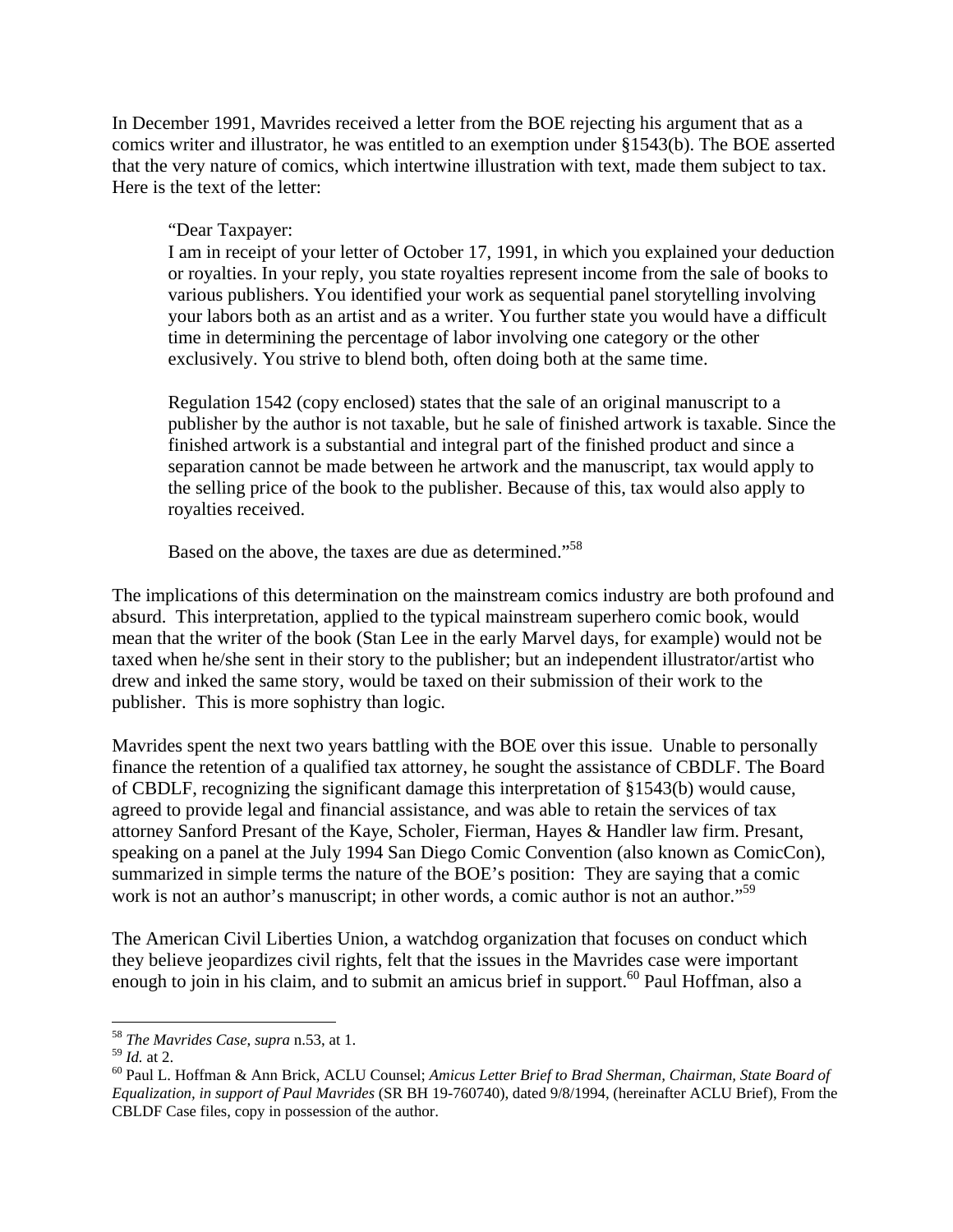In December 1991, Mavrides received a letter from the BOE rejecting his argument that as a comics writer and illustrator, he was entitled to an exemption under §1543(b). The BOE asserted that the very nature of comics, which intertwine illustration with text, made them subject to tax. Here is the text of the letter:

> "Dear Taxpayer:
> I am in receipt of your letter of October 17, 1991, in which you explained your deduction or royalties. In your reply, you state royalties represent income from the sale of books to various publishers. You identified your work as sequential panel storytelling involving your labors both as an artist and as a writer. You further state you would have a difficult time in determining the percentage of labor involving one category or the other exclusively. You strive to blend both, often doing both at the same time.
>
> Regulation 1542 (copy enclosed) states that the sale of an original manuscript to a publisher by the author is not taxable, but he sale of finished artwork is taxable. Since the finished artwork is a substantial and integral part of the finished product and since a separation cannot be made between he artwork and the manuscript, tax would apply to the selling price of the book to the publisher. Because of this, tax would also apply to royalties received.
>
> Based on the above, the taxes are due as determined."[58]

The implications of this determination on the mainstream comics industry are both profound and absurd. This interpretation, applied to the typical mainstream superhero comic book, would mean that the writer of the book (Stan Lee in the early Marvel days, for example) would not be taxed when he/she sent in their story to the publisher; but an independent illustrator/artist who drew and inked the same story, would be taxed on their submission of their work to the publisher. This is more sophistry than logic.

Mavrides spent the next two years battling with the BOE over this issue. Unable to personally finance the retention of a qualified tax attorney, he sought the assistance of CBDLF. The Board of CBDLF, recognizing the significant damage this interpretation of §1543(b) would cause, agreed to provide legal and financial assistance, and was able to retain the services of tax attorney Sanford Presant of the Kaye, Scholer, Fierman, Hayes & Handler law firm. Presant, speaking on a panel at the July 1994 San Diego Comic Convention (also known as ComicCon), summarized in simple terms the nature of the BOE's position: They are saying that a comic work is not an author's manuscript; in other words, a comic author is not an author."[59]

The American Civil Liberties Union, a watchdog organization that focuses on conduct which they believe jeopardizes civil rights, felt that the issues in the Mavrides case were important enough to join in his claim, and to submit an amicus brief in support.[60] Paul Hoffman, also a

---

[58] *The Mavrides Case*, *supra* n.53, at 1.

[59] *Id.* at 2.

[60] Paul L. Hoffman & Ann Brick, ACLU Counsel; *Amicus Letter Brief to Brad Sherman, Chairman, State Board of Equalization, in support of Paul Mavrides* (SR BH 19-760740), dated 9/8/1994, (hereinafter ACLU Brief), From the CBLDF Case files, copy in possession of the author.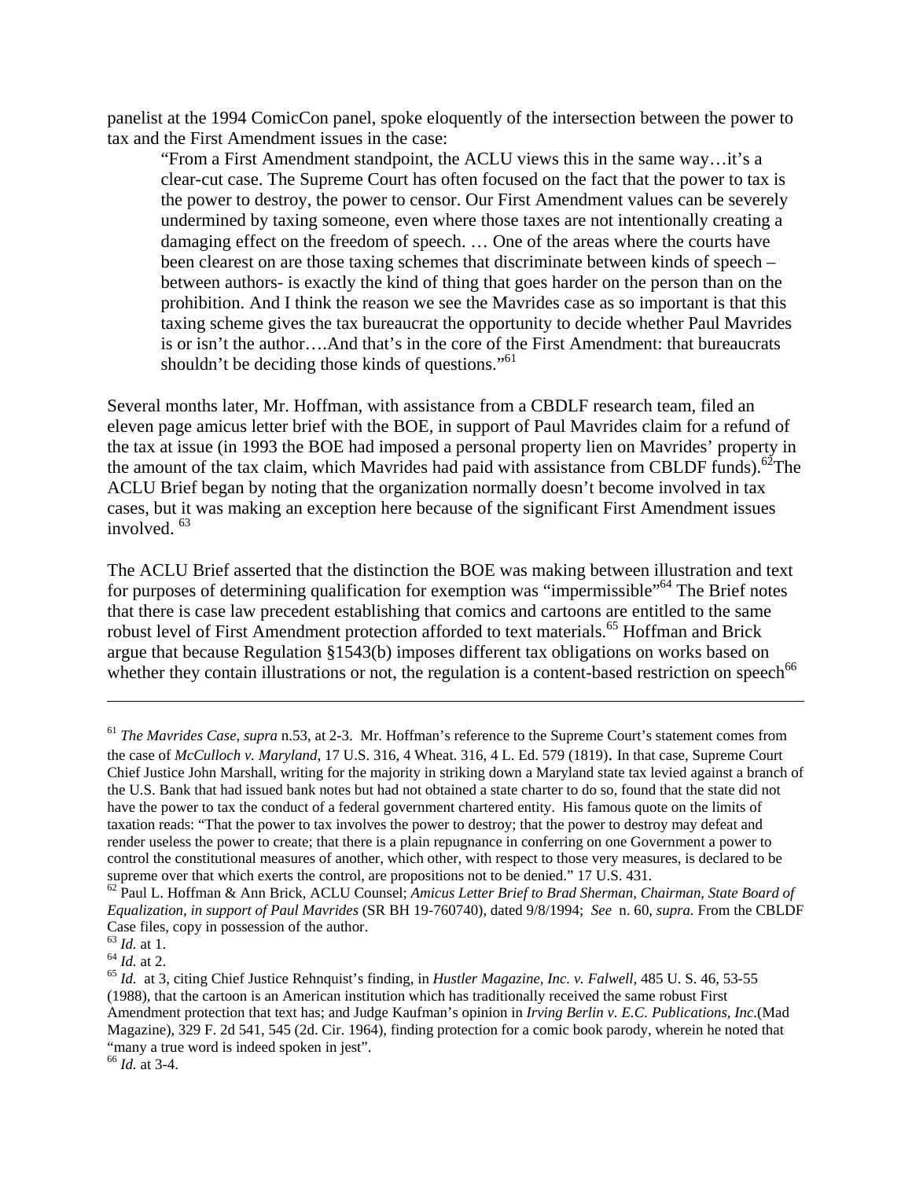panelist at the 1994 ComicCon panel, spoke eloquently of the intersection between the power to tax and the First Amendment issues in the case:

> "From a First Amendment standpoint, the ACLU views this in the same way…it's a clear-cut case. The Supreme Court has often focused on the fact that the power to tax is the power to destroy, the power to censor. Our First Amendment values can be severely undermined by taxing someone, even where those taxes are not intentionally creating a damaging effect on the freedom of speech. … One of the areas where the courts have been clearest on are those taxing schemes that discriminate between kinds of speech – between authors- is exactly the kind of thing that goes harder on the person than on the prohibition. And I think the reason we see the Mavrides case as so important is that this taxing scheme gives the tax bureaucrat the opportunity to decide whether Paul Mavrides is or isn't the author….And that's in the core of the First Amendment: that bureaucrats shouldn't be deciding those kinds of questions."[61]

Several months later, Mr. Hoffman, with assistance from a CBDLF research team, filed an eleven page amicus letter brief with the BOE, in support of Paul Mavrides claim for a refund of the tax at issue (in 1993 the BOE had imposed a personal property lien on Mavrides' property in the amount of the tax claim, which Mavrides had paid with assistance from CBLDF funds).[62]The ACLU Brief began by noting that the organization normally doesn't become involved in tax cases, but it was making an exception here because of the significant First Amendment issues involved. [63]

The ACLU Brief asserted that the distinction the BOE was making between illustration and text for purposes of determining qualification for exemption was "impermissible"[64] The Brief notes that there is case law precedent establishing that comics and cartoons are entitled to the same robust level of First Amendment protection afforded to text materials.[65] Hoffman and Brick argue that because Regulation §1543(b) imposes different tax obligations on works based on whether they contain illustrations or not, the regulation is a content-based restriction on speech[66]

---

[61] *The Mavrides Case, supra* n.53, at 2-3. Mr. Hoffman's reference to the Supreme Court's statement comes from the case of *McCulloch v. Maryland*, 17 U.S. 316, 4 Wheat. 316, 4 L. Ed. 579 (1819). In that case, Supreme Court Chief Justice John Marshall, writing for the majority in striking down a Maryland state tax levied against a branch of the U.S. Bank that had issued bank notes but had not obtained a state charter to do so, found that the state did not have the power to tax the conduct of a federal government chartered entity. His famous quote on the limits of taxation reads: "That the power to tax involves the power to destroy; that the power to destroy may defeat and render useless the power to create; that there is a plain repugnance in conferring on one Government a power to control the constitutional measures of another, which other, with respect to those very measures, is declared to be supreme over that which exerts the control, are propositions not to be denied." 17 U.S. 431.

[62] Paul L. Hoffman & Ann Brick, ACLU Counsel; *Amicus Letter Brief to Brad Sherman, Chairman, State Board of Equalization, in support of Paul Mavrides* (SR BH 19-760740), dated 9/8/1994; *See* n. 60, *supra.* From the CBLDF Case files, copy in possession of the author.

[63] *Id.* at 1.

[64] *Id.* at 2.

[65] *Id.* at 3, citing Chief Justice Rehnquist's finding, in *Hustler Magazine, Inc. v. Falwell,* 485 U. S. 46, 53-55 (1988), that the cartoon is an American institution which has traditionally received the same robust First Amendment protection that text has; and Judge Kaufman's opinion in *Irving Berlin v. E.C. Publications, Inc*.(Mad Magazine), 329 F. 2d 541, 545 (2d. Cir. 1964), finding protection for a comic book parody, wherein he noted that "many a true word is indeed spoken in jest".

[66] *Id.* at 3-4.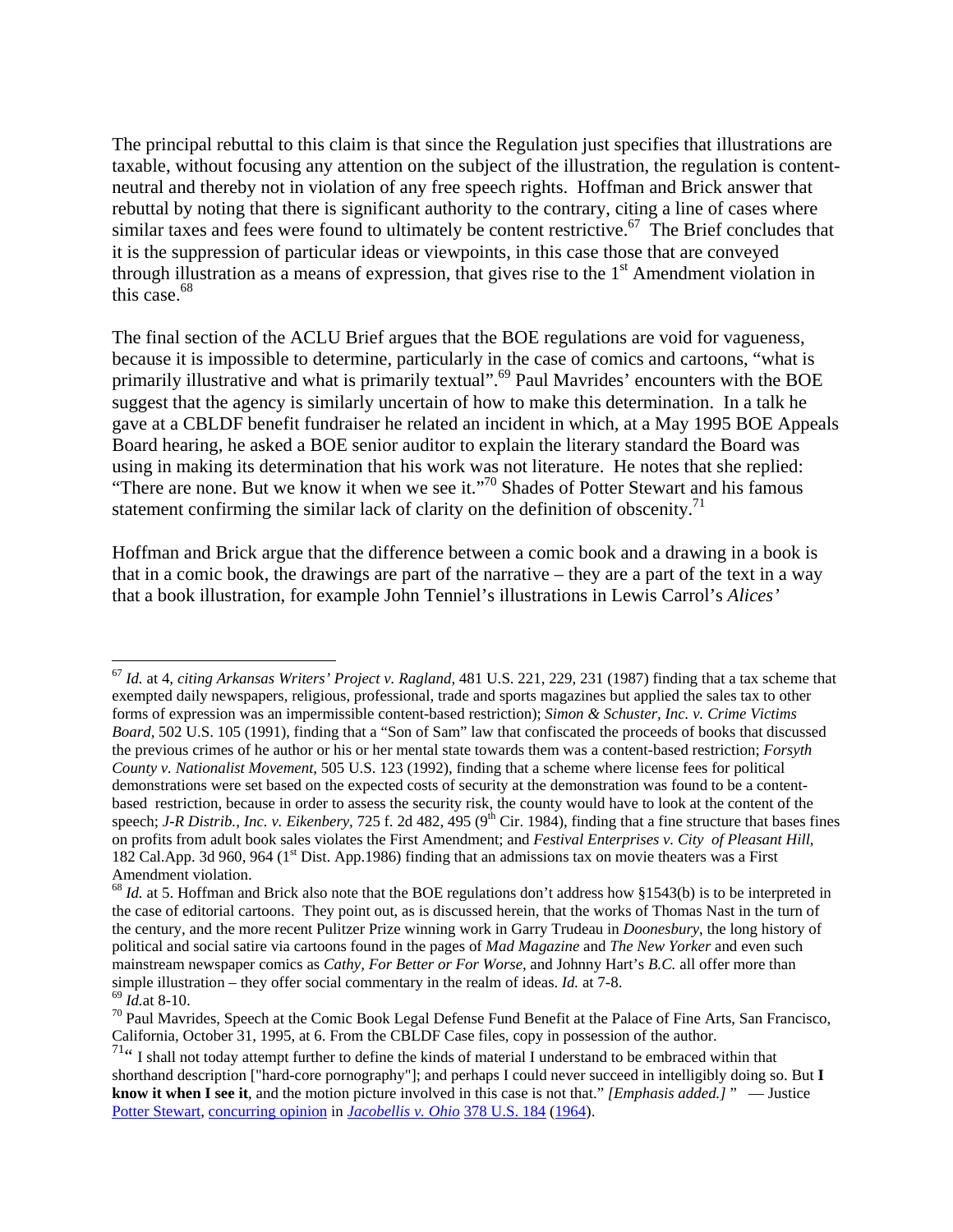The principal rebuttal to this claim is that since the Regulation just specifies that illustrations are taxable, without focusing any attention on the subject of the illustration, the regulation is content-neutral and thereby not in violation of any free speech rights. Hoffman and Brick answer that rebuttal by noting that there is significant authority to the contrary, citing a line of cases where similar taxes and fees were found to ultimately be content restrictive.[67] The Brief concludes that it is the suppression of particular ideas or viewpoints, in this case those that are conveyed through illustration as a means of expression, that gives rise to the 1st Amendment violation in this case.[68]

The final section of the ACLU Brief argues that the BOE regulations are void for vagueness, because it is impossible to determine, particularly in the case of comics and cartoons, "what is primarily illustrative and what is primarily textual".[69] Paul Mavrides' encounters with the BOE suggest that the agency is similarly uncertain of how to make this determination. In a talk he gave at a CBLDF benefit fundraiser he related an incident in which, at a May 1995 BOE Appeals Board hearing, he asked a BOE senior auditor to explain the literary standard the Board was using in making its determination that his work was not literature. He notes that she replied: "There are none. But we know it when we see it."[70] Shades of Potter Stewart and his famous statement confirming the similar lack of clarity on the definition of obscenity.[71]

Hoffman and Brick argue that the difference between a comic book and a drawing in a book is that in a comic book, the drawings are part of the narrative – they are a part of the text in a way that a book illustration, for example John Tenniel's illustrations in Lewis Carrol's *Alices'*

---

[67] *Id.* at 4, *citing Arkansas Writers' Project v. Ragland,* 481 U.S. 221, 229, 231 (1987) finding that a tax scheme that exempted daily newspapers, religious, professional, trade and sports magazines but applied the sales tax to other forms of expression was an impermissible content-based restriction); *Simon & Schuster, Inc. v. Crime Victims Board,* 502 U.S. 105 (1991), finding that a "Son of Sam" law that confiscated the proceeds of books that discussed the previous crimes of he author or his or her mental state towards them was a content-based restriction; *Forsyth County v. Nationalist Movement*, 505 U.S. 123 (1992), finding that a scheme where license fees for political demonstrations were set based on the expected costs of security at the demonstration was found to be a content-based restriction, because in order to assess the security risk, the county would have to look at the content of the speech; *J-R Distrib., Inc. v. Eikenbery*, 725 f. 2d 482, 495 (9th Cir. 1984), finding that a fine structure that bases fines on profits from adult book sales violates the First Amendment; and *Festival Enterprises v. City of Pleasant Hill*, 182 Cal.App. 3d 960, 964 (1st Dist. App.1986) finding that an admissions tax on movie theaters was a First Amendment violation.

[68] *Id.* at 5. Hoffman and Brick also note that the BOE regulations don't address how §1543(b) is to be interpreted in the case of editorial cartoons. They point out, as is discussed herein, that the works of Thomas Nast in the turn of the century, and the more recent Pulitzer Prize winning work in Garry Trudeau in *Doonesbury*, the long history of political and social satire via cartoons found in the pages of *Mad Magazine* and *The New Yorker* and even such mainstream newspaper comics as *Cathy, For Better or For Worse*, and Johnny Hart's *B.C.* all offer more than simple illustration – they offer social commentary in the realm of ideas. *Id.* at 7-8.

[69] *Id.*at 8-10.

[70] Paul Mavrides, Speech at the Comic Book Legal Defense Fund Benefit at the Palace of Fine Arts, San Francisco, California, October 31, 1995, at 6. From the CBLDF Case files, copy in possession of the author.

[71] " I shall not today attempt further to define the kinds of material I understand to be embraced within that shorthand description ["hard-core pornography"]; and perhaps I could never succeed in intelligibly doing so. But **I know it when I see it**, and the motion picture involved in this case is not that." *[Emphasis added.]* " — Justice Potter Stewart, concurring opinion in *Jacobellis v. Ohio* 378 U.S. 184 (1964).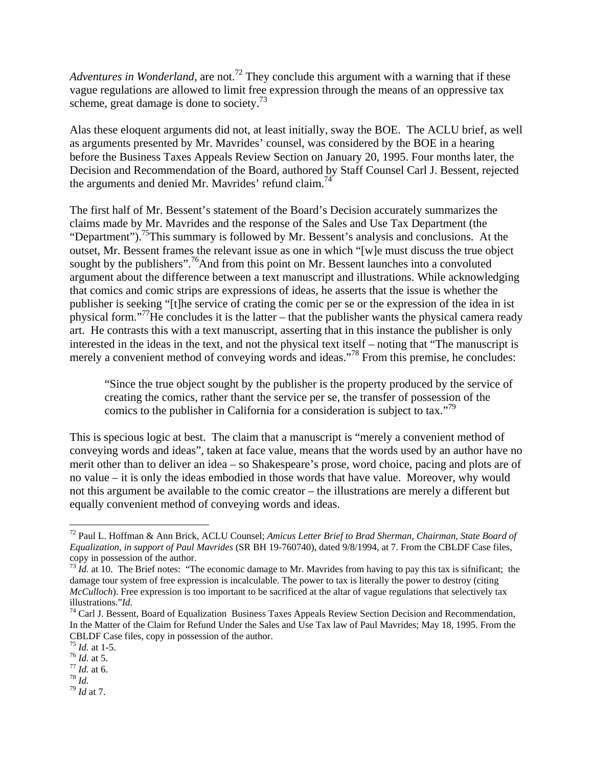*Adventures in Wonderland*, are not.[72] They conclude this argument with a warning that if these vague regulations are allowed to limit free expression through the means of an oppressive tax scheme, great damage is done to society.[73]

Alas these eloquent arguments did not, at least initially, sway the BOE. The ACLU brief, as well as arguments presented by Mr. Mavrides' counsel, was considered by the BOE in a hearing before the Business Taxes Appeals Review Section on January 20, 1995. Four months later, the Decision and Recommendation of the Board, authored by Staff Counsel Carl J. Bessent, rejected the arguments and denied Mr. Mavrides' refund claim.[74]

The first half of Mr. Bessent's statement of the Board's Decision accurately summarizes the claims made by Mr. Mavrides and the response of the Sales and Use Tax Department (the "Department").[75]This summary is followed by Mr. Bessent's analysis and conclusions. At the outset, Mr. Bessent frames the relevant issue as one in which "[w]e must discuss the true object sought by the publishers".[76]And from this point on Mr. Bessent launches into a convoluted argument about the difference between a text manuscript and illustrations. While acknowledging that comics and comic strips are expressions of ideas, he asserts that the issue is whether the publisher is seeking "[t]he service of crating the comic per se or the expression of the idea in ist physical form."[77]He concludes it is the latter – that the publisher wants the physical camera ready art. He contrasts this with a text manuscript, asserting that in this instance the publisher is only interested in the ideas in the text, and not the physical text itself – noting that "The manuscript is merely a convenient method of conveying words and ideas."[78] From this premise, he concludes:

> "Since the true object sought by the publisher is the property produced by the service of creating the comics, rather thant the service per se, the transfer of possession of the comics to the publisher in California for a consideration is subject to tax."[79]

This is specious logic at best. The claim that a manuscript is "merely a convenient method of conveying words and ideas", taken at face value, means that the words used by an author have no merit other than to deliver an idea – so Shakespeare's prose, word choice, pacing and plots are of no value – it is only the ideas embodied in those words that have value. Moreover, why would not this argument be available to the comic creator – the illustrations are merely a different but equally convenient method of conveying words and ideas.

---

[72] Paul L. Hoffman & Ann Brick, ACLU Counsel; *Amicus Letter Brief to Brad Sherman, Chairman, State Board of Equalization, in support of Paul Mavrides* (SR BH 19-760740), dated 9/8/1994, at 7. From the CBLDF Case files, copy in possession of the author.

[73] *Id.* at 10. The Brief notes: "The economic damage to Mr. Mavrides from having to pay this tax is sifnificant; the damage tour system of free expression is incalculable. The power to tax is literally the power to destroy (citing *McCulloch*). Free expression is too important to be sacrificed at the altar of vague regulations that selectively tax illustrations."*Id.*

[74] Carl J. Bessent, Board of Equalization Business Taxes Appeals Review Section Decision and Recommendation, In the Matter of the Claim for Refund Under the Sales and Use Tax law of Paul Mavrides; May 18, 1995. From the CBLDF Case files, copy in possession of the author.

[75] *Id.* at 1-5.

[76] *Id.* at 5.

[77] *Id.* at 6.

[78] *Id.*

[79] *Id* at 7.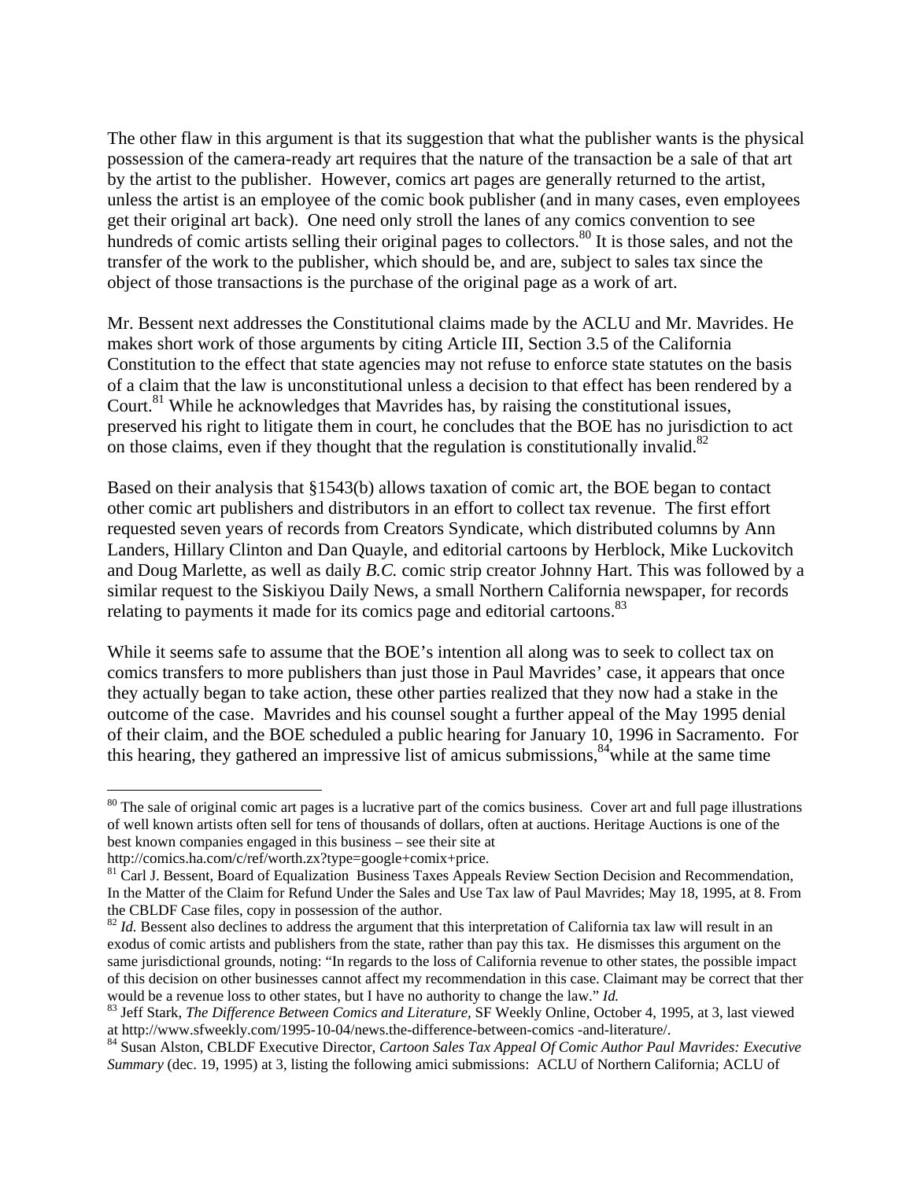The other flaw in this argument is that its suggestion that what the publisher wants is the physical possession of the camera-ready art requires that the nature of the transaction be a sale of that art by the artist to the publisher. However, comics art pages are generally returned to the artist, unless the artist is an employee of the comic book publisher (and in many cases, even employees get their original art back). One need only stroll the lanes of any comics convention to see hundreds of comic artists selling their original pages to collectors.[80] It is those sales, and not the transfer of the work to the publisher, which should be, and are, subject to sales tax since the object of those transactions is the purchase of the original page as a work of art.

Mr. Bessent next addresses the Constitutional claims made by the ACLU and Mr. Mavrides. He makes short work of those arguments by citing Article III, Section 3.5 of the California Constitution to the effect that state agencies may not refuse to enforce state statutes on the basis of a claim that the law is unconstitutional unless a decision to that effect has been rendered by a Court.[81] While he acknowledges that Mavrides has, by raising the constitutional issues, preserved his right to litigate them in court, he concludes that the BOE has no jurisdiction to act on those claims, even if they thought that the regulation is constitutionally invalid.[82]

Based on their analysis that §1543(b) allows taxation of comic art, the BOE began to contact other comic art publishers and distributors in an effort to collect tax revenue. The first effort requested seven years of records from Creators Syndicate, which distributed columns by Ann Landers, Hillary Clinton and Dan Quayle, and editorial cartoons by Herblock, Mike Luckovitch and Doug Marlette, as well as daily *B.C.* comic strip creator Johnny Hart. This was followed by a similar request to the Siskiyou Daily News, a small Northern California newspaper, for records relating to payments it made for its comics page and editorial cartoons.[83]

While it seems safe to assume that the BOE's intention all along was to seek to collect tax on comics transfers to more publishers than just those in Paul Mavrides' case, it appears that once they actually began to take action, these other parties realized that they now had a stake in the outcome of the case. Mavrides and his counsel sought a further appeal of the May 1995 denial of their claim, and the BOE scheduled a public hearing for January 10, 1996 in Sacramento. For this hearing, they gathered an impressive list of amicus submissions,[84] while at the same time

---

[80] The sale of original comic art pages is a lucrative part of the comics business. Cover art and full page illustrations of well known artists often sell for tens of thousands of dollars, often at auctions. Heritage Auctions is one of the best known companies engaged in this business – see their site at http://comics.ha.com/c/ref/worth.zx?type=google+comix+price.

[81] Carl J. Bessent, Board of Equalization Business Taxes Appeals Review Section Decision and Recommendation, In the Matter of the Claim for Refund Under the Sales and Use Tax law of Paul Mavrides; May 18, 1995, at 8. From the CBLDF Case files, copy in possession of the author.

[82] *Id.* Bessent also declines to address the argument that this interpretation of California tax law will result in an exodus of comic artists and publishers from the state, rather than pay this tax. He dismisses this argument on the same jurisdictional grounds, noting: "In regards to the loss of California revenue to other states, the possible impact of this decision on other businesses cannot affect my recommendation in this case. Claimant may be correct that ther would be a revenue loss to other states, but I have no authority to change the law." *Id.*

[83] Jeff Stark, *The Difference Between Comics and Literature,* SF Weekly Online, October 4, 1995, at 3, last viewed at http://www.sfweekly.com/1995-10-04/news.the-difference-between-comics -and-literature/.

[84] Susan Alston, CBLDF Executive Director, *Cartoon Sales Tax Appeal Of Comic Author Paul Mavrides: Executive Summary* (dec. 19, 1995) at 3, listing the following amici submissions: ACLU of Northern California; ACLU of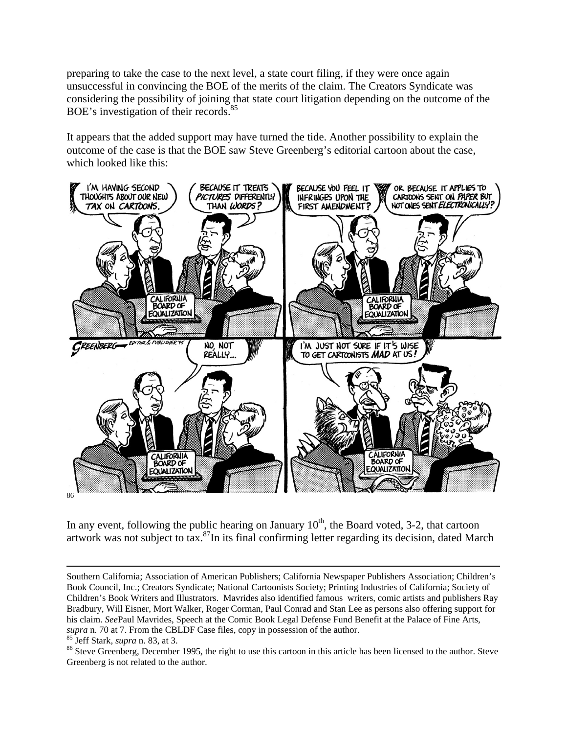preparing to take the case to the next level, a state court filing, if they were once again unsuccessful in convincing the BOE of the merits of the claim. The Creators Syndicate was considering the possibility of joining that state court litigation depending on the outcome of the BOE's investigation of their records.[85]

It appears that the added support may have turned the tide. Another possibility to explain the outcome of the case is that the BOE saw Steve Greenberg's editorial cartoon about the case, which looked like this:

[86]

In any event, following the public hearing on January 10th, the Board voted, 3-2, that cartoon artwork was not subject to tax.[87] In its final confirming letter regarding its decision, dated March

---

Southern California; Association of American Publishers; California Newspaper Publishers Association; Children's Book Council, Inc.; Creators Syndicate; National Cartoonists Society; Printing Industries of California; Society of Children's Book Writers and Illustrators. Mavrides also identified famous writers, comic artists and publishers Ray Bradbury, Will Eisner, Mort Walker, Roger Corman, Paul Conrad and Stan Lee as persons also offering support for his claim. *See* Paul Mavrides, Speech at the Comic Book Legal Defense Fund Benefit at the Palace of Fine Arts, *supra* n. 70 at 7. From the CBLDF Case files, copy in possession of the author.

[85] Jeff Stark, *supra* n. 83, at 3.

[86] Steve Greenberg, December 1995, the right to use this cartoon in this article has been licensed to the author. Steve Greenberg is not related to the author.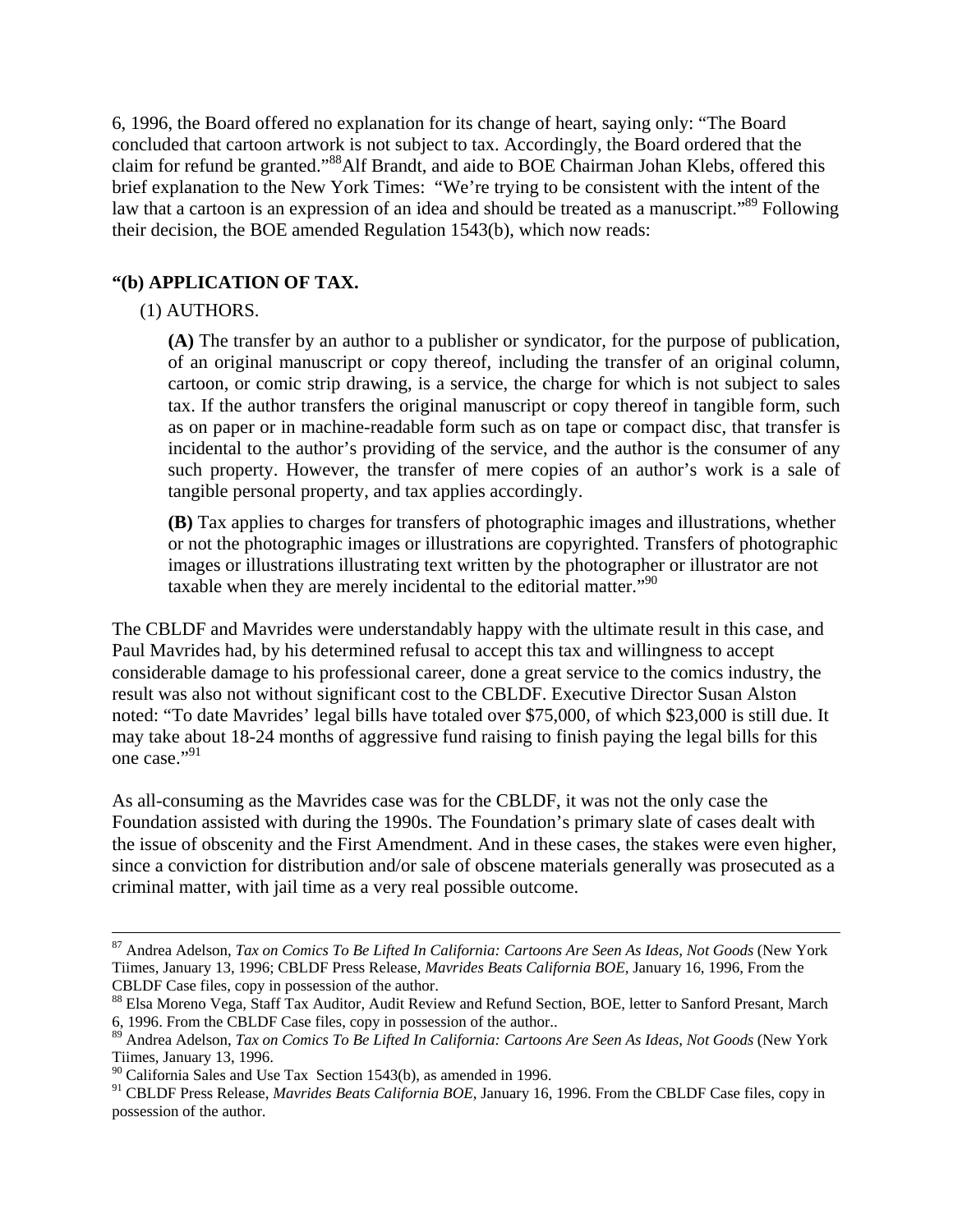6, 1996, the Board offered no explanation for its change of heart, saying only: "The Board concluded that cartoon artwork is not subject to tax. Accordingly, the Board ordered that the claim for refund be granted."[88]Alf Brandt, and aide to BOE Chairman Johan Klebs, offered this brief explanation to the New York Times: "We're trying to be consistent with the intent of the law that a cartoon is an expression of an idea and should be treated as a manuscript."[89] Following their decision, the BOE amended Regulation 1543(b), which now reads:

**"(b) APPLICATION OF TAX.**

(1) AUTHORS.

> **(A)** The transfer by an author to a publisher or syndicator, for the purpose of publication, of an original manuscript or copy thereof, including the transfer of an original column, cartoon, or comic strip drawing, is a service, the charge for which is not subject to sales tax. If the author transfers the original manuscript or copy thereof in tangible form, such as on paper or in machine-readable form such as on tape or compact disc, that transfer is incidental to the author's providing of the service, and the author is the consumer of any such property. However, the transfer of mere copies of an author's work is a sale of tangible personal property, and tax applies accordingly.
>
> **(B)** Tax applies to charges for transfers of photographic images and illustrations, whether or not the photographic images or illustrations are copyrighted. Transfers of photographic images or illustrations illustrating text written by the photographer or illustrator are not taxable when they are merely incidental to the editorial matter."[90]

The CBLDF and Mavrides were understandably happy with the ultimate result in this case, and Paul Mavrides had, by his determined refusal to accept this tax and willingness to accept considerable damage to his professional career, done a great service to the comics industry, the result was also not without significant cost to the CBLDF. Executive Director Susan Alston noted: "To date Mavrides' legal bills have totaled over $75,000, of which $23,000 is still due. It may take about 18-24 months of aggressive fund raising to finish paying the legal bills for this one case."[91]

As all-consuming as the Mavrides case was for the CBLDF, it was not the only case the Foundation assisted with during the 1990s. The Foundation's primary slate of cases dealt with the issue of obscenity and the First Amendment. And in these cases, the stakes were even higher, since a conviction for distribution and/or sale of obscene materials generally was prosecuted as a criminal matter, with jail time as a very real possible outcome.

---

[87] Andrea Adelson, *Tax on Comics To Be Lifted In California: Cartoons Are Seen As Ideas, Not Goods* (New York Tiimes, January 13, 1996; CBLDF Press Release, *Mavrides Beats California BOE,* January 16, 1996, From the CBLDF Case files, copy in possession of the author.

[88] Elsa Moreno Vega, Staff Tax Auditor, Audit Review and Refund Section, BOE, letter to Sanford Presant, March 6, 1996. From the CBLDF Case files, copy in possession of the author..

[89] Andrea Adelson, *Tax on Comics To Be Lifted In California: Cartoons Are Seen As Ideas, Not Goods* (New York Tiimes, January 13, 1996.

[90] California Sales and Use Tax Section 1543(b), as amended in 1996.

[91] CBLDF Press Release, *Mavrides Beats California BOE,* January 16, 1996. From the CBLDF Case files, copy in possession of the author.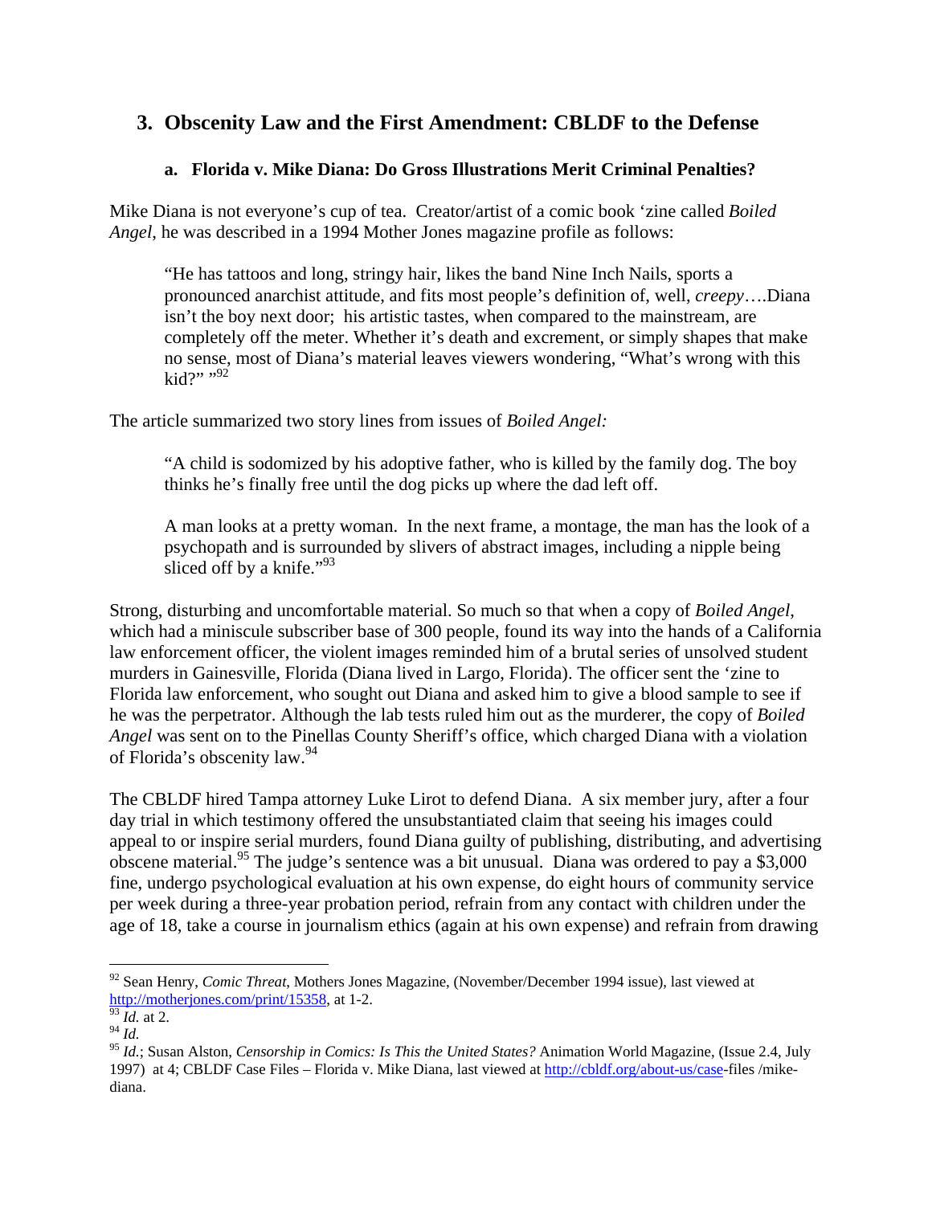## 3. Obscenity Law and the First Amendment: CBLDF to the Defense

### a. Florida v. Mike Diana: Do Gross Illustrations Merit Criminal Penalties?

Mike Diana is not everyone's cup of tea. Creator/artist of a comic book 'zine called *Boiled Angel*, he was described in a 1994 Mother Jones magazine profile as follows:

> "He has tattoos and long, stringy hair, likes the band Nine Inch Nails, sports a pronounced anarchist attitude, and fits most people's definition of, well, *creepy*….Diana isn't the boy next door; his artistic tastes, when compared to the mainstream, are completely off the meter. Whether it's death and excrement, or simply shapes that make no sense, most of Diana's material leaves viewers wondering, "What's wrong with this kid?" "[92]

The article summarized two story lines from issues of *Boiled Angel:*

> "A child is sodomized by his adoptive father, who is killed by the family dog. The boy thinks he's finally free until the dog picks up where the dad left off.
>
> A man looks at a pretty woman. In the next frame, a montage, the man has the look of a psychopath and is surrounded by slivers of abstract images, including a nipple being sliced off by a knife."[93]

Strong, disturbing and uncomfortable material. So much so that when a copy of *Boiled Angel*, which had a miniscule subscriber base of 300 people, found its way into the hands of a California law enforcement officer, the violent images reminded him of a brutal series of unsolved student murders in Gainesville, Florida (Diana lived in Largo, Florida). The officer sent the 'zine to Florida law enforcement, who sought out Diana and asked him to give a blood sample to see if he was the perpetrator. Although the lab tests ruled him out as the murderer, the copy of *Boiled Angel* was sent on to the Pinellas County Sheriff's office, which charged Diana with a violation of Florida's obscenity law.[94]

The CBLDF hired Tampa attorney Luke Lirot to defend Diana. A six member jury, after a four day trial in which testimony offered the unsubstantiated claim that seeing his images could appeal to or inspire serial murders, found Diana guilty of publishing, distributing, and advertising obscene material.[95] The judge's sentence was a bit unusual. Diana was ordered to pay a $3,000 fine, undergo psychological evaluation at his own expense, do eight hours of community service per week during a three-year probation period, refrain from any contact with children under the age of 18, take a course in journalism ethics (again at his own expense) and refrain from drawing

---

[92] Sean Henry, *Comic Threat*, Mothers Jones Magazine, (November/December 1994 issue), last viewed at http://motherjones.com/print/15358, at 1-2.

[93] *Id.* at 2.

[94] *Id.*

[95] *Id.*; Susan Alston, *Censorship in Comics: Is This the United States?* Animation World Magazine, (Issue 2.4, July 1997) at 4; CBLDF Case Files – Florida v. Mike Diana, last viewed at http://cbldf.org/about-us/case-files /mike-diana.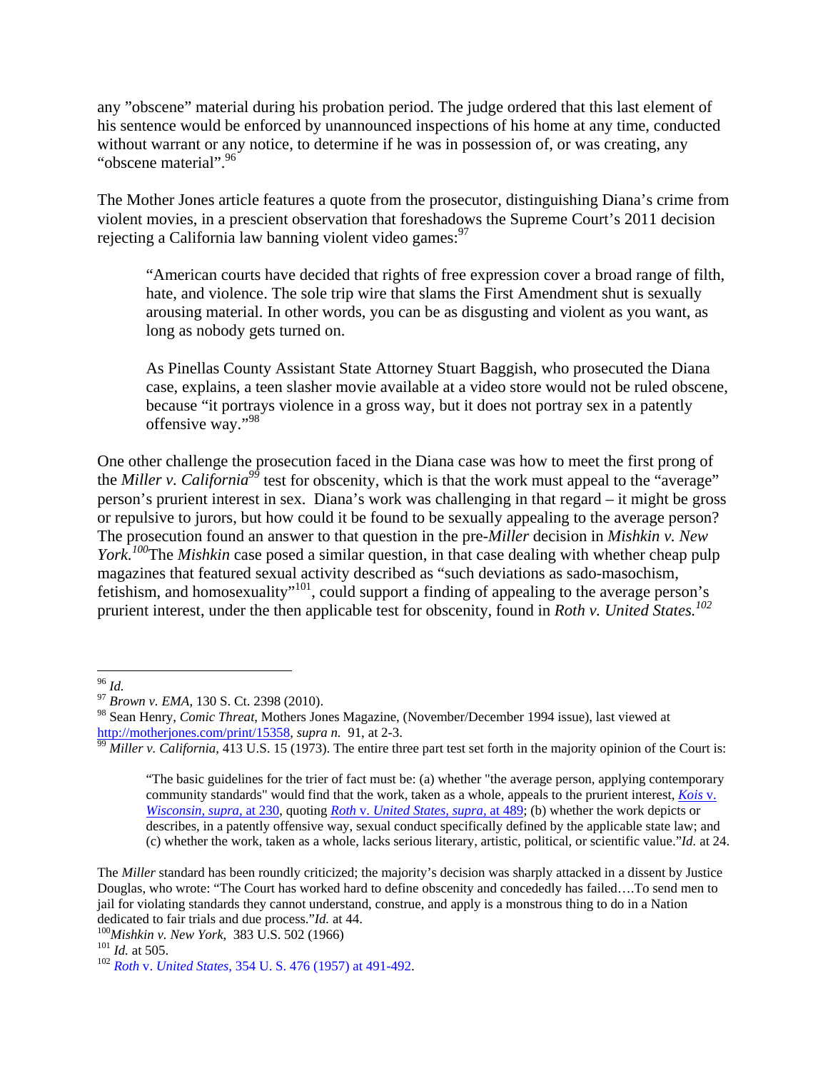any "obscene" material during his probation period. The judge ordered that this last element of his sentence would be enforced by unannounced inspections of his home at any time, conducted without warrant or any notice, to determine if he was in possession of, or was creating, any "obscene material".[96]

The Mother Jones article features a quote from the prosecutor, distinguishing Diana's crime from violent movies, in a prescient observation that foreshadows the Supreme Court's 2011 decision rejecting a California law banning violent video games:[97]

> "American courts have decided that rights of free expression cover a broad range of filth, hate, and violence. The sole trip wire that slams the First Amendment shut is sexually arousing material. In other words, you can be as disgusting and violent as you want, as long as nobody gets turned on.
>
> As Pinellas County Assistant State Attorney Stuart Baggish, who prosecuted the Diana case, explains, a teen slasher movie available at a video store would not be ruled obscene, because "it portrays violence in a gross way, but it does not portray sex in a patently offensive way."[98]

One other challenge the prosecution faced in the Diana case was how to meet the first prong of the *Miller v. California*[99] test for obscenity, which is that the work must appeal to the "average" person's prurient interest in sex. Diana's work was challenging in that regard – it might be gross or repulsive to jurors, but how could it be found to be sexually appealing to the average person? The prosecution found an answer to that question in the pre-*Miller* decision in *Mishkin v. New York.*[100] The *Mishkin* case posed a similar question, in that case dealing with whether cheap pulp magazines that featured sexual activity described as "such deviations as sado-masochism, fetishism, and homosexuality"[101], could support a finding of appealing to the average person's prurient interest, under the then applicable test for obscenity, found in *Roth v. United States.*[102]

---

[96] *Id.*

[97] *Brown v. EMA,* 130 S. Ct. 2398 (2010).

[98] Sean Henry, *Comic Threat*, Mothers Jones Magazine, (November/December 1994 issue), last viewed at http://motherjones.com/print/15358, *supra n.* 91, at 2-3.

[99] *Miller v. California,* 413 U.S. 15 (1973). The entire three part test set forth in the majority opinion of the Court is:

> "The basic guidelines for the trier of fact must be: (a) whether "the average person, applying contemporary community standards" would find that the work, taken as a whole, appeals to the prurient interest, *Kois* v. *Wisconsin, supra,* at 230, quoting *Roth* v. *United States, supra,* at 489; (b) whether the work depicts or describes, in a patently offensive way, sexual conduct specifically defined by the applicable state law; and (c) whether the work, taken as a whole, lacks serious literary, artistic, political, or scientific value."*Id.* at 24.

The *Miller* standard has been roundly criticized; the majority's decision was sharply attacked in a dissent by Justice Douglas, who wrote: "The Court has worked hard to define obscenity and concededly has failed….To send men to jail for violating standards they cannot understand, construe, and apply is a monstrous thing to do in a Nation dedicated to fair trials and due process."*Id.* at 44.

[100] *Mishkin v. New York,* 383 U.S. 502 (1966)

[101] *Id.* at 505.

[102] *Roth* v. *United States,* 354 U. S. 476 (1957) at 491-492.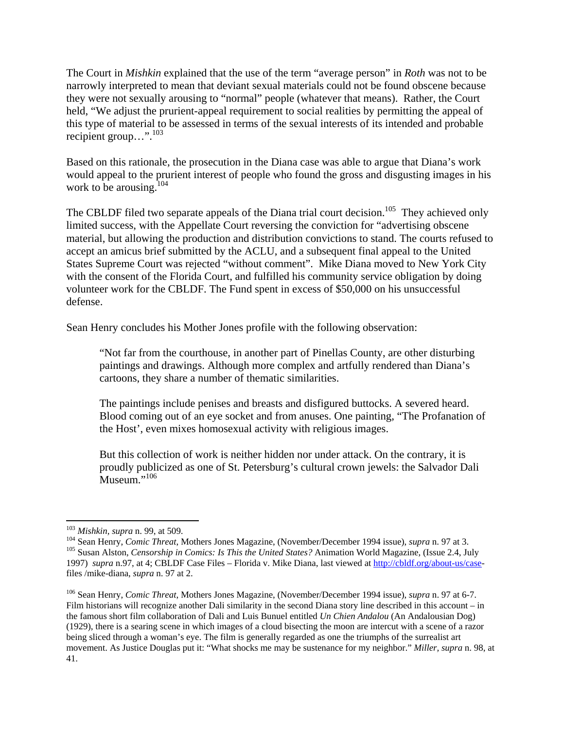The Court in *Mishkin* explained that the use of the term "average person" in *Roth* was not to be narrowly interpreted to mean that deviant sexual materials could not be found obscene because they were not sexually arousing to "normal" people (whatever that means). Rather, the Court held, "We adjust the prurient-appeal requirement to social realities by permitting the appeal of this type of material to be assessed in terms of the sexual interests of its intended and probable recipient group…".[103]

Based on this rationale, the prosecution in the Diana case was able to argue that Diana's work would appeal to the prurient interest of people who found the gross and disgusting images in his work to be arousing.[104]

The CBLDF filed two separate appeals of the Diana trial court decision.[105] They achieved only limited success, with the Appellate Court reversing the conviction for "advertising obscene material, but allowing the production and distribution convictions to stand. The courts refused to accept an amicus brief submitted by the ACLU, and a subsequent final appeal to the United States Supreme Court was rejected "without comment". Mike Diana moved to New York City with the consent of the Florida Court, and fulfilled his community service obligation by doing volunteer work for the CBLDF. The Fund spent in excess of $50,000 on his unsuccessful defense.

Sean Henry concludes his Mother Jones profile with the following observation:

> "Not far from the courthouse, in another part of Pinellas County, are other disturbing paintings and drawings. Although more complex and artfully rendered than Diana's cartoons, they share a number of thematic similarities.
>
> The paintings include penises and breasts and disfigured buttocks. A severed heard. Blood coming out of an eye socket and from anuses. One painting, "The Profanation of the Host', even mixes homosexual activity with religious images.
>
> But this collection of work is neither hidden nor under attack. On the contrary, it is proudly publicized as one of St. Petersburg's cultural crown jewels: the Salvador Dali Museum."[106]

---

[103] *Mishkin*, *supra* n. 99, at 509.

[104] Sean Henry, *Comic Threat*, Mothers Jones Magazine, (November/December 1994 issue), *supra* n. 97 at 3.

[105] Susan Alston, *Censorship in Comics: Is This the United States?* Animation World Magazine, (Issue 2.4, July 1997) *supra* n.97, at 4; CBLDF Case Files – Florida v. Mike Diana, last viewed at http://cbldf.org/about-us/case-files /mike-diana, *supra* n. 97 at 2.

[106] Sean Henry, *Comic Threat*, Mothers Jones Magazine, (November/December 1994 issue), *supra* n. 97 at 6-7. Film historians will recognize another Dali similarity in the second Diana story line described in this account – in the famous short film collaboration of Dali and Luis Bunuel entitled *Un Chien Andalou* (An Andalousian Dog) (1929), there is a searing scene in which images of a cloud bisecting the moon are intercut with a scene of a razor being sliced through a woman's eye. The film is generally regarded as one the triumphs of the surrealist art movement. As Justice Douglas put it: "What shocks me may be sustenance for my neighbor." *Miller, supra* n. 98, at 41.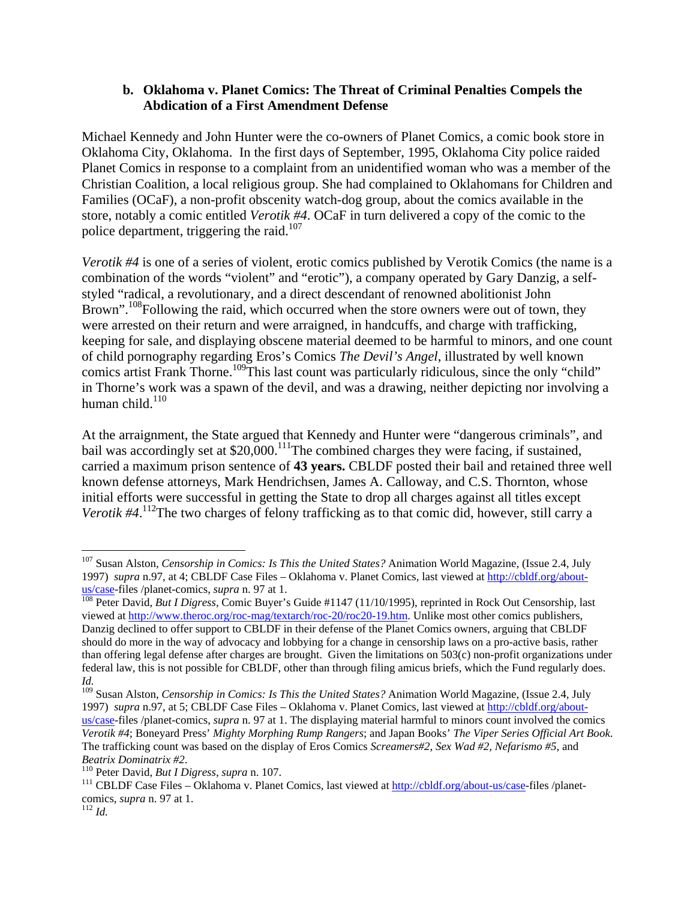### b. Oklahoma v. Planet Comics: The Threat of Criminal Penalties Compels the Abdication of a First Amendment Defense

Michael Kennedy and John Hunter were the co-owners of Planet Comics, a comic book store in Oklahoma City, Oklahoma. In the first days of September, 1995, Oklahoma City police raided Planet Comics in response to a complaint from an unidentified woman who was a member of the Christian Coalition, a local religious group. She had complained to Oklahomans for Children and Families (OCaF), a non-profit obscenity watch-dog group, about the comics available in the store, notably a comic entitled *Verotik #4*. OCaF in turn delivered a copy of the comic to the police department, triggering the raid.[107]

*Verotik #4* is one of a series of violent, erotic comics published by Verotik Comics (the name is a combination of the words "violent" and "erotic"), a company operated by Gary Danzig, a self-styled "radical, a revolutionary, and a direct descendant of renowned abolitionist John Brown".[108] Following the raid, which occurred when the store owners were out of town, they were arrested on their return and were arraigned, in handcuffs, and charge with trafficking, keeping for sale, and displaying obscene material deemed to be harmful to minors, and one count of child pornography regarding Eros's Comics *The Devil's Angel*, illustrated by well known comics artist Frank Thorne.[109] This last count was particularly ridiculous, since the only "child" in Thorne's work was a spawn of the devil, and was a drawing, neither depicting nor involving a human child.[110]

At the arraignment, the State argued that Kennedy and Hunter were "dangerous criminals", and bail was accordingly set at $20,000.[111] The combined charges they were facing, if sustained, carried a maximum prison sentence of **43 years.** CBLDF posted their bail and retained three well known defense attorneys, Mark Hendrichsen, James A. Calloway, and C.S. Thornton, whose initial efforts were successful in getting the State to drop all charges against all titles except *Verotik #4*.[112] The two charges of felony trafficking as to that comic did, however, still carry a

---

[107] Susan Alston, *Censorship in Comics: Is This the United States?* Animation World Magazine, (Issue 2.4, July 1997) *supra* n.97, at 4; CBLDF Case Files – Oklahoma v. Planet Comics, last viewed at http://cbldf.org/about-us/case-files /planet-comics, *supra* n. 97 at 1.

[108] Peter David, *But I Digress*, Comic Buyer's Guide #1147 (11/10/1995), reprinted in Rock Out Censorship, last viewed at http://www.theroc.org/roc-mag/textarch/roc-20/roc20-19.htm. Unlike most other comics publishers, Danzig declined to offer support to CBLDF in their defense of the Planet Comics owners, arguing that CBLDF should do more in the way of advocacy and lobbying for a change in censorship laws on a pro-active basis, rather than offering legal defense after charges are brought. Given the limitations on 503(c) non-profit organizations under federal law, this is not possible for CBLDF, other than through filing amicus briefs, which the Fund regularly does. *Id.*

[109] Susan Alston, *Censorship in Comics: Is This the United States?* Animation World Magazine, (Issue 2.4, July 1997) *supra* n.97, at 5; CBLDF Case Files – Oklahoma v. Planet Comics, last viewed at http://cbldf.org/about-us/case-files /planet-comics, *supra* n. 97 at 1. The displaying material harmful to minors count involved the comics *Verotik #4*; Boneyard Press' *Mighty Morphing Rump Rangers*; and Japan Books' *The Viper Series Official Art Book*. The trafficking count was based on the display of Eros Comics *Screamers#2, Sex Wad #2, Nefarismo #5,* and *Beatrix Dominatrix #2*.

[110] Peter David, *But I Digress*, *supra* n. 107.

[111] CBLDF Case Files – Oklahoma v. Planet Comics, last viewed at http://cbldf.org/about-us/case-files /planet-comics, *supra* n. 97 at 1.

[112] *Id.*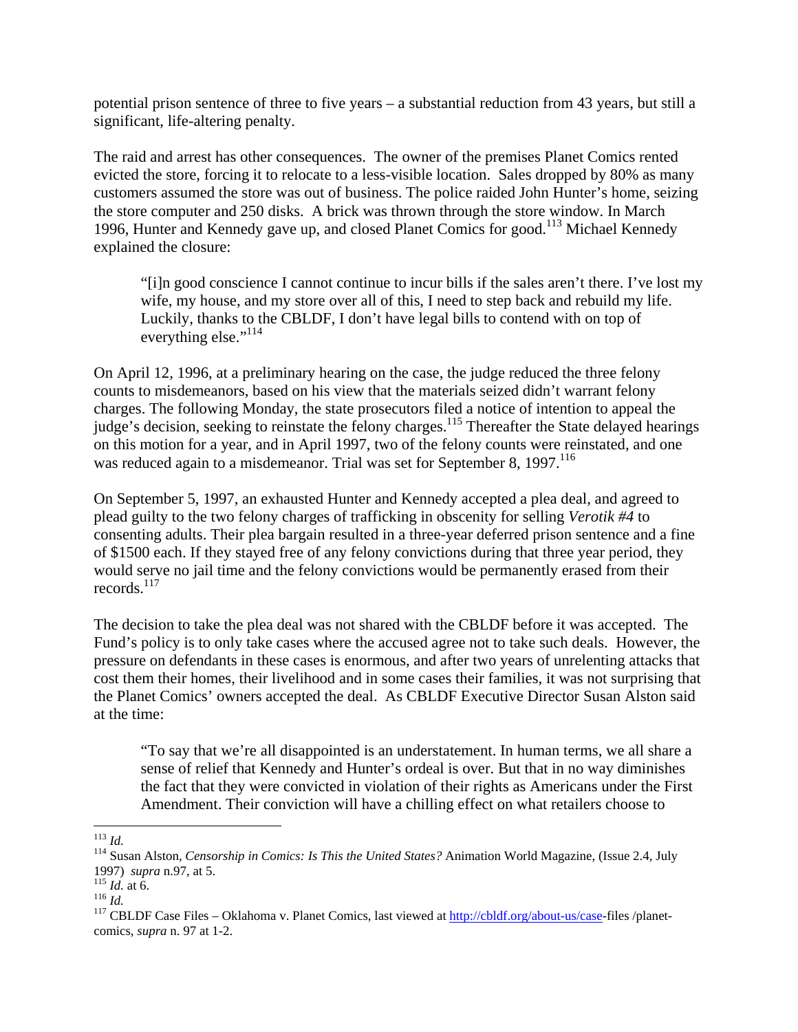potential prison sentence of three to five years – a substantial reduction from 43 years, but still a significant, life-altering penalty.

The raid and arrest has other consequences. The owner of the premises Planet Comics rented evicted the store, forcing it to relocate to a less-visible location. Sales dropped by 80% as many customers assumed the store was out of business. The police raided John Hunter's home, seizing the store computer and 250 disks. A brick was thrown through the store window. In March 1996, Hunter and Kennedy gave up, and closed Planet Comics for good.[113] Michael Kennedy explained the closure:

> "[i]n good conscience I cannot continue to incur bills if the sales aren't there. I've lost my wife, my house, and my store over all of this, I need to step back and rebuild my life. Luckily, thanks to the CBLDF, I don't have legal bills to contend with on top of everything else."[114]

On April 12, 1996, at a preliminary hearing on the case, the judge reduced the three felony counts to misdemeanors, based on his view that the materials seized didn't warrant felony charges. The following Monday, the state prosecutors filed a notice of intention to appeal the judge's decision, seeking to reinstate the felony charges.[115] Thereafter the State delayed hearings on this motion for a year, and in April 1997, two of the felony counts were reinstated, and one was reduced again to a misdemeanor. Trial was set for September 8, 1997.[116]

On September 5, 1997, an exhausted Hunter and Kennedy accepted a plea deal, and agreed to plead guilty to the two felony charges of trafficking in obscenity for selling *Verotik #4* to consenting adults. Their plea bargain resulted in a three-year deferred prison sentence and a fine of $1500 each. If they stayed free of any felony convictions during that three year period, they would serve no jail time and the felony convictions would be permanently erased from their records.[117]

The decision to take the plea deal was not shared with the CBLDF before it was accepted. The Fund's policy is to only take cases where the accused agree not to take such deals. However, the pressure on defendants in these cases is enormous, and after two years of unrelenting attacks that cost them their homes, their livelihood and in some cases their families, it was not surprising that the Planet Comics' owners accepted the deal. As CBLDF Executive Director Susan Alston said at the time:

> "To say that we're all disappointed is an understatement. In human terms, we all share a sense of relief that Kennedy and Hunter's ordeal is over. But that in no way diminishes the fact that they were convicted in violation of their rights as Americans under the First Amendment. Their conviction will have a chilling effect on what retailers choose to

---

[113] *Id.*

[114] Susan Alston, *Censorship in Comics: Is This the United States?* Animation World Magazine, (Issue 2.4, July 1997) *supra* n.97, at 5.

[115] *Id.* at 6.

[116] *Id.*

[117] CBLDF Case Files – Oklahoma v. Planet Comics, last viewed at http://cbldf.org/about-us/case-files /planet-comics, *supra* n. 97 at 1-2.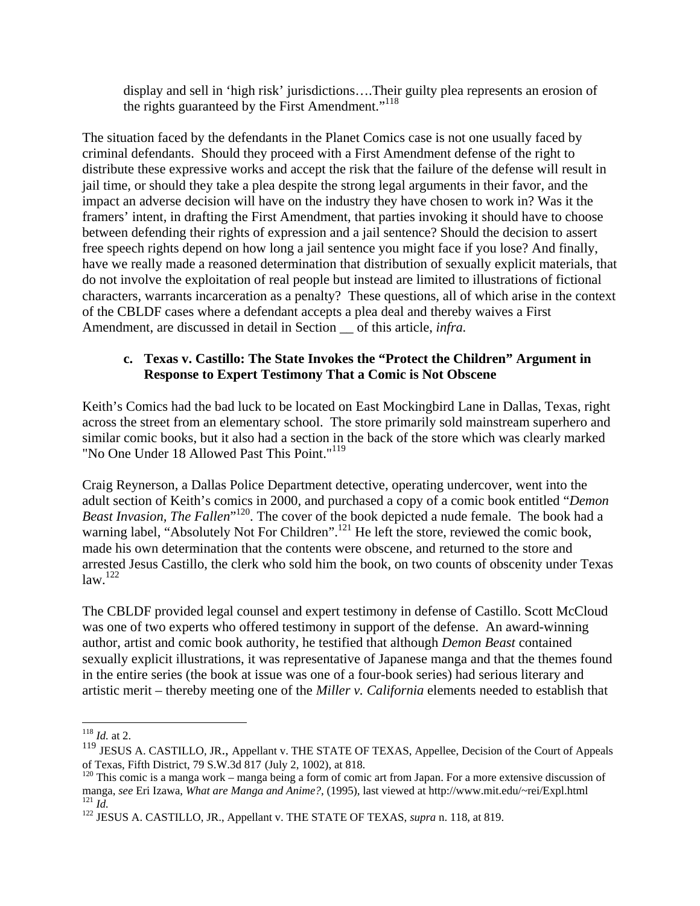display and sell in 'high risk' jurisdictions….Their guilty plea represents an erosion of the rights guaranteed by the First Amendment."[118]

The situation faced by the defendants in the Planet Comics case is not one usually faced by criminal defendants. Should they proceed with a First Amendment defense of the right to distribute these expressive works and accept the risk that the failure of the defense will result in jail time, or should they take a plea despite the strong legal arguments in their favor, and the impact an adverse decision will have on the industry they have chosen to work in? Was it the framers' intent, in drafting the First Amendment, that parties invoking it should have to choose between defending their rights of expression and a jail sentence? Should the decision to assert free speech rights depend on how long a jail sentence you might face if you lose? And finally, have we really made a reasoned determination that distribution of sexually explicit materials, that do not involve the exploitation of real people but instead are limited to illustrations of fictional characters, warrants incarceration as a penalty? These questions, all of which arise in the context of the CBLDF cases where a defendant accepts a plea deal and thereby waives a First Amendment, are discussed in detail in Section __ of this article, *infra*.

### c. Texas v. Castillo: The State Invokes the "Protect the Children" Argument in Response to Expert Testimony That a Comic is Not Obscene

Keith's Comics had the bad luck to be located on East Mockingbird Lane in Dallas, Texas, right across the street from an elementary school. The store primarily sold mainstream superhero and similar comic books, but it also had a section in the back of the store which was clearly marked "No One Under 18 Allowed Past This Point."[119]

Craig Reynerson, a Dallas Police Department detective, operating undercover, went into the adult section of Keith's comics in 2000, and purchased a copy of a comic book entitled "*Demon Beast Invasion, The Fallen*"[120]. The cover of the book depicted a nude female. The book had a warning label, "Absolutely Not For Children".[121] He left the store, reviewed the comic book, made his own determination that the contents were obscene, and returned to the store and arrested Jesus Castillo, the clerk who sold him the book, on two counts of obscenity under Texas law.[122]

The CBLDF provided legal counsel and expert testimony in defense of Castillo. Scott McCloud was one of two experts who offered testimony in support of the defense. An award-winning author, artist and comic book authority, he testified that although *Demon Beast* contained sexually explicit illustrations, it was representative of Japanese manga and that the themes found in the entire series (the book at issue was one of a four-book series) had serious literary and artistic merit – thereby meeting one of the *Miller v. California* elements needed to establish that

---

[118] *Id.* at 2.

[119] JESUS A. CASTILLO, JR., Appellant v. THE STATE OF TEXAS, Appellee, Decision of the Court of Appeals of Texas, Fifth District, 79 S.W.3d 817 (July 2, 1002), at 818.

[120] This comic is a manga work – manga being a form of comic art from Japan. For a more extensive discussion of manga, *see* Eri Izawa, *What are Manga and Anime?*, (1995), last viewed at http://www.mit.edu/~rei/Expl.html

[121] *Id.*

[122] JESUS A. CASTILLO, JR., Appellant v. THE STATE OF TEXAS, *supra* n. 118, at 819.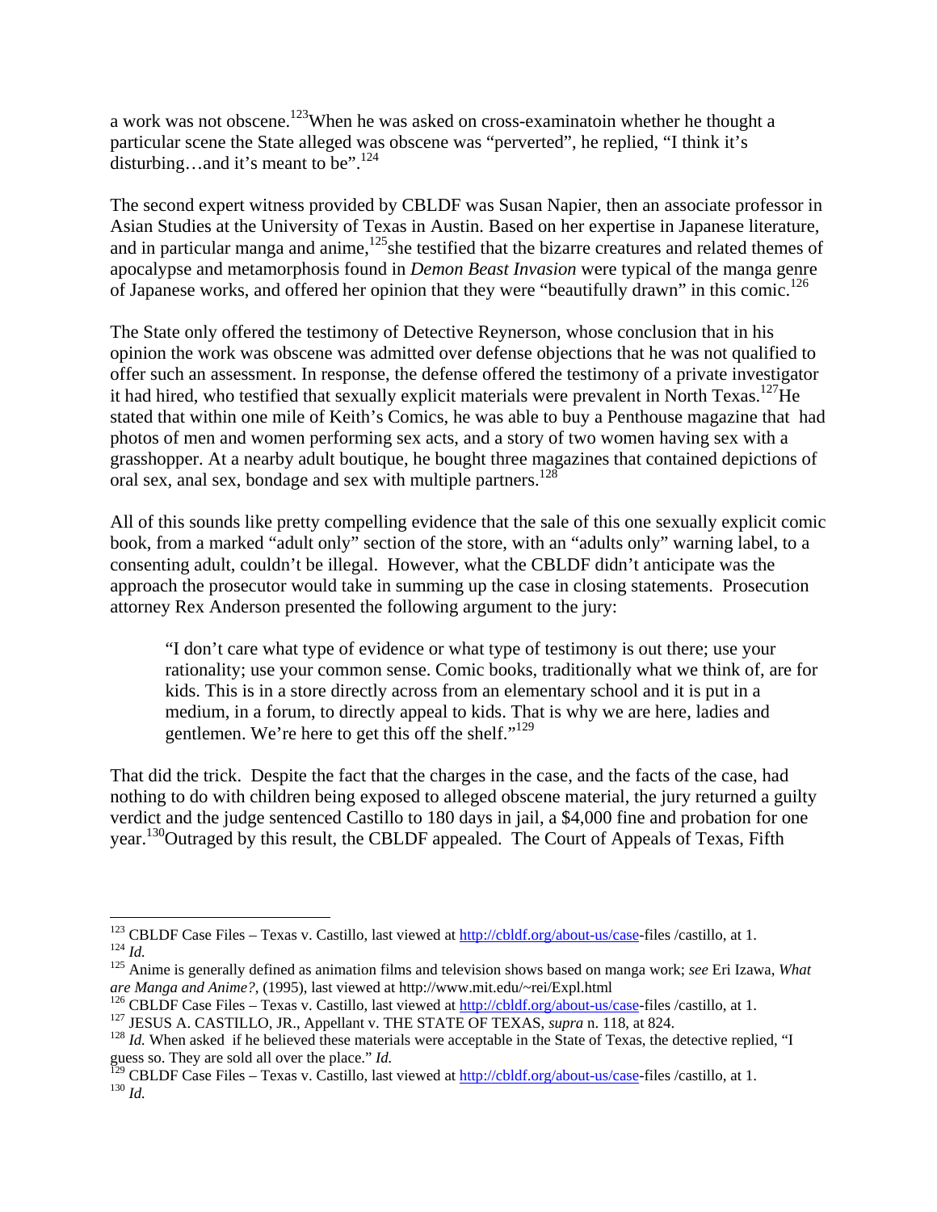a work was not obscene.[123] When he was asked on cross-examinatoin whether he thought a particular scene the State alleged was obscene was "perverted", he replied, "I think it's disturbing…and it's meant to be".[124]

The second expert witness provided by CBLDF was Susan Napier, then an associate professor in Asian Studies at the University of Texas in Austin. Based on her expertise in Japanese literature, and in particular manga and anime,[125] she testified that the bizarre creatures and related themes of apocalypse and metamorphosis found in *Demon Beast Invasion* were typical of the manga genre of Japanese works, and offered her opinion that they were "beautifully drawn" in this comic.[126]

The State only offered the testimony of Detective Reynerson, whose conclusion that in his opinion the work was obscene was admitted over defense objections that he was not qualified to offer such an assessment. In response, the defense offered the testimony of a private investigator it had hired, who testified that sexually explicit materials were prevalent in North Texas.[127] He stated that within one mile of Keith's Comics, he was able to buy a Penthouse magazine that had photos of men and women performing sex acts, and a story of two women having sex with a grasshopper. At a nearby adult boutique, he bought three magazines that contained depictions of oral sex, anal sex, bondage and sex with multiple partners.[128]

All of this sounds like pretty compelling evidence that the sale of this one sexually explicit comic book, from a marked "adult only" section of the store, with an "adults only" warning label, to a consenting adult, couldn't be illegal. However, what the CBLDF didn't anticipate was the approach the prosecutor would take in summing up the case in closing statements. Prosecution attorney Rex Anderson presented the following argument to the jury:

> "I don't care what type of evidence or what type of testimony is out there; use your rationality; use your common sense. Comic books, traditionally what we think of, are for kids. This is in a store directly across from an elementary school and it is put in a medium, in a forum, to directly appeal to kids. That is why we are here, ladies and gentlemen. We're here to get this off the shelf."[129]

That did the trick. Despite the fact that the charges in the case, and the facts of the case, had nothing to do with children being exposed to alleged obscene material, the jury returned a guilty verdict and the judge sentenced Castillo to 180 days in jail, a $4,000 fine and probation for one year.[130] Outraged by this result, the CBLDF appealed. The Court of Appeals of Texas, Fifth

---

[123] CBLDF Case Files – Texas v. Castillo, last viewed at http://cbldf.org/about-us/case-files /castillo, at 1.

[124] *Id.*

[125] Anime is generally defined as animation films and television shows based on manga work; *see* Eri Izawa, *What are Manga and Anime?*, (1995), last viewed at http://www.mit.edu/~rei/Expl.html

[126] CBLDF Case Files – Texas v. Castillo, last viewed at http://cbldf.org/about-us/case-files /castillo, at 1.

[127] JESUS A. CASTILLO, JR., Appellant v. THE STATE OF TEXAS, *supra* n. 118, at 824.

[128] *Id.* When asked if he believed these materials were acceptable in the State of Texas, the detective replied, "I guess so. They are sold all over the place." *Id.*

[129] CBLDF Case Files – Texas v. Castillo, last viewed at http://cbldf.org/about-us/case-files /castillo, at 1.

[130] *Id.*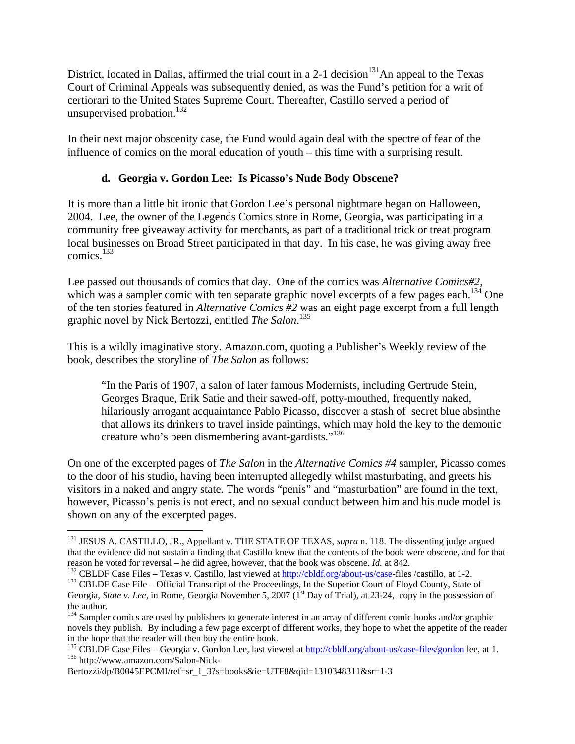District, located in Dallas, affirmed the trial court in a 2-1 decision[131]An appeal to the Texas Court of Criminal Appeals was subsequently denied, as was the Fund's petition for a writ of certiorari to the United States Supreme Court. Thereafter, Castillo served a period of unsupervised probation.[132]

In their next major obscenity case, the Fund would again deal with the spectre of fear of the influence of comics on the moral education of youth – this time with a surprising result.

#### d. Georgia v. Gordon Lee: Is Picasso's Nude Body Obscene?

It is more than a little bit ironic that Gordon Lee's personal nightmare began on Halloween, 2004. Lee, the owner of the Legends Comics store in Rome, Georgia, was participating in a community free giveaway activity for merchants, as part of a traditional trick or treat program local businesses on Broad Street participated in that day. In his case, he was giving away free comics.[133]

Lee passed out thousands of comics that day. One of the comics was *Alternative Comics#2*, which was a sampler comic with ten separate graphic novel excerpts of a few pages each.[134] One of the ten stories featured in *Alternative Comics #2* was an eight page excerpt from a full length graphic novel by Nick Bertozzi, entitled *The Salon*.[135]

This is a wildly imaginative story. Amazon.com, quoting a Publisher's Weekly review of the book, describes the storyline of *The Salon* as follows:

> "In the Paris of 1907, a salon of later famous Modernists, including Gertrude Stein, Georges Braque, Erik Satie and their sawed-off, potty-mouthed, frequently naked, hilariously arrogant acquaintance Pablo Picasso, discover a stash of secret blue absinthe that allows its drinkers to travel inside paintings, which may hold the key to the demonic creature who's been dismembering avant-gardists."[136]

On one of the excerpted pages of *The Salon* in the *Alternative Comics #4* sampler, Picasso comes to the door of his studio, having been interrupted allegedly whilst masturbating, and greets his visitors in a naked and angry state. The words "penis" and "masturbation" are found in the text, however, Picasso's penis is not erect, and no sexual conduct between him and his nude model is shown on any of the excerpted pages.

---

[131] JESUS A. CASTILLO, JR., Appellant v. THE STATE OF TEXAS, *supra* n. 118. The dissenting judge argued that the evidence did not sustain a finding that Castillo knew that the contents of the book were obscene, and for that reason he voted for reversal – he did agree, however, that the book was obscene. *Id.* at 842.

[132] CBLDF Case Files – Texas v. Castillo, last viewed at http://cbldf.org/about-us/case-files /castillo, at 1-2.

[133] CBLDF Case File – Official Transcript of the Proceedings, In the Superior Court of Floyd County, State of Georgia, *State v. Lee*, in Rome, Georgia November 5, 2007 (1st Day of Trial), at 23-24, copy in the possession of the author.

[134] Sampler comics are used by publishers to generate interest in an array of different comic books and/or graphic novels they publish. By including a few page excerpt of different works, they hope to whet the appetite of the reader in the hope that the reader will then buy the entire book.

[135] CBLDF Case Files – Georgia v. Gordon Lee, last viewed at http://cbldf.org/about-us/case-files/gordon lee, at 1.

[136] http://www.amazon.com/Salon-Nick-Bertozzi/dp/B0045EPCMI/ref=sr_1_3?s=books&ie=UTF8&qid=1310348311&sr=1-3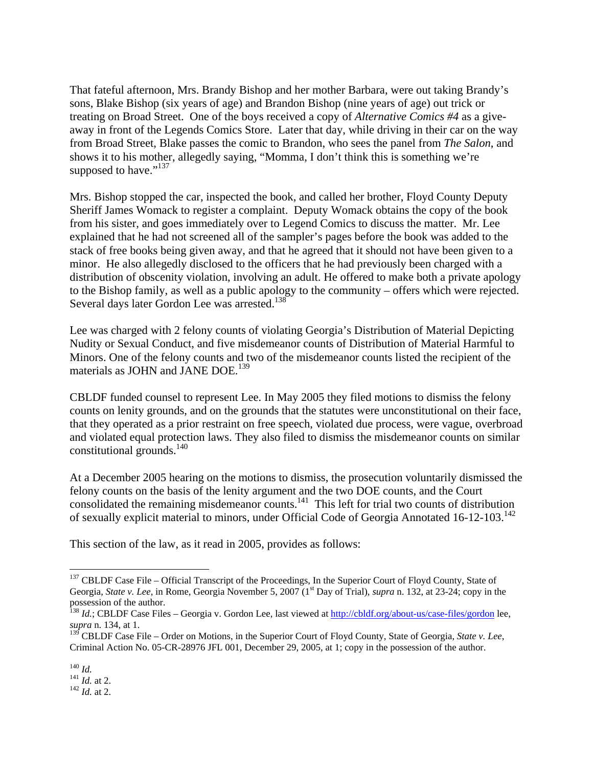That fateful afternoon, Mrs. Brandy Bishop and her mother Barbara, were out taking Brandy's sons, Blake Bishop (six years of age) and Brandon Bishop (nine years of age) out trick or treating on Broad Street. One of the boys received a copy of *Alternative Comics #4* as a give-away in front of the Legends Comics Store. Later that day, while driving in their car on the way from Broad Street, Blake passes the comic to Brandon, who sees the panel from *The Salon*, and shows it to his mother, allegedly saying, "Momma, I don't think this is something we're supposed to have."[137]

Mrs. Bishop stopped the car, inspected the book, and called her brother, Floyd County Deputy Sheriff James Womack to register a complaint. Deputy Womack obtains the copy of the book from his sister, and goes immediately over to Legend Comics to discuss the matter. Mr. Lee explained that he had not screened all of the sampler's pages before the book was added to the stack of free books being given away, and that he agreed that it should not have been given to a minor. He also allegedly disclosed to the officers that he had previously been charged with a distribution of obscenity violation, involving an adult. He offered to make both a private apology to the Bishop family, as well as a public apology to the community – offers which were rejected. Several days later Gordon Lee was arrested.[138]

Lee was charged with 2 felony counts of violating Georgia's Distribution of Material Depicting Nudity or Sexual Conduct, and five misdemeanor counts of Distribution of Material Harmful to Minors. One of the felony counts and two of the misdemeanor counts listed the recipient of the materials as JOHN and JANE DOE.[139]

CBLDF funded counsel to represent Lee. In May 2005 they filed motions to dismiss the felony counts on lenity grounds, and on the grounds that the statutes were unconstitutional on their face, that they operated as a prior restraint on free speech, violated due process, were vague, overbroad and violated equal protection laws. They also filed to dismiss the misdemeanor counts on similar constitutional grounds.[140]

At a December 2005 hearing on the motions to dismiss, the prosecution voluntarily dismissed the felony counts on the basis of the lenity argument and the two DOE counts, and the Court consolidated the remaining misdemeanor counts.[141] This left for trial two counts of distribution of sexually explicit material to minors, under Official Code of Georgia Annotated 16-12-103.[142]

This section of the law, as it read in 2005, provides as follows:

---

[137] CBLDF Case File – Official Transcript of the Proceedings, In the Superior Court of Floyd County, State of Georgia, *State v. Lee*, in Rome, Georgia November 5, 2007 (1st Day of Trial), *supra* n. 132, at 23-24; copy in the possession of the author.

[138] *Id.*; CBLDF Case Files – Georgia v. Gordon Lee, last viewed at http://cbldf.org/about-us/case-files/gordon lee, *supra* n. 134, at 1.

[139] CBLDF Case File – Order on Motions, in the Superior Court of Floyd County, State of Georgia, *State v. Lee*, Criminal Action No. 05-CR-28976 JFL 001, December 29, 2005, at 1; copy in the possession of the author.

[140] *Id.*

[141] *Id.* at 2.

[142] *Id.* at 2.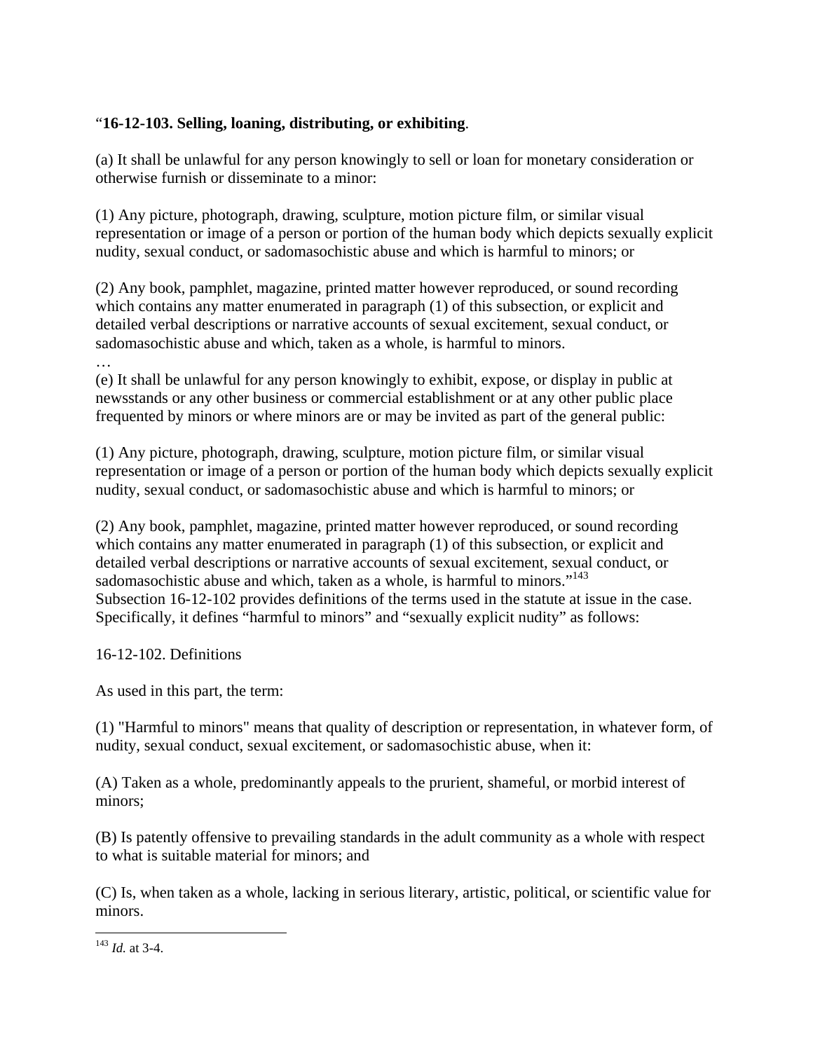"**16-12-103. Selling, loaning, distributing, or exhibiting**.

(a) It shall be unlawful for any person knowingly to sell or loan for monetary consideration or otherwise furnish or disseminate to a minor:

(1) Any picture, photograph, drawing, sculpture, motion picture film, or similar visual representation or image of a person or portion of the human body which depicts sexually explicit nudity, sexual conduct, or sadomasochistic abuse and which is harmful to minors; or

(2) Any book, pamphlet, magazine, printed matter however reproduced, or sound recording which contains any matter enumerated in paragraph (1) of this subsection, or explicit and detailed verbal descriptions or narrative accounts of sexual excitement, sexual conduct, or sadomasochistic abuse and which, taken as a whole, is harmful to minors.

…

(e) It shall be unlawful for any person knowingly to exhibit, expose, or display in public at newsstands or any other business or commercial establishment or at any other public place frequented by minors or where minors are or may be invited as part of the general public:

(1) Any picture, photograph, drawing, sculpture, motion picture film, or similar visual representation or image of a person or portion of the human body which depicts sexually explicit nudity, sexual conduct, or sadomasochistic abuse and which is harmful to minors; or

(2) Any book, pamphlet, magazine, printed matter however reproduced, or sound recording which contains any matter enumerated in paragraph (1) of this subsection, or explicit and detailed verbal descriptions or narrative accounts of sexual excitement, sexual conduct, or sadomasochistic abuse and which, taken as a whole, is harmful to minors."[143]

Subsection 16-12-102 provides definitions of the terms used in the statute at issue in the case. Specifically, it defines "harmful to minors" and "sexually explicit nudity" as follows:

16-12-102. Definitions

As used in this part, the term:

(1) "Harmful to minors" means that quality of description or representation, in whatever form, of nudity, sexual conduct, sexual excitement, or sadomasochistic abuse, when it:

(A) Taken as a whole, predominantly appeals to the prurient, shameful, or morbid interest of minors;

(B) Is patently offensive to prevailing standards in the adult community as a whole with respect to what is suitable material for minors; and

(C) Is, when taken as a whole, lacking in serious literary, artistic, political, or scientific value for minors.

---

[143] *Id.* at 3-4.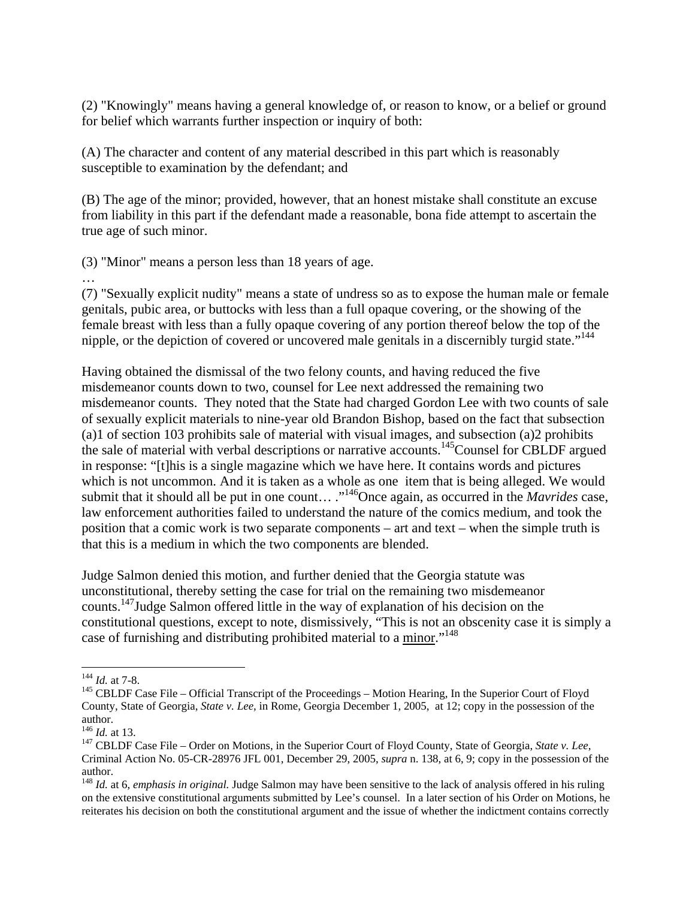(2) "Knowingly" means having a general knowledge of, or reason to know, or a belief or ground for belief which warrants further inspection or inquiry of both:

(A) The character and content of any material described in this part which is reasonably susceptible to examination by the defendant; and

(B) The age of the minor; provided, however, that an honest mistake shall constitute an excuse from liability in this part if the defendant made a reasonable, bona fide attempt to ascertain the true age of such minor.

(3) "Minor" means a person less than 18 years of age.

…

(7) "Sexually explicit nudity" means a state of undress so as to expose the human male or female genitals, pubic area, or buttocks with less than a full opaque covering, or the showing of the female breast with less than a fully opaque covering of any portion thereof below the top of the nipple, or the depiction of covered or uncovered male genitals in a discernibly turgid state."[144]

Having obtained the dismissal of the two felony counts, and having reduced the five misdemeanor counts down to two, counsel for Lee next addressed the remaining two misdemeanor counts. They noted that the State had charged Gordon Lee with two counts of sale of sexually explicit materials to nine-year old Brandon Bishop, based on the fact that subsection (a)1 of section 103 prohibits sale of material with visual images, and subsection (a)2 prohibits the sale of material with verbal descriptions or narrative accounts.[145] Counsel for CBLDF argued in response: "[t]his is a single magazine which we have here. It contains words and pictures which is not uncommon. And it is taken as a whole as one item that is being alleged. We would submit that it should all be put in one count… ."[146] Once again, as occurred in the *Mavrides* case, law enforcement authorities failed to understand the nature of the comics medium, and took the position that a comic work is two separate components – art and text – when the simple truth is that this is a medium in which the two components are blended.

Judge Salmon denied this motion, and further denied that the Georgia statute was unconstitutional, thereby setting the case for trial on the remaining two misdemeanor counts.[147] Judge Salmon offered little in the way of explanation of his decision on the constitutional questions, except to note, dismissively, "This is not an obscenity case it is simply a case of furnishing and distributing prohibited material to a <u>minor</u>."[148]

---

[144] *Id.* at 7-8.

[145] CBLDF Case File – Official Transcript of the Proceedings – Motion Hearing, In the Superior Court of Floyd County, State of Georgia, *State v. Lee*, in Rome, Georgia December 1, 2005, at 12; copy in the possession of the author.

[146] *Id.* at 13.

[147] CBLDF Case File – Order on Motions, in the Superior Court of Floyd County, State of Georgia, *State v. Lee*, Criminal Action No. 05-CR-28976 JFL 001, December 29, 2005, *supra* n. 138, at 6, 9; copy in the possession of the author.

[148] *Id.* at 6, *emphasis in original.* Judge Salmon may have been sensitive to the lack of analysis offered in his ruling on the extensive constitutional arguments submitted by Lee's counsel. In a later section of his Order on Motions, he reiterates his decision on both the constitutional argument and the issue of whether the indictment contains correctly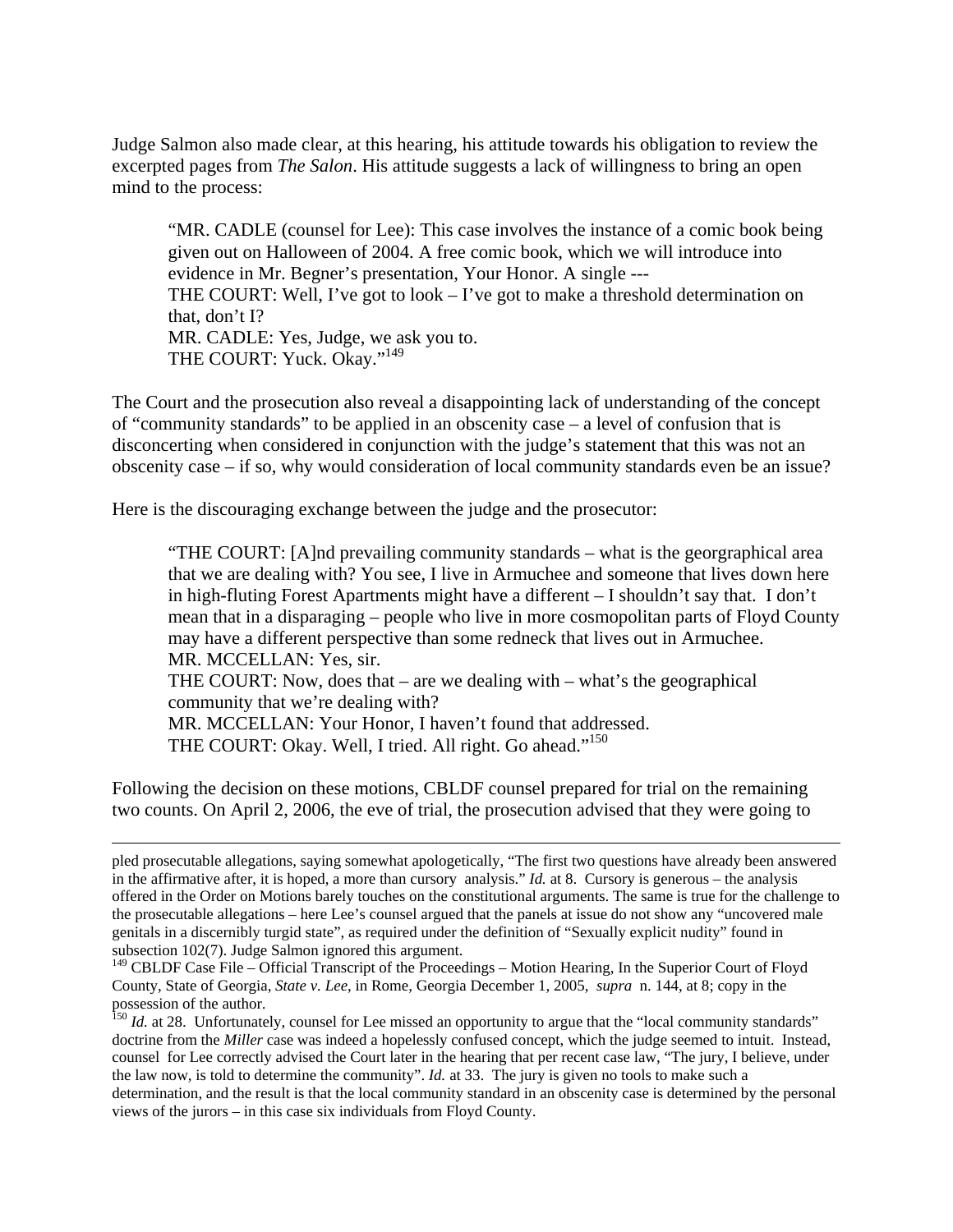Judge Salmon also made clear, at this hearing, his attitude towards his obligation to review the excerpted pages from *The Salon*. His attitude suggests a lack of willingness to bring an open mind to the process:

> "MR. CADLE (counsel for Lee): This case involves the instance of a comic book being given out on Halloween of 2004. A free comic book, which we will introduce into evidence in Mr. Begner's presentation, Your Honor. A single ---
> THE COURT: Well, I've got to look – I've got to make a threshold determination on that, don't I?
> MR. CADLE: Yes, Judge, we ask you to.
> THE COURT: Yuck. Okay."[149]

The Court and the prosecution also reveal a disappointing lack of understanding of the concept of "community standards" to be applied in an obscenity case – a level of confusion that is disconcerting when considered in conjunction with the judge's statement that this was not an obscenity case – if so, why would consideration of local community standards even be an issue?

Here is the discouraging exchange between the judge and the prosecutor:

> "THE COURT: [A]nd prevailing community standards – what is the georgraphical area that we are dealing with? You see, I live in Armuchee and someone that lives down here in high-fluting Forest Apartments might have a different – I shouldn't say that. I don't mean that in a disparaging – people who live in more cosmopolitan parts of Floyd County may have a different perspective than some redneck that lives out in Armuchee.
> MR. MCCELLAN: Yes, sir.
> THE COURT: Now, does that – are we dealing with – what's the geographical community that we're dealing with?
> MR. MCCELLAN: Your Honor, I haven't found that addressed.
> THE COURT: Okay. Well, I tried. All right. Go ahead."[150]

Following the decision on these motions, CBLDF counsel prepared for trial on the remaining two counts. On April 2, 2006, the eve of trial, the prosecution advised that they were going to

---

pled prosecutable allegations, saying somewhat apologetically, "The first two questions have already been answered in the affirmative after, it is hoped, a more than cursory analysis." *Id.* at 8. Cursory is generous – the analysis offered in the Order on Motions barely touches on the constitutional arguments. The same is true for the challenge to the prosecutable allegations – here Lee's counsel argued that the panels at issue do not show any "uncovered male genitals in a discernibly turgid state", as required under the definition of "Sexually explicit nudity" found in subsection 102(7). Judge Salmon ignored this argument.

[149] CBLDF Case File – Official Transcript of the Proceedings – Motion Hearing, In the Superior Court of Floyd County, State of Georgia, *State v. Lee*, in Rome, Georgia December 1, 2005, *supra* n. 144, at 8; copy in the possession of the author.

[150] *Id.* at 28. Unfortunately, counsel for Lee missed an opportunity to argue that the "local community standards" doctrine from the *Miller* case was indeed a hopelessly confused concept, which the judge seemed to intuit. Instead, counsel for Lee correctly advised the Court later in the hearing that per recent case law, "The jury, I believe, under the law now, is told to determine the community". *Id.* at 33. The jury is given no tools to make such a determination, and the result is that the local community standard in an obscenity case is determined by the personal views of the jurors – in this case six individuals from Floyd County.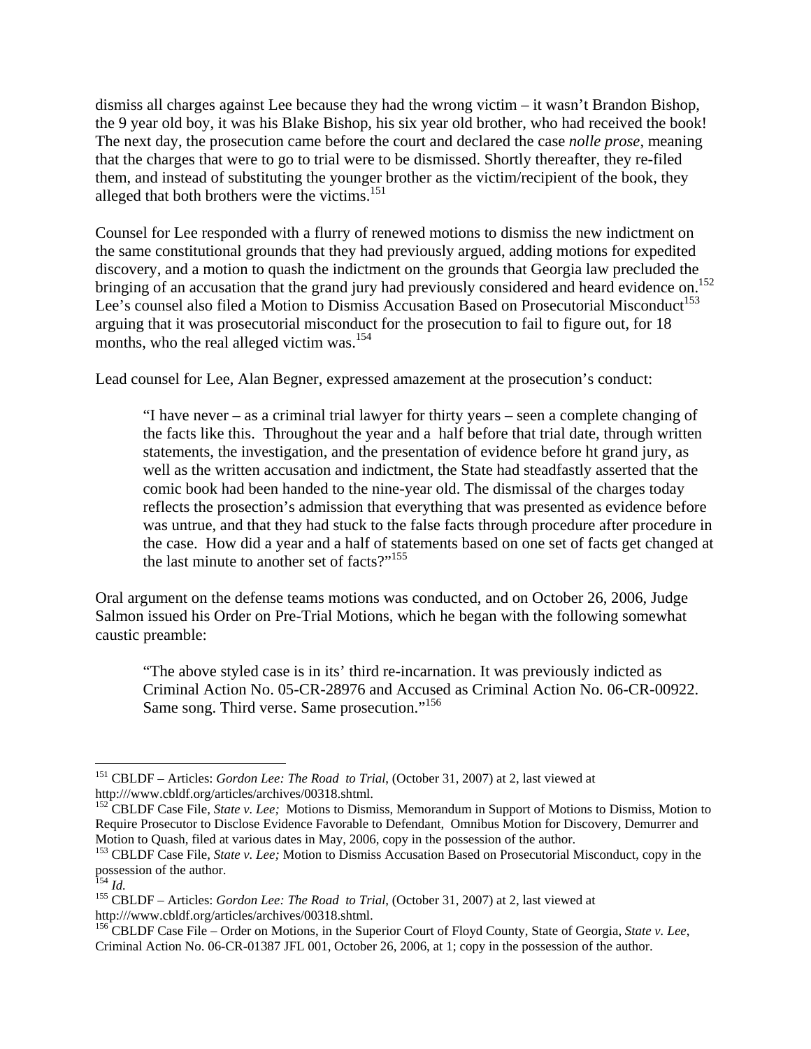dismiss all charges against Lee because they had the wrong victim – it wasn't Brandon Bishop, the 9 year old boy, it was his Blake Bishop, his six year old brother, who had received the book! The next day, the prosecution came before the court and declared the case *nolle prose*, meaning that the charges that were to go to trial were to be dismissed. Shortly thereafter, they re-filed them, and instead of substituting the younger brother as the victim/recipient of the book, they alleged that both brothers were the victims.[151]

Counsel for Lee responded with a flurry of renewed motions to dismiss the new indictment on the same constitutional grounds that they had previously argued, adding motions for expedited discovery, and a motion to quash the indictment on the grounds that Georgia law precluded the bringing of an accusation that the grand jury had previously considered and heard evidence on.[152] Lee's counsel also filed a Motion to Dismiss Accusation Based on Prosecutorial Misconduct[153] arguing that it was prosecutorial misconduct for the prosecution to fail to figure out, for 18 months, who the real alleged victim was.[154]

Lead counsel for Lee, Alan Begner, expressed amazement at the prosecution's conduct:

> "I have never – as a criminal trial lawyer for thirty years – seen a complete changing of the facts like this. Throughout the year and a half before that trial date, through written statements, the investigation, and the presentation of evidence before ht grand jury, as well as the written accusation and indictment, the State had steadfastly asserted that the comic book had been handed to the nine-year old. The dismissal of the charges today reflects the prosection's admission that everything that was presented as evidence before was untrue, and that they had stuck to the false facts through procedure after procedure in the case. How did a year and a half of statements based on one set of facts get changed at the last minute to another set of facts?"[155]

Oral argument on the defense teams motions was conducted, and on October 26, 2006, Judge Salmon issued his Order on Pre-Trial Motions, which he began with the following somewhat caustic preamble:

> "The above styled case is in its' third re-incarnation. It was previously indicted as Criminal Action No. 05-CR-28976 and Accused as Criminal Action No. 06-CR-00922. Same song. Third verse. Same prosecution."[156]

---

[151] CBLDF – Articles: *Gordon Lee: The Road to Trial*, (October 31, 2007) at 2, last viewed at http:///www.cbldf.org/articles/archives/00318.shtml.

[152] CBLDF Case File, *State v. Lee;* Motions to Dismiss, Memorandum in Support of Motions to Dismiss, Motion to Require Prosecutor to Disclose Evidence Favorable to Defendant, Omnibus Motion for Discovery, Demurrer and Motion to Quash, filed at various dates in May, 2006, copy in the possession of the author.

[153] CBLDF Case File, *State v. Lee;* Motion to Dismiss Accusation Based on Prosecutorial Misconduct, copy in the possession of the author.

[154] *Id.*

[155] CBLDF – Articles: *Gordon Lee: The Road to Trial*, (October 31, 2007) at 2, last viewed at http:///www.cbldf.org/articles/archives/00318.shtml.

[156] CBLDF Case File – Order on Motions, in the Superior Court of Floyd County, State of Georgia, *State v. Lee*, Criminal Action No. 06-CR-01387 JFL 001, October 26, 2006, at 1; copy in the possession of the author.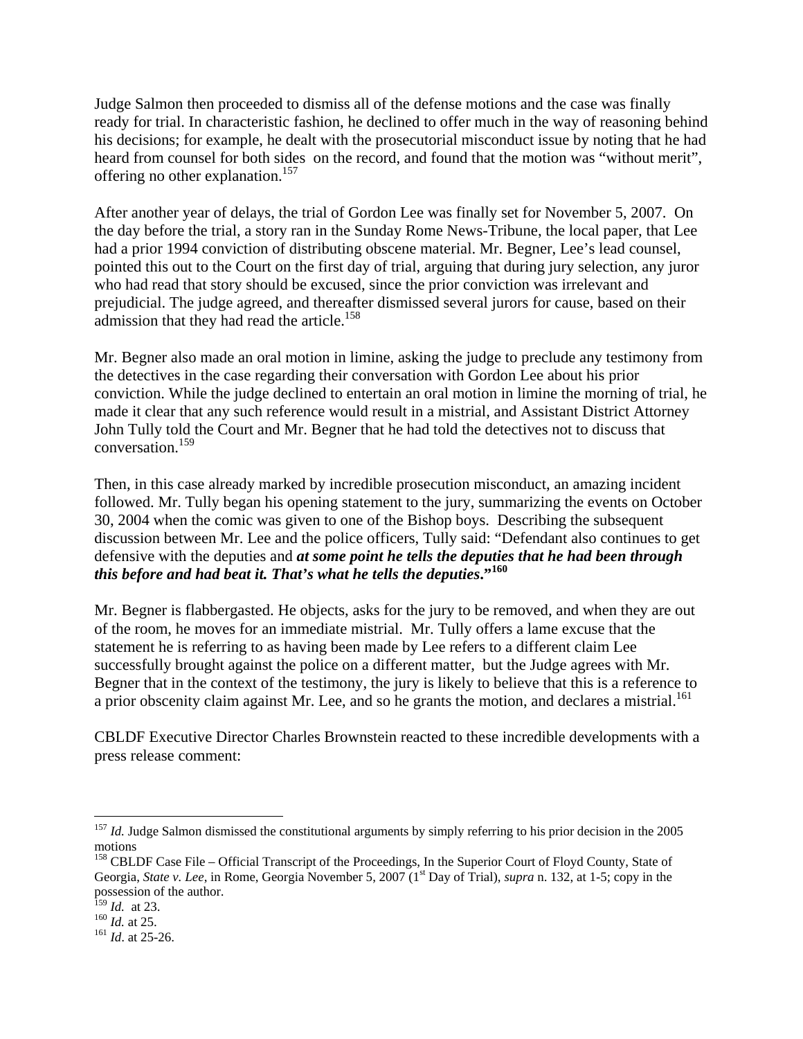Judge Salmon then proceeded to dismiss all of the defense motions and the case was finally ready for trial. In characteristic fashion, he declined to offer much in the way of reasoning behind his decisions; for example, he dealt with the prosecutorial misconduct issue by noting that he had heard from counsel for both sides on the record, and found that the motion was "without merit", offering no other explanation.[157]

After another year of delays, the trial of Gordon Lee was finally set for November 5, 2007. On the day before the trial, a story ran in the Sunday Rome News-Tribune, the local paper, that Lee had a prior 1994 conviction of distributing obscene material. Mr. Begner, Lee's lead counsel, pointed this out to the Court on the first day of trial, arguing that during jury selection, any juror who had read that story should be excused, since the prior conviction was irrelevant and prejudicial. The judge agreed, and thereafter dismissed several jurors for cause, based on their admission that they had read the article.[158]

Mr. Begner also made an oral motion in limine, asking the judge to preclude any testimony from the detectives in the case regarding their conversation with Gordon Lee about his prior conviction. While the judge declined to entertain an oral motion in limine the morning of trial, he made it clear that any such reference would result in a mistrial, and Assistant District Attorney John Tully told the Court and Mr. Begner that he had told the detectives not to discuss that conversation.[159]

Then, in this case already marked by incredible prosecution misconduct, an amazing incident followed. Mr. Tully began his opening statement to the jury, summarizing the events on October 30, 2004 when the comic was given to one of the Bishop boys. Describing the subsequent discussion between Mr. Lee and the police officers, Tully said: "Defendant also continues to get defensive with the deputies and ***at some point he tells the deputies that he had been through this before and had beat it. That's what he tells the deputies*.**"[160]

Mr. Begner is flabbergasted. He objects, asks for the jury to be removed, and when they are out of the room, he moves for an immediate mistrial. Mr. Tully offers a lame excuse that the statement he is referring to as having been made by Lee refers to a different claim Lee successfully brought against the police on a different matter, but the Judge agrees with Mr. Begner that in the context of the testimony, the jury is likely to believe that this is a reference to a prior obscenity claim against Mr. Lee, and so he grants the motion, and declares a mistrial.[161]

CBLDF Executive Director Charles Brownstein reacted to these incredible developments with a press release comment:

---

[157] *Id.* Judge Salmon dismissed the constitutional arguments by simply referring to his prior decision in the 2005 motions

[158] CBLDF Case File – Official Transcript of the Proceedings, In the Superior Court of Floyd County, State of Georgia, *State v. Lee*, in Rome, Georgia November 5, 2007 (1st Day of Trial), *supra* n. 132, at 1-5; copy in the possession of the author.

[159] *Id.* at 23.

[160] *Id.* at 25.

[161] *Id*. at 25-26.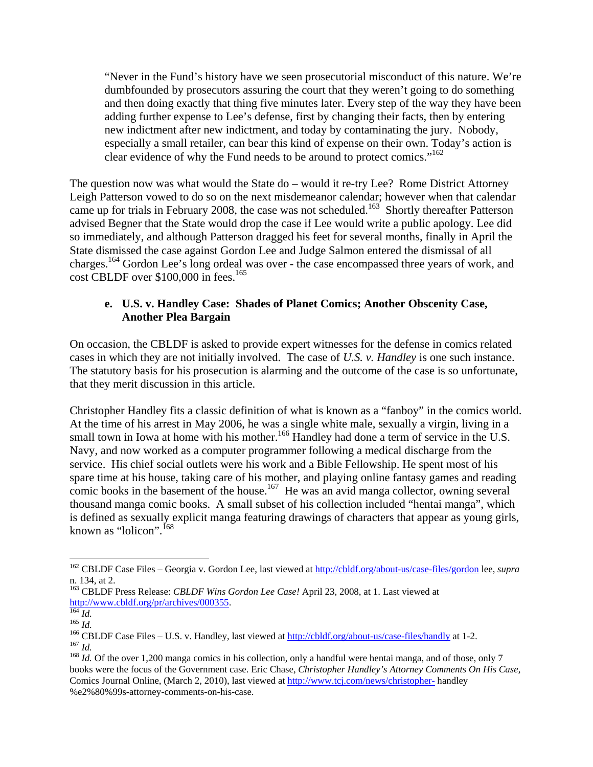> "Never in the Fund's history have we seen prosecutorial misconduct of this nature. We're dumbfounded by prosecutors assuring the court that they weren't going to do something and then doing exactly that thing five minutes later. Every step of the way they have been adding further expense to Lee's defense, first by changing their facts, then by entering new indictment after new indictment, and today by contaminating the jury. Nobody, especially a small retailer, can bear this kind of expense on their own. Today's action is clear evidence of why the Fund needs to be around to protect comics."[162]

The question now was what would the State do – would it re-try Lee? Rome District Attorney Leigh Patterson vowed to do so on the next misdemeanor calendar; however when that calendar came up for trials in February 2008, the case was not scheduled.[163] Shortly thereafter Patterson advised Begner that the State would drop the case if Lee would write a public apology. Lee did so immediately, and although Patterson dragged his feet for several months, finally in April the State dismissed the case against Gordon Lee and Judge Salmon entered the dismissal of all charges.[164] Gordon Lee's long ordeal was over - the case encompassed three years of work, and cost CBLDF over $100,000 in fees.[165]

### e. U.S. v. Handley Case: Shades of Planet Comics; Another Obscenity Case, Another Plea Bargain

On occasion, the CBLDF is asked to provide expert witnesses for the defense in comics related cases in which they are not initially involved. The case of *U.S. v. Handley* is one such instance. The statutory basis for his prosecution is alarming and the outcome of the case is so unfortunate, that they merit discussion in this article.

Christopher Handley fits a classic definition of what is known as a "fanboy" in the comics world. At the time of his arrest in May 2006, he was a single white male, sexually a virgin, living in a small town in Iowa at home with his mother.[166] Handley had done a term of service in the U.S. Navy, and now worked as a computer programmer following a medical discharge from the service. His chief social outlets were his work and a Bible Fellowship. He spent most of his spare time at his house, taking care of his mother, and playing online fantasy games and reading comic books in the basement of the house.[167] He was an avid manga collector, owning several thousand manga comic books. A small subset of his collection included "hentai manga", which is defined as sexually explicit manga featuring drawings of characters that appear as young girls, known as "lolicon".[168]

---

[162] CBLDF Case Files – Georgia v. Gordon Lee, last viewed at http://cbldf.org/about-us/case-files/gordon lee, *supra* n. 134, at 2.

[163] CBLDF Press Release: *CBLDF Wins Gordon Lee Case!* April 23, 2008, at 1. Last viewed at http://www.cbldf.org/pr/archives/000355.

[164] *Id.*

[165] *Id.*

[166] CBLDF Case Files – U.S. v. Handley, last viewed at http://cbldf.org/about-us/case-files/handly at 1-2.

[167] *Id.*

[168] *Id.* Of the over 1,200 manga comics in his collection, only a handful were hentai manga, and of those, only 7 books were the focus of the Government case. Eric Chase, *Christopher Handley's Attorney Comments On His Case*, Comics Journal Online, (March 2, 2010), last viewed at http://www.tcj.com/news/christopher- handley %e2%80%99s-attorney-comments-on-his-case.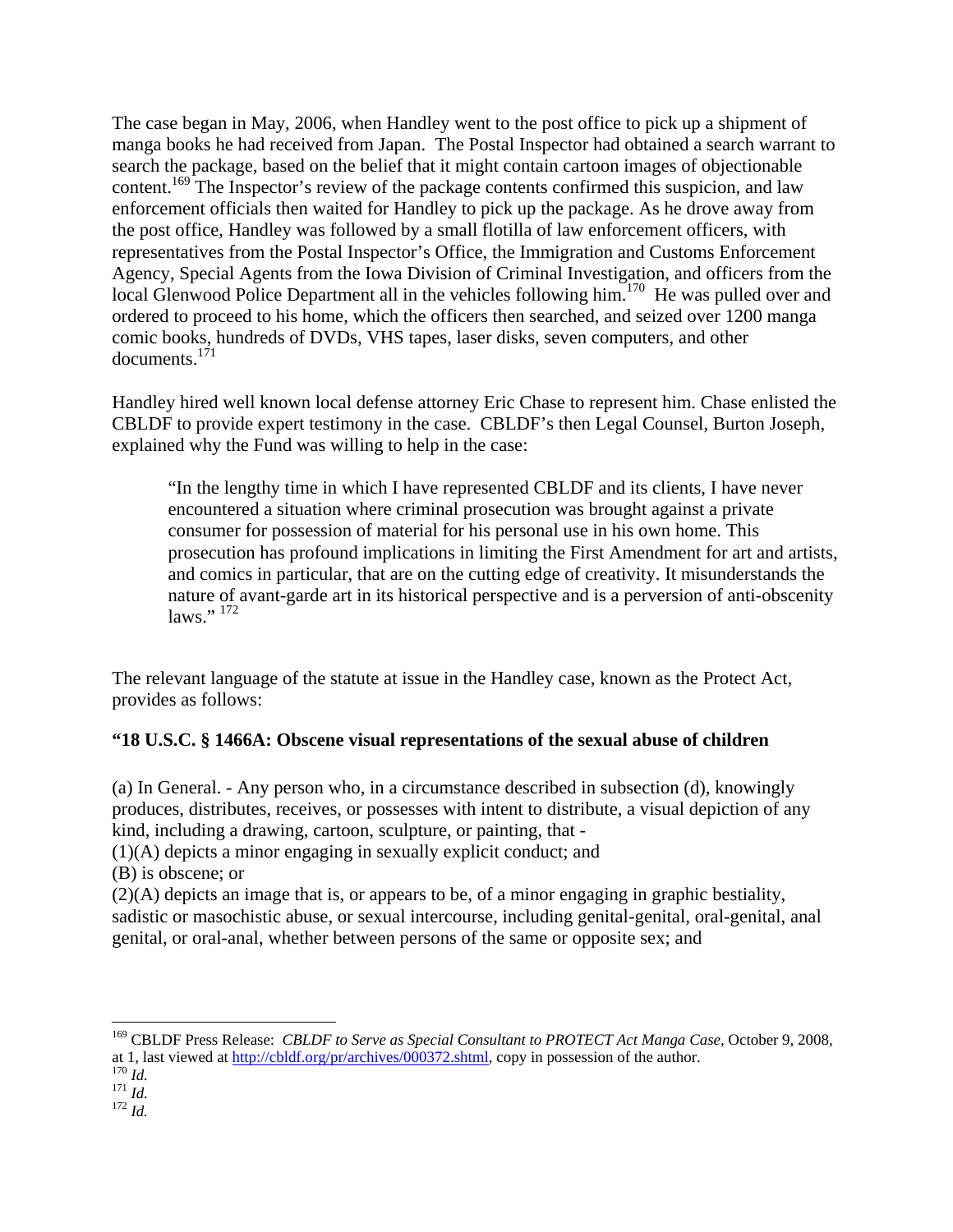The case began in May, 2006, when Handley went to the post office to pick up a shipment of manga books he had received from Japan. The Postal Inspector had obtained a search warrant to search the package, based on the belief that it might contain cartoon images of objectionable content.[169] The Inspector's review of the package contents confirmed this suspicion, and law enforcement officials then waited for Handley to pick up the package. As he drove away from the post office, Handley was followed by a small flotilla of law enforcement officers, with representatives from the Postal Inspector's Office, the Immigration and Customs Enforcement Agency, Special Agents from the Iowa Division of Criminal Investigation, and officers from the local Glenwood Police Department all in the vehicles following him.[170] He was pulled over and ordered to proceed to his home, which the officers then searched, and seized over 1200 manga comic books, hundreds of DVDs, VHS tapes, laser disks, seven computers, and other documents.[171]

Handley hired well known local defense attorney Eric Chase to represent him. Chase enlisted the CBLDF to provide expert testimony in the case. CBLDF's then Legal Counsel, Burton Joseph, explained why the Fund was willing to help in the case:

> "In the lengthy time in which I have represented CBLDF and its clients, I have never encountered a situation where criminal prosecution was brought against a private consumer for possession of material for his personal use in his own home. This prosecution has profound implications in limiting the First Amendment for art and artists, and comics in particular, that are on the cutting edge of creativity. It misunderstands the nature of avant-garde art in its historical perspective and is a perversion of anti-obscenity laws." [172]

The relevant language of the statute at issue in the Handley case, known as the Protect Act, provides as follows:

**"18 U.S.C. § 1466A: Obscene visual representations of the sexual abuse of children**

(a) In General. - Any person who, in a circumstance described in subsection (d), knowingly produces, distributes, receives, or possesses with intent to distribute, a visual depiction of any kind, including a drawing, cartoon, sculpture, or painting, that -
(1)(A) depicts a minor engaging in sexually explicit conduct; and
(B) is obscene; or
(2)(A) depicts an image that is, or appears to be, of a minor engaging in graphic bestiality, sadistic or masochistic abuse, or sexual intercourse, including genital-genital, oral-genital, anal genital, or oral-anal, whether between persons of the same or opposite sex; and

---

[169] CBLDF Press Release: *CBLDF to Serve as Special Consultant to PROTECT Act Manga Case,* October 9, 2008, at 1, last viewed at http://cbldf.org/pr/archives/000372.shtml, copy in possession of the author.
[170] *Id.*
[171] *Id.*
[172] *Id.*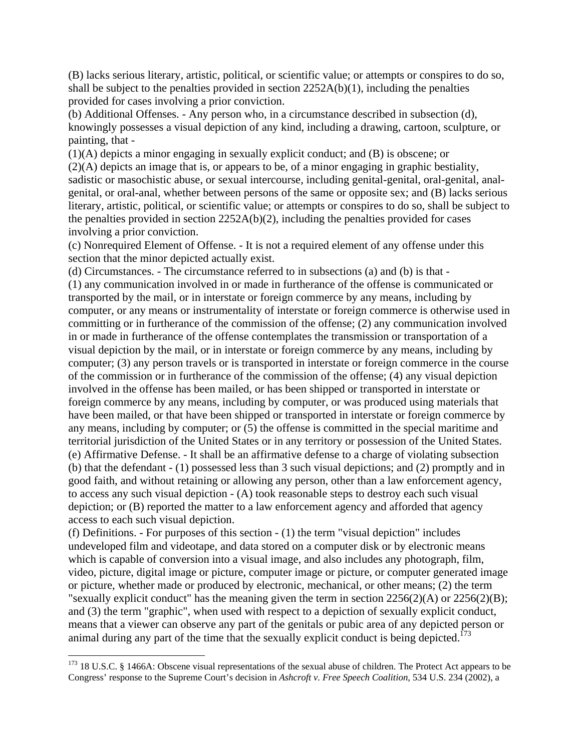(B) lacks serious literary, artistic, political, or scientific value; or attempts or conspires to do so, shall be subject to the penalties provided in section 2252A(b)(1), including the penalties provided for cases involving a prior conviction.

(b) Additional Offenses. - Any person who, in a circumstance described in subsection (d), knowingly possesses a visual depiction of any kind, including a drawing, cartoon, sculpture, or painting, that -

(1)(A) depicts a minor engaging in sexually explicit conduct; and (B) is obscene; or

(2)(A) depicts an image that is, or appears to be, of a minor engaging in graphic bestiality, sadistic or masochistic abuse, or sexual intercourse, including genital-genital, oral-genital, anal-genital, or oral-anal, whether between persons of the same or opposite sex; and (B) lacks serious literary, artistic, political, or scientific value; or attempts or conspires to do so, shall be subject to the penalties provided in section 2252A(b)(2), including the penalties provided for cases involving a prior conviction.

(c) Nonrequired Element of Offense. - It is not a required element of any offense under this section that the minor depicted actually exist.

(d) Circumstances. - The circumstance referred to in subsections (a) and (b) is that -

(1) any communication involved in or made in furtherance of the offense is communicated or transported by the mail, or in interstate or foreign commerce by any means, including by computer, or any means or instrumentality of interstate or foreign commerce is otherwise used in committing or in furtherance of the commission of the offense; (2) any communication involved in or made in furtherance of the offense contemplates the transmission or transportation of a visual depiction by the mail, or in interstate or foreign commerce by any means, including by computer; (3) any person travels or is transported in interstate or foreign commerce in the course of the commission or in furtherance of the commission of the offense; (4) any visual depiction involved in the offense has been mailed, or has been shipped or transported in interstate or foreign commerce by any means, including by computer, or was produced using materials that have been mailed, or that have been shipped or transported in interstate or foreign commerce by any means, including by computer; or (5) the offense is committed in the special maritime and territorial jurisdiction of the United States or in any territory or possession of the United States.

(e) Affirmative Defense. - It shall be an affirmative defense to a charge of violating subsection (b) that the defendant - (1) possessed less than 3 such visual depictions; and (2) promptly and in good faith, and without retaining or allowing any person, other than a law enforcement agency, to access any such visual depiction - (A) took reasonable steps to destroy each such visual depiction; or (B) reported the matter to a law enforcement agency and afforded that agency access to each such visual depiction.

(f) Definitions. - For purposes of this section - (1) the term "visual depiction" includes undeveloped film and videotape, and data stored on a computer disk or by electronic means which is capable of conversion into a visual image, and also includes any photograph, film, video, picture, digital image or picture, computer image or picture, or computer generated image or picture, whether made or produced by electronic, mechanical, or other means; (2) the term "sexually explicit conduct" has the meaning given the term in section 2256(2)(A) or 2256(2)(B); and (3) the term "graphic", when used with respect to a depiction of sexually explicit conduct, means that a viewer can observe any part of the genitals or pubic area of any depicted person or animal during any part of the time that the sexually explicit conduct is being depicted.[173]

---

[173] 18 U.S.C. § 1466A: Obscene visual representations of the sexual abuse of children. The Protect Act appears to be Congress' response to the Supreme Court's decision in *Ashcroft v. Free Speech Coalition,* 534 U.S. 234 (2002), a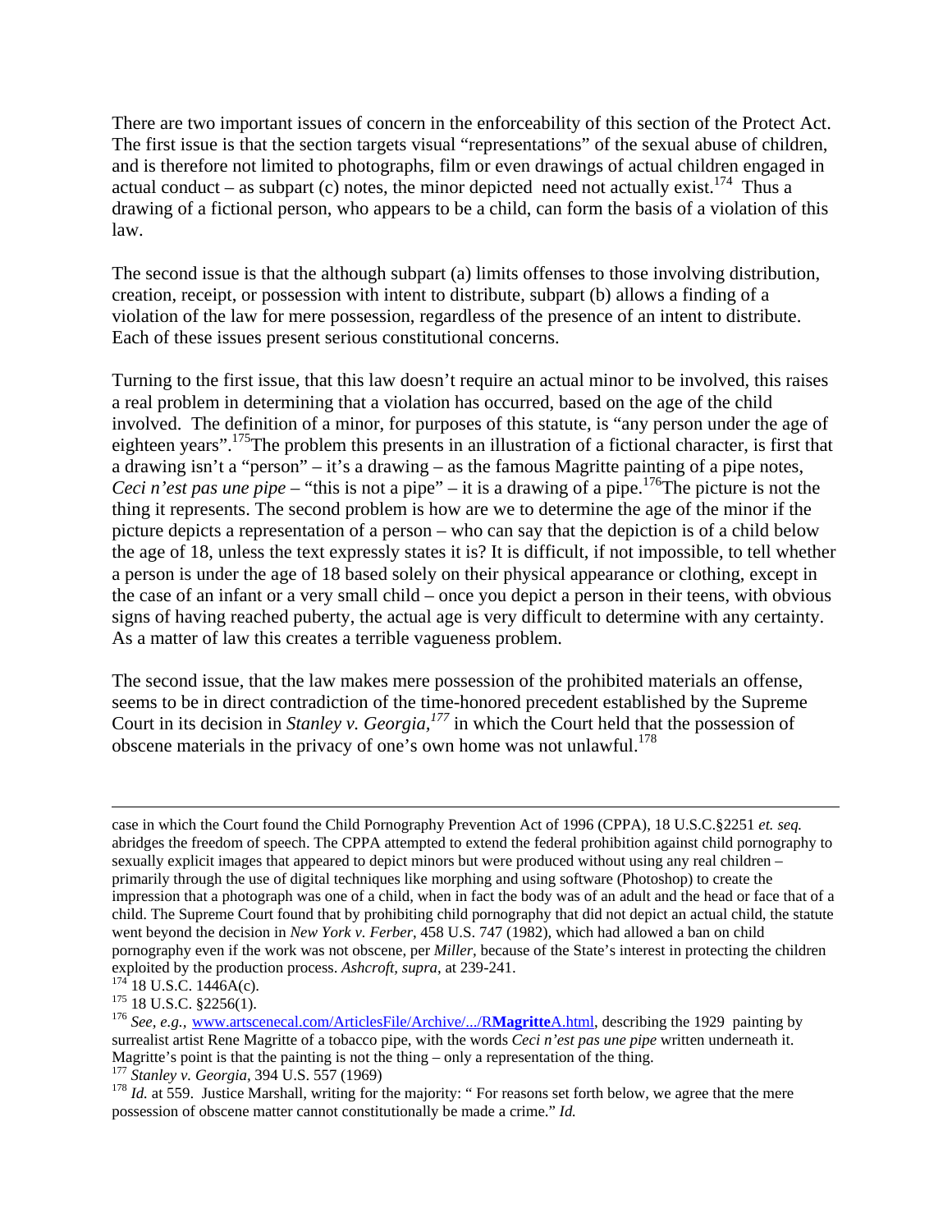There are two important issues of concern in the enforceability of this section of the Protect Act. The first issue is that the section targets visual "representations" of the sexual abuse of children, and is therefore not limited to photographs, film or even drawings of actual children engaged in actual conduct – as subpart (c) notes, the minor depicted need not actually exist.[174] Thus a drawing of a fictional person, who appears to be a child, can form the basis of a violation of this law.

The second issue is that the although subpart (a) limits offenses to those involving distribution, creation, receipt, or possession with intent to distribute, subpart (b) allows a finding of a violation of the law for mere possession, regardless of the presence of an intent to distribute. Each of these issues present serious constitutional concerns.

Turning to the first issue, that this law doesn't require an actual minor to be involved, this raises a real problem in determining that a violation has occurred, based on the age of the child involved. The definition of a minor, for purposes of this statute, is "any person under the age of eighteen years".[175] The problem this presents in an illustration of a fictional character, is first that a drawing isn't a "person" – it's a drawing – as the famous Magritte painting of a pipe notes, *Ceci n'est pas une pipe* – "this is not a pipe" – it is a drawing of a pipe.[176] The picture is not the thing it represents. The second problem is how are we to determine the age of the minor if the picture depicts a representation of a person – who can say that the depiction is of a child below the age of 18, unless the text expressly states it is? It is difficult, if not impossible, to tell whether a person is under the age of 18 based solely on their physical appearance or clothing, except in the case of an infant or a very small child – once you depict a person in their teens, with obvious signs of having reached puberty, the actual age is very difficult to determine with any certainty. As a matter of law this creates a terrible vagueness problem.

The second issue, that the law makes mere possession of the prohibited materials an offense, seems to be in direct contradiction of the time-honored precedent established by the Supreme Court in its decision in *Stanley v. Georgia,*[177] in which the Court held that the possession of obscene materials in the privacy of one's own home was not unlawful.[178]

---

case in which the Court found the Child Pornography Prevention Act of 1996 (CPPA), 18 U.S.C.§2251 *et. seq.* abridges the freedom of speech. The CPPA attempted to extend the federal prohibition against child pornography to sexually explicit images that appeared to depict minors but were produced without using any real children – primarily through the use of digital techniques like morphing and using software (Photoshop) to create the impression that a photograph was one of a child, when in fact the body was of an adult and the head or face that of a child. The Supreme Court found that by prohibiting child pornography that did not depict an actual child, the statute went beyond the decision in *New York v. Ferber*, 458 U.S. 747 (1982), which had allowed a ban on child pornography even if the work was not obscene, per *Miller*, because of the State's interest in protecting the children exploited by the production process. *Ashcroft, supra*, at 239-241.

[174] 18 U.S.C. 1446A(c).

[175] 18 U.S.C. §2256(1).

[176] *See, e.g.,* www.artscenecal.com/ArticlesFile/Archive/.../R**Magritte**A.html, describing the 1929 painting by surrealist artist Rene Magritte of a tobacco pipe, with the words *Ceci n'est pas une pipe* written underneath it. Magritte's point is that the painting is not the thing – only a representation of the thing.

[177] *Stanley v. Georgia,* 394 U.S. 557 (1969)

[178] *Id.* at 559. Justice Marshall, writing for the majority: " For reasons set forth below, we agree that the mere possession of obscene matter cannot constitutionally be made a crime." *Id.*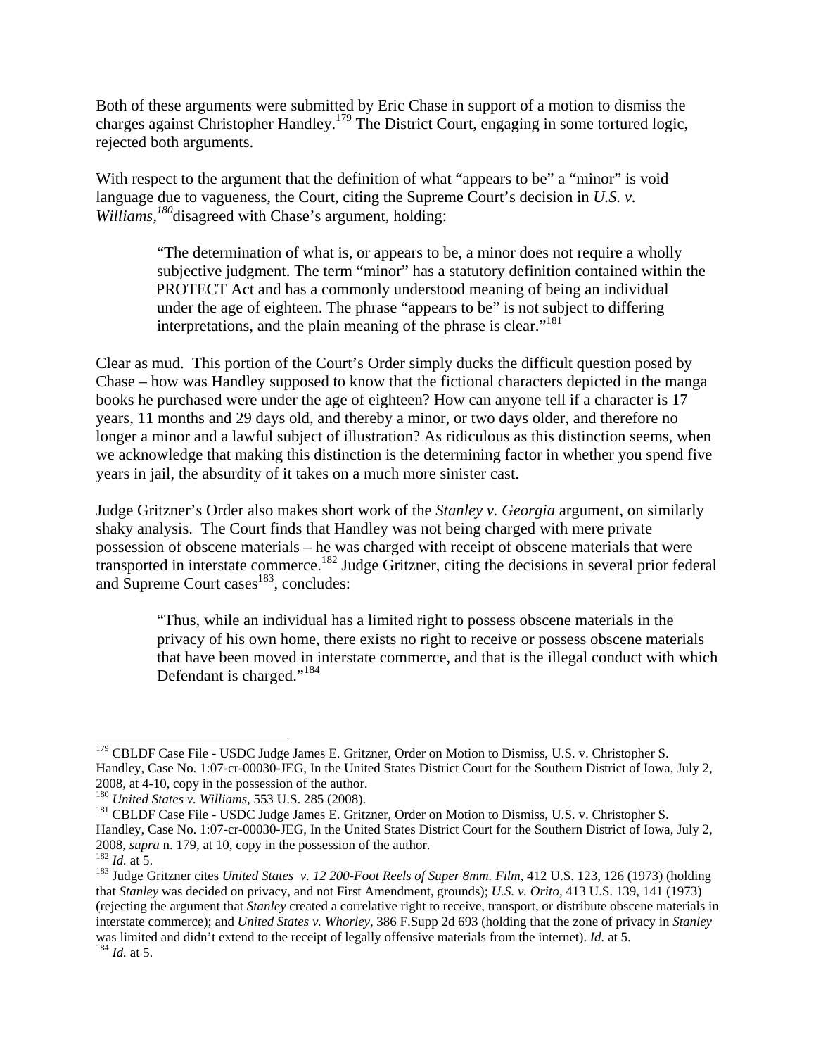Both of these arguments were submitted by Eric Chase in support of a motion to dismiss the charges against Christopher Handley.[179] The District Court, engaging in some tortured logic, rejected both arguments.

With respect to the argument that the definition of what "appears to be" a "minor" is void language due to vagueness, the Court, citing the Supreme Court's decision in *U.S. v. Williams*,[180] disagreed with Chase's argument, holding:

> "The determination of what is, or appears to be, a minor does not require a wholly subjective judgment. The term "minor" has a statutory definition contained within the PROTECT Act and has a commonly understood meaning of being an individual under the age of eighteen. The phrase "appears to be" is not subject to differing interpretations, and the plain meaning of the phrase is clear."[181]

Clear as mud. This portion of the Court's Order simply ducks the difficult question posed by Chase – how was Handley supposed to know that the fictional characters depicted in the manga books he purchased were under the age of eighteen? How can anyone tell if a character is 17 years, 11 months and 29 days old, and thereby a minor, or two days older, and therefore no longer a minor and a lawful subject of illustration? As ridiculous as this distinction seems, when we acknowledge that making this distinction is the determining factor in whether you spend five years in jail, the absurdity of it takes on a much more sinister cast.

Judge Gritzner's Order also makes short work of the *Stanley v. Georgia* argument, on similarly shaky analysis. The Court finds that Handley was not being charged with mere private possession of obscene materials – he was charged with receipt of obscene materials that were transported in interstate commerce.[182] Judge Gritzner, citing the decisions in several prior federal and Supreme Court cases[183], concludes:

> "Thus, while an individual has a limited right to possess obscene materials in the privacy of his own home, there exists no right to receive or possess obscene materials that have been moved in interstate commerce, and that is the illegal conduct with which Defendant is charged."[184]

---

[179] CBLDF Case File - USDC Judge James E. Gritzner, Order on Motion to Dismiss, U.S. v. Christopher S. Handley, Case No. 1:07-cr-00030-JEG, In the United States District Court for the Southern District of Iowa, July 2, 2008, at 4-10, copy in the possession of the author.

[180] *United States v. Williams*, 553 U.S. 285 (2008).

[181] CBLDF Case File - USDC Judge James E. Gritzner, Order on Motion to Dismiss, U.S. v. Christopher S. Handley, Case No. 1:07-cr-00030-JEG, In the United States District Court for the Southern District of Iowa, July 2, 2008, *supra* n. 179, at 10, copy in the possession of the author.

[182] *Id.* at 5.

[183] Judge Gritzner cites *United States v. 12 200-Foot Reels of Super 8mm. Film*, 412 U.S. 123, 126 (1973) (holding that *Stanley* was decided on privacy, and not First Amendment, grounds); *U.S. v. Orito*, 413 U.S. 139, 141 (1973) (rejecting the argument that *Stanley* created a correlative right to receive, transport, or distribute obscene materials in interstate commerce); and *United States v. Whorley*, 386 F.Supp 2d 693 (holding that the zone of privacy in *Stanley* was limited and didn't extend to the receipt of legally offensive materials from the internet). *Id.* at 5.

[184] *Id.* at 5.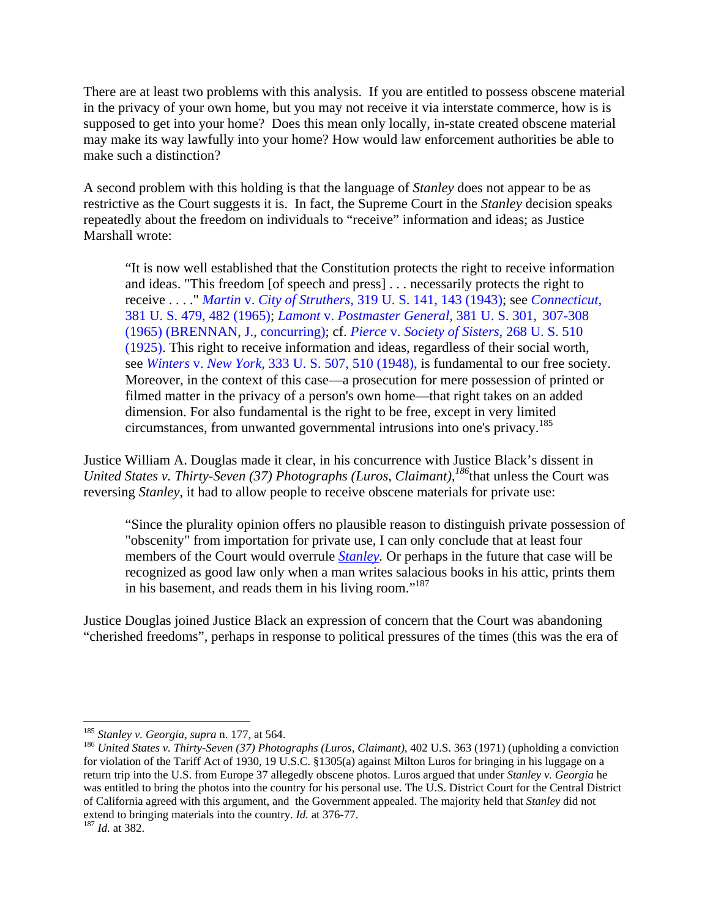There are at least two problems with this analysis. If you are entitled to possess obscene material in the privacy of your own home, but you may not receive it via interstate commerce, how is is supposed to get into your home? Does this mean only locally, in-state created obscene material may make its way lawfully into your home? How would law enforcement authorities be able to make such a distinction?

A second problem with this holding is that the language of *Stanley* does not appear to be as restrictive as the Court suggests it is. In fact, the Supreme Court in the *Stanley* decision speaks repeatedly about the freedom on individuals to "receive" information and ideas; as Justice Marshall wrote:

> "It is now well established that the Constitution protects the right to receive information and ideas. "This freedom [of speech and press] . . . necessarily protects the right to receive . . . ." *Martin* v. *City of Struthers,* 319 U. S. 141, 143 (1943); see *Connecticut,* 381 U. S. 479, 482 (1965); *Lamont* v. *Postmaster General,* 381 U. S. 301, 307-308 (1965) (BRENNAN, J., concurring); cf. *Pierce* v. *Society of Sisters,* 268 U. S. 510 (1925). This right to receive information and ideas, regardless of their social worth, see *Winters* v. *New York,* 333 U. S. 507, 510 (1948), is fundamental to our free society. Moreover, in the context of this case—a prosecution for mere possession of printed or filmed matter in the privacy of a person's own home—that right takes on an added dimension. For also fundamental is the right to be free, except in very limited circumstances, from unwanted governmental intrusions into one's privacy.[185]

Justice William A. Douglas made it clear, in his concurrence with Justice Black's dissent in *United States v. Thirty-Seven (37) Photographs (Luros, Claimant),*[186] that unless the Court was reversing *Stanley*, it had to allow people to receive obscene materials for private use:

> "Since the plurality opinion offers no plausible reason to distinguish private possession of "obscenity" from importation for private use, I can only conclude that at least four members of the Court would overrule *Stanley.* Or perhaps in the future that case will be recognized as good law only when a man writes salacious books in his attic, prints them in his basement, and reads them in his living room."[187]

Justice Douglas joined Justice Black an expression of concern that the Court was abandoning "cherished freedoms", perhaps in response to political pressures of the times (this was the era of

---

[185] *Stanley v. Georgia, supra* n. 177, at 564.

[186] *United States v. Thirty-Seven (37) Photographs (Luros, Claimant)*, 402 U.S. 363 (1971) (upholding a conviction for violation of the Tariff Act of 1930, 19 U.S.C. §1305(a) against Milton Luros for bringing in his luggage on a return trip into the U.S. from Europe 37 allegedly obscene photos. Luros argued that under *Stanley v. Georgia* he was entitled to bring the photos into the country for his personal use. The U.S. District Court for the Central District of California agreed with this argument, and the Government appealed. The majority held that *Stanley* did not extend to bringing materials into the country. *Id.* at 376-77.

[187] *Id.* at 382.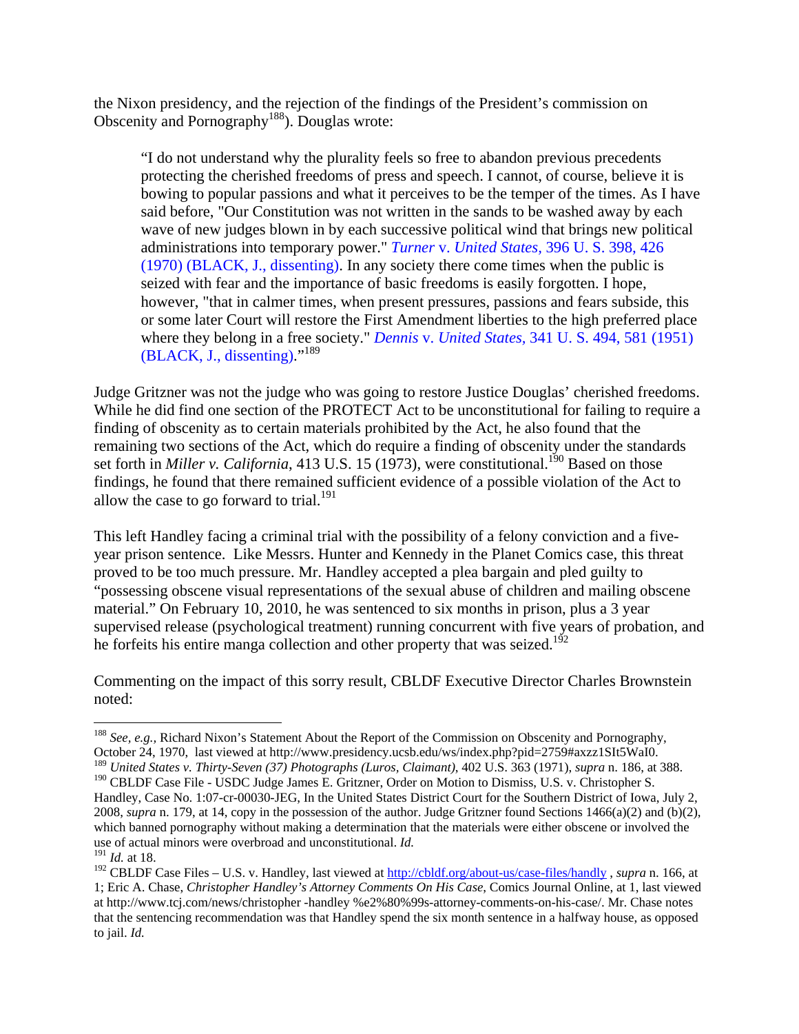the Nixon presidency, and the rejection of the findings of the President's commission on Obscenity and Pornography[188]). Douglas wrote:

> "I do not understand why the plurality feels so free to abandon previous precedents protecting the cherished freedoms of press and speech. I cannot, of course, believe it is bowing to popular passions and what it perceives to be the temper of the times. As I have said before, "Our Constitution was not written in the sands to be washed away by each wave of new judges blown in by each successive political wind that brings new political administrations into temporary power." *Turner* v. *United States,* 396 U. S. 398, 426 (1970) (BLACK, J., dissenting). In any society there come times when the public is seized with fear and the importance of basic freedoms is easily forgotten. I hope, however, "that in calmer times, when present pressures, passions and fears subside, this or some later Court will restore the First Amendment liberties to the high preferred place where they belong in a free society." *Dennis* v. *United States,* 341 U. S. 494, 581 (1951) (BLACK, J., dissenting)."[189]

Judge Gritzner was not the judge who was going to restore Justice Douglas' cherished freedoms. While he did find one section of the PROTECT Act to be unconstitutional for failing to require a finding of obscenity as to certain materials prohibited by the Act, he also found that the remaining two sections of the Act, which do require a finding of obscenity under the standards set forth in *Miller v. California*, 413 U.S. 15 (1973), were constitutional.[190] Based on those findings, he found that there remained sufficient evidence of a possible violation of the Act to allow the case to go forward to trial.[191]

This left Handley facing a criminal trial with the possibility of a felony conviction and a five-year prison sentence. Like Messrs. Hunter and Kennedy in the Planet Comics case, this threat proved to be too much pressure. Mr. Handley accepted a plea bargain and pled guilty to "possessing obscene visual representations of the sexual abuse of children and mailing obscene material." On February 10, 2010, he was sentenced to six months in prison, plus a 3 year supervised release (psychological treatment) running concurrent with five years of probation, and he forfeits his entire manga collection and other property that was seized.[192]

Commenting on the impact of this sorry result, CBLDF Executive Director Charles Brownstein noted:

---

[188] *See, e.g.,* Richard Nixon's Statement About the Report of the Commission on Obscenity and Pornography, October 24, 1970, last viewed at http://www.presidency.ucsb.edu/ws/index.php?pid=2759#axzz1SIt5WaI0.

[189] *United States v. Thirty-Seven (37) Photographs (Luros, Claimant)*, 402 U.S. 363 (1971), *supra* n. 186, at 388.

[190] CBLDF Case File - USDC Judge James E. Gritzner, Order on Motion to Dismiss, U.S. v. Christopher S. Handley, Case No. 1:07-cr-00030-JEG, In the United States District Court for the Southern District of Iowa, July 2, 2008, *supra* n. 179, at 14, copy in the possession of the author. Judge Gritzner found Sections 1466(a)(2) and (b)(2), which banned pornography without making a determination that the materials were either obscene or involved the use of actual minors were overbroad and unconstitutional. *Id.*

[191] *Id.* at 18.

[192] CBLDF Case Files – U.S. v. Handley, last viewed at http://cbldf.org/about-us/case-files/handly , *supra* n. 166, at 1; Eric A. Chase, *Christopher Handley's Attorney Comments On His Case*, Comics Journal Online, at 1, last viewed at http://www.tcj.com/news/christopher -handley %e2%80%99s-attorney-comments-on-his-case/. Mr. Chase notes that the sentencing recommendation was that Handley spend the six month sentence in a halfway house, as opposed to jail. *Id.*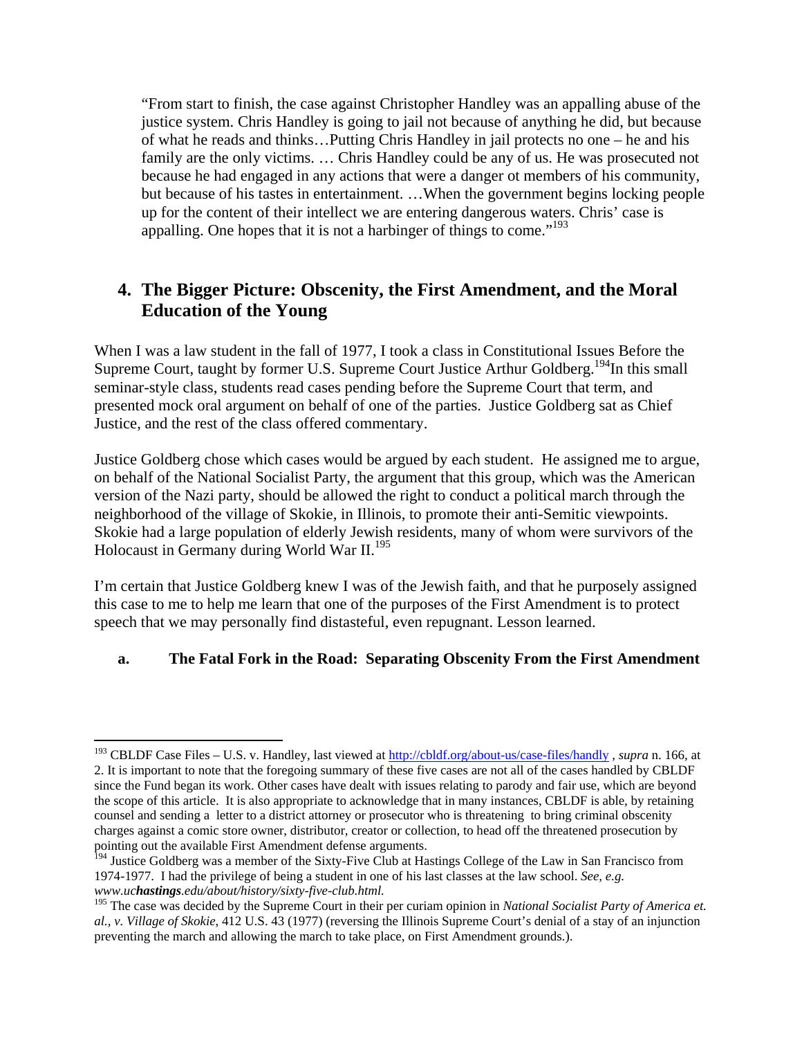"From start to finish, the case against Christopher Handley was an appalling abuse of the justice system. Chris Handley is going to jail not because of anything he did, but because of what he reads and thinks…Putting Chris Handley in jail protects no one – he and his family are the only victims. … Chris Handley could be any of us. He was prosecuted not because he had engaged in any actions that were a danger ot members of his community, but because of his tastes in entertainment. …When the government begins locking people up for the content of their intellect we are entering dangerous waters. Chris' case is appalling. One hopes that it is not a harbinger of things to come."[193]

## 4. The Bigger Picture: Obscenity, the First Amendment, and the Moral Education of the Young

When I was a law student in the fall of 1977, I took a class in Constitutional Issues Before the Supreme Court, taught by former U.S. Supreme Court Justice Arthur Goldberg.[194]In this small seminar-style class, students read cases pending before the Supreme Court that term, and presented mock oral argument on behalf of one of the parties. Justice Goldberg sat as Chief Justice, and the rest of the class offered commentary.

Justice Goldberg chose which cases would be argued by each student. He assigned me to argue, on behalf of the National Socialist Party, the argument that this group, which was the American version of the Nazi party, should be allowed the right to conduct a political march through the neighborhood of the village of Skokie, in Illinois, to promote their anti-Semitic viewpoints. Skokie had a large population of elderly Jewish residents, many of whom were survivors of the Holocaust in Germany during World War II.[195]

I'm certain that Justice Goldberg knew I was of the Jewish faith, and that he purposely assigned this case to me to help me learn that one of the purposes of the First Amendment is to protect speech that we may personally find distasteful, even repugnant. Lesson learned.

### a. The Fatal Fork in the Road: Separating Obscenity From the First Amendment

---

[193] CBLDF Case Files – U.S. v. Handley, last viewed at http://cbldf.org/about-us/case-files/handly , *supra* n. 166, at 2. It is important to note that the foregoing summary of these five cases are not all of the cases handled by CBLDF since the Fund began its work. Other cases have dealt with issues relating to parody and fair use, which are beyond the scope of this article. It is also appropriate to acknowledge that in many instances, CBLDF is able, by retaining counsel and sending a letter to a district attorney or prosecutor who is threatening to bring criminal obscenity charges against a comic store owner, distributor, creator or collection, to head off the threatened prosecution by pointing out the available First Amendment defense arguments.

[194] Justice Goldberg was a member of the Sixty-Five Club at Hastings College of the Law in San Francisco from 1974-1977. I had the privilege of being a student in one of his last classes at the law school. *See, e.g. www.uc**hastings**.edu/about/history/sixty-five-club.html.*

[195] The case was decided by the Supreme Court in their per curiam opinion in *National Socialist Party of America et. al., v. Village of Skokie*, 412 U.S. 43 (1977) (reversing the Illinois Supreme Court's denial of a stay of an injunction preventing the march and allowing the march to take place, on First Amendment grounds.).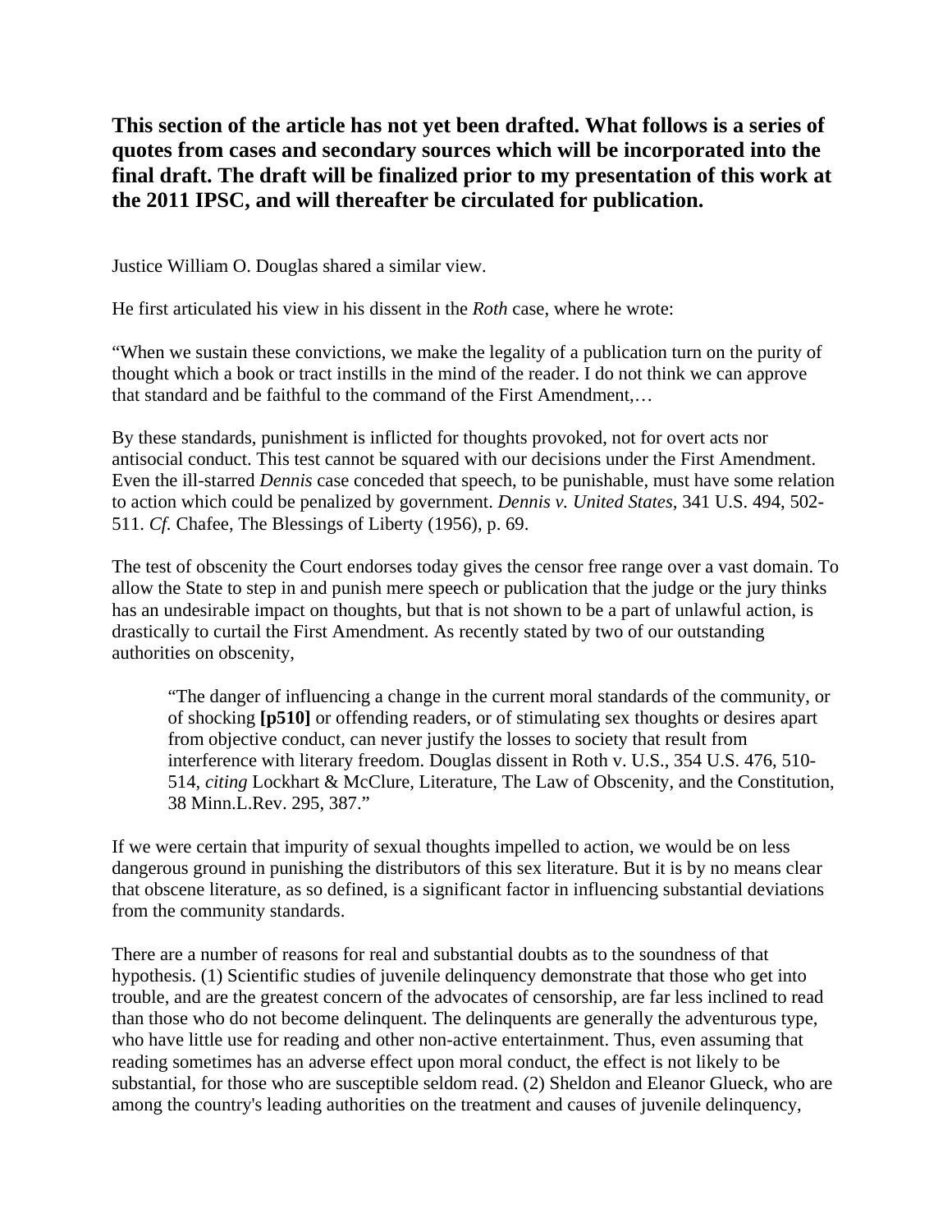**This section of the article has not yet been drafted. What follows is a series of quotes from cases and secondary sources which will be incorporated into the final draft. The draft will be finalized prior to my presentation of this work at the 2011 IPSC, and will thereafter be circulated for publication.**

Justice William O. Douglas shared a similar view.

He first articulated his view in his dissent in the *Roth* case, where he wrote:

"When we sustain these convictions, we make the legality of a publication turn on the purity of thought which a book or tract instills in the mind of the reader. I do not think we can approve that standard and be faithful to the command of the First Amendment,…

By these standards, punishment is inflicted for thoughts provoked, not for overt acts nor antisocial conduct. This test cannot be squared with our decisions under the First Amendment. Even the ill-starred *Dennis* case conceded that speech, to be punishable, must have some relation to action which could be penalized by government. *Dennis v. United States,* 341 U.S. 494, 502-511. *Cf.* Chafee, The Blessings of Liberty (1956), p. 69.

The test of obscenity the Court endorses today gives the censor free range over a vast domain. To allow the State to step in and punish mere speech or publication that the judge or the jury thinks has an undesirable impact on thoughts, but that is not shown to be a part of unlawful action, is drastically to curtail the First Amendment. As recently stated by two of our outstanding authorities on obscenity,

> "The danger of influencing a change in the current moral standards of the community, or of shocking **[p510]** or offending readers, or of stimulating sex thoughts or desires apart from objective conduct, can never justify the losses to society that result from interference with literary freedom. Douglas dissent in Roth v. U.S., 354 U.S. 476, 510-514, *citing* Lockhart & McClure, Literature, The Law of Obscenity, and the Constitution, 38 Minn.L.Rev. 295, 387."

If we were certain that impurity of sexual thoughts impelled to action, we would be on less dangerous ground in punishing the distributors of this sex literature. But it is by no means clear that obscene literature, as so defined, is a significant factor in influencing substantial deviations from the community standards.

There are a number of reasons for real and substantial doubts as to the soundness of that hypothesis. (1) Scientific studies of juvenile delinquency demonstrate that those who get into trouble, and are the greatest concern of the advocates of censorship, are far less inclined to read than those who do not become delinquent. The delinquents are generally the adventurous type, who have little use for reading and other non-active entertainment. Thus, even assuming that reading sometimes has an adverse effect upon moral conduct, the effect is not likely to be substantial, for those who are susceptible seldom read. (2) Sheldon and Eleanor Glueck, who are among the country's leading authorities on the treatment and causes of juvenile delinquency,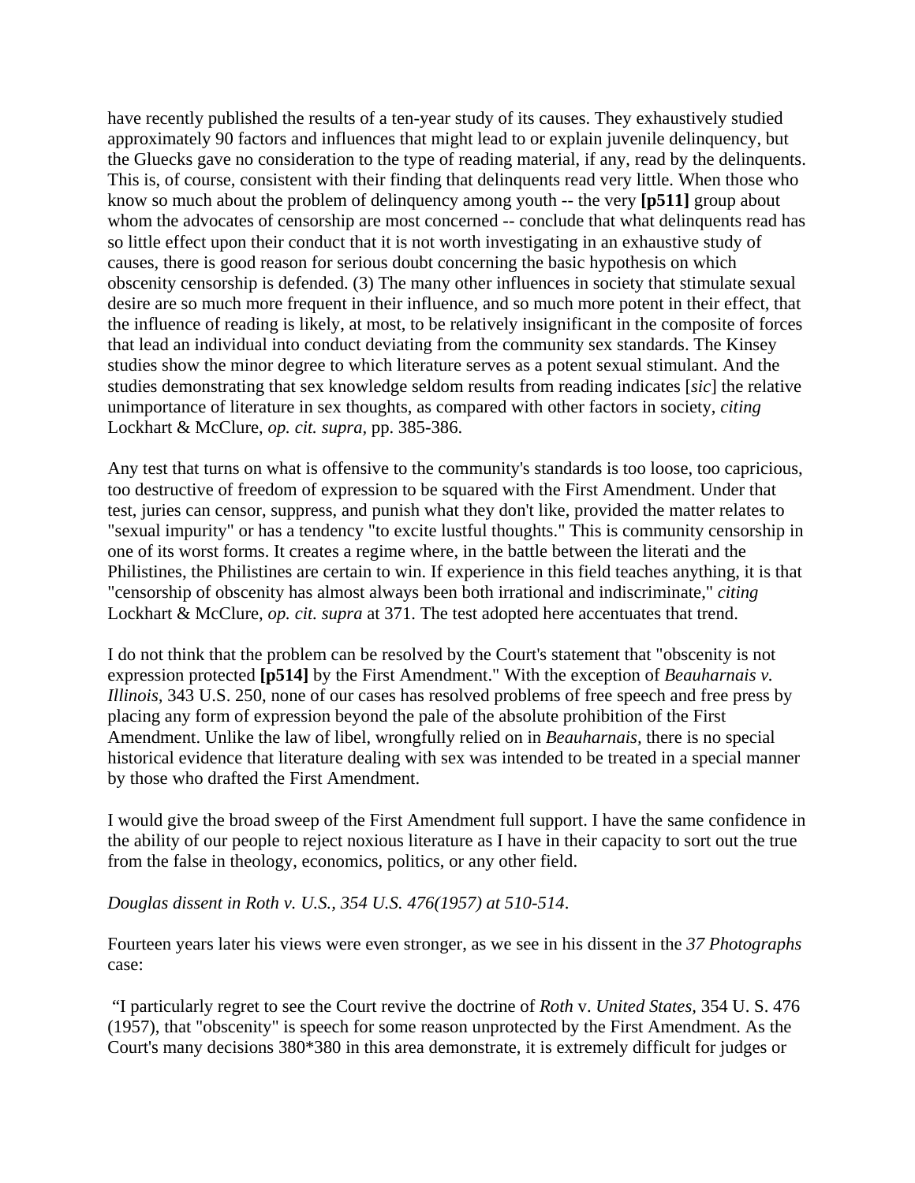have recently published the results of a ten-year study of its causes. They exhaustively studied approximately 90 factors and influences that might lead to or explain juvenile delinquency, but the Gluecks gave no consideration to the type of reading material, if any, read by the delinquents. This is, of course, consistent with their finding that delinquents read very little. When those who know so much about the problem of delinquency among youth -- the very **[p511]** group about whom the advocates of censorship are most concerned -- conclude that what delinquents read has so little effect upon their conduct that it is not worth investigating in an exhaustive study of causes, there is good reason for serious doubt concerning the basic hypothesis on which obscenity censorship is defended. (3) The many other influences in society that stimulate sexual desire are so much more frequent in their influence, and so much more potent in their effect, that the influence of reading is likely, at most, to be relatively insignificant in the composite of forces that lead an individual into conduct deviating from the community sex standards. The Kinsey studies show the minor degree to which literature serves as a potent sexual stimulant. And the studies demonstrating that sex knowledge seldom results from reading indicates [*sic*] the relative unimportance of literature in sex thoughts, as compared with other factors in society, *citing* Lockhart & McClure, *op. cit. supra*, pp. 385-386.

Any test that turns on what is offensive to the community's standards is too loose, too capricious, too destructive of freedom of expression to be squared with the First Amendment. Under that test, juries can censor, suppress, and punish what they don't like, provided the matter relates to "sexual impurity" or has a tendency "to excite lustful thoughts." This is community censorship in one of its worst forms. It creates a regime where, in the battle between the literati and the Philistines, the Philistines are certain to win. If experience in this field teaches anything, it is that "censorship of obscenity has almost always been both irrational and indiscriminate," *citing* Lockhart & McClure, *op. cit. supra* at 371. The test adopted here accentuates that trend.

I do not think that the problem can be resolved by the Court's statement that "obscenity is not expression protected **[p514]** by the First Amendment." With the exception of *Beauharnais v. Illinois*, 343 U.S. 250, none of our cases has resolved problems of free speech and free press by placing any form of expression beyond the pale of the absolute prohibition of the First Amendment. Unlike the law of libel, wrongfully relied on in *Beauharnais*, there is no special historical evidence that literature dealing with sex was intended to be treated in a special manner by those who drafted the First Amendment.

I would give the broad sweep of the First Amendment full support. I have the same confidence in the ability of our people to reject noxious literature as I have in their capacity to sort out the true from the false in theology, economics, politics, or any other field.

*Douglas dissent in Roth v. U.S., 354 U.S. 476(1957) at 510-514*.

Fourteen years later his views were even stronger, as we see in his dissent in the *37 Photographs* case:

"I particularly regret to see the Court revive the doctrine of *Roth* v. *United States*, 354 U. S. 476 (1957), that "obscenity" is speech for some reason unprotected by the First Amendment. As the Court's many decisions 380*380 in this area demonstrate, it is extremely difficult for judges or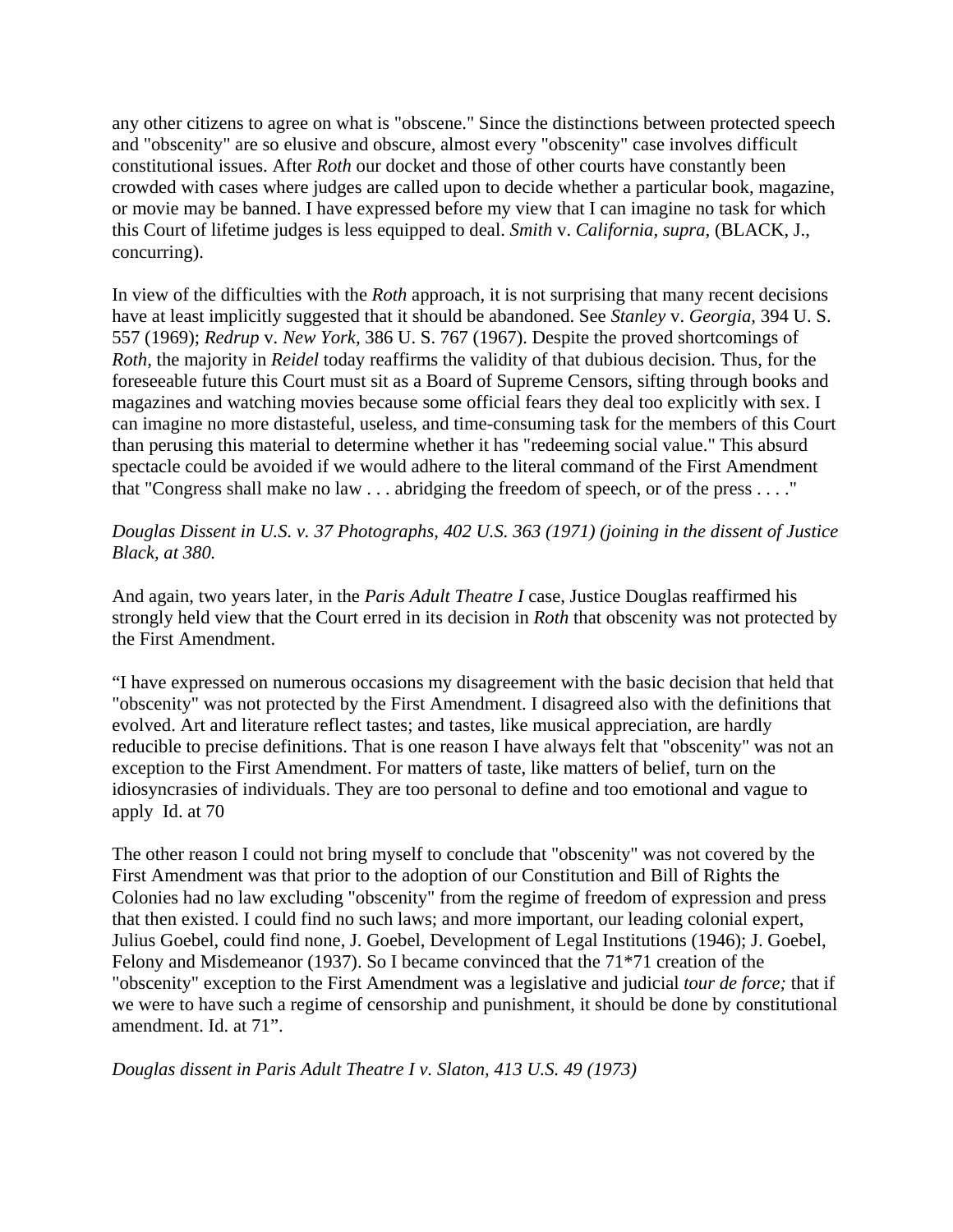any other citizens to agree on what is "obscene." Since the distinctions between protected speech and "obscenity" are so elusive and obscure, almost every "obscenity" case involves difficult constitutional issues. After *Roth* our docket and those of other courts have constantly been crowded with cases where judges are called upon to decide whether a particular book, magazine, or movie may be banned. I have expressed before my view that I can imagine no task for which this Court of lifetime judges is less equipped to deal. *Smith* v. *California, supra,* (BLACK, J., concurring).

In view of the difficulties with the *Roth* approach, it is not surprising that many recent decisions have at least implicitly suggested that it should be abandoned. See *Stanley* v. *Georgia,* 394 U. S. 557 (1969); *Redrup* v. *New York,* 386 U. S. 767 (1967). Despite the proved shortcomings of *Roth,* the majority in *Reidel* today reaffirms the validity of that dubious decision. Thus, for the foreseeable future this Court must sit as a Board of Supreme Censors, sifting through books and magazines and watching movies because some official fears they deal too explicitly with sex. I can imagine no more distasteful, useless, and time-consuming task for the members of this Court than perusing this material to determine whether it has "redeeming social value." This absurd spectacle could be avoided if we would adhere to the literal command of the First Amendment that "Congress shall make no law . . . abridging the freedom of speech, or of the press . . . ."

*Douglas Dissent in U.S. v. 37 Photographs, 402 U.S. 363 (1971) (joining in the dissent of Justice Black, at 380.*

And again, two years later, in the *Paris Adult Theatre I* case, Justice Douglas reaffirmed his strongly held view that the Court erred in its decision in *Roth* that obscenity was not protected by the First Amendment.

“I have expressed on numerous occasions my disagreement with the basic decision that held that "obscenity" was not protected by the First Amendment. I disagreed also with the definitions that evolved. Art and literature reflect tastes; and tastes, like musical appreciation, are hardly reducible to precise definitions. That is one reason I have always felt that "obscenity" was not an exception to the First Amendment. For matters of taste, like matters of belief, turn on the idiosyncrasies of individuals. They are too personal to define and too emotional and vague to apply  Id. at 70

The other reason I could not bring myself to conclude that "obscenity" was not covered by the First Amendment was that prior to the adoption of our Constitution and Bill of Rights the Colonies had no law excluding "obscenity" from the regime of freedom of expression and press that then existed. I could find no such laws; and more important, our leading colonial expert, Julius Goebel, could find none, J. Goebel, Development of Legal Institutions (1946); J. Goebel, Felony and Misdemeanor (1937). So I became convinced that the 71*71 creation of the "obscenity" exception to the First Amendment was a legislative and judicial *tour de force;* that if we were to have such a regime of censorship and punishment, it should be done by constitutional amendment. Id. at 71”.

*Douglas dissent in Paris Adult Theatre I v. Slaton, 413 U.S. 49 (1973)*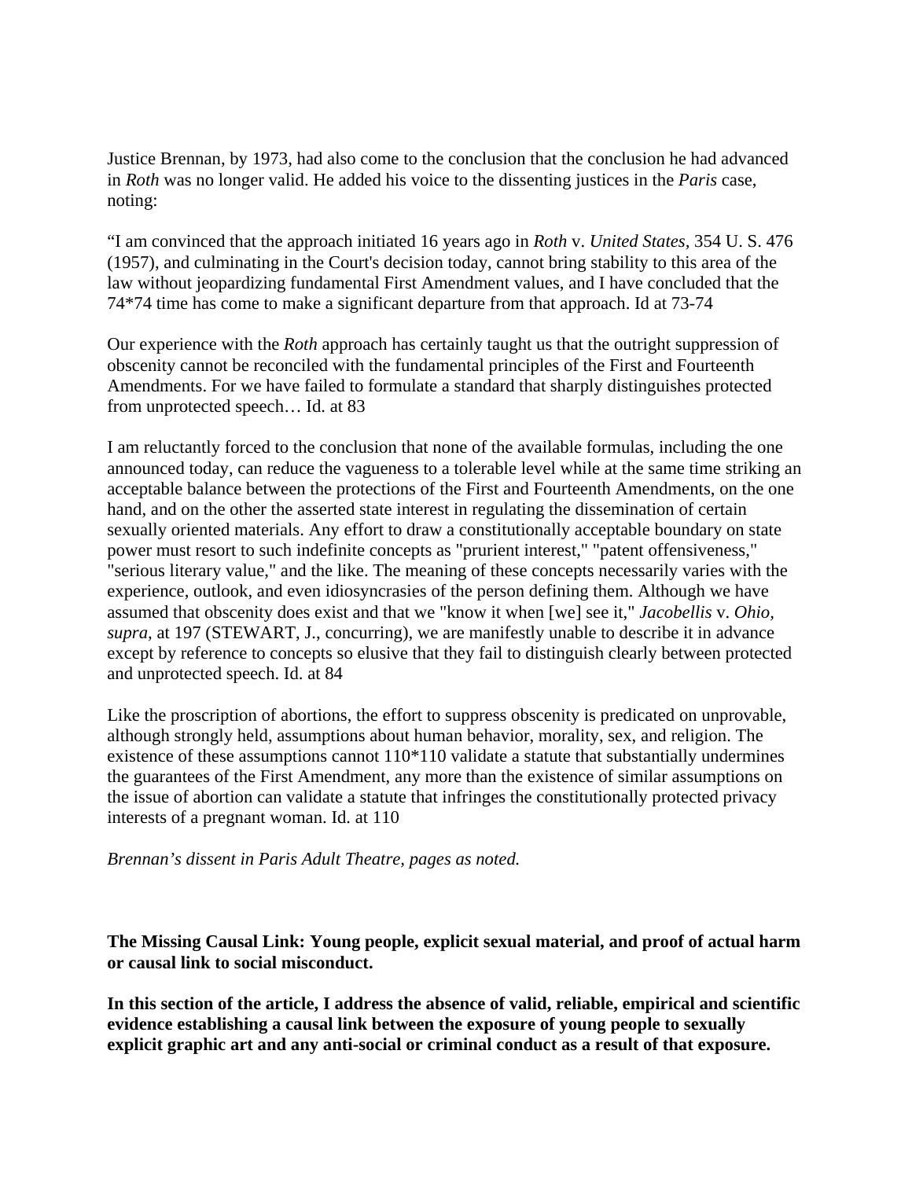Justice Brennan, by 1973, had also come to the conclusion that the conclusion he had advanced in *Roth* was no longer valid. He added his voice to the dissenting justices in the *Paris* case, noting:

"I am convinced that the approach initiated 16 years ago in *Roth* v. *United States*, 354 U. S. 476 (1957), and culminating in the Court's decision today, cannot bring stability to this area of the law without jeopardizing fundamental First Amendment values, and I have concluded that the 74*74 time has come to make a significant departure from that approach. Id at 73-74

Our experience with the *Roth* approach has certainly taught us that the outright suppression of obscenity cannot be reconciled with the fundamental principles of the First and Fourteenth Amendments. For we have failed to formulate a standard that sharply distinguishes protected from unprotected speech… Id. at 83

I am reluctantly forced to the conclusion that none of the available formulas, including the one announced today, can reduce the vagueness to a tolerable level while at the same time striking an acceptable balance between the protections of the First and Fourteenth Amendments, on the one hand, and on the other the asserted state interest in regulating the dissemination of certain sexually oriented materials. Any effort to draw a constitutionally acceptable boundary on state power must resort to such indefinite concepts as "prurient interest," "patent offensiveness," "serious literary value," and the like. The meaning of these concepts necessarily varies with the experience, outlook, and even idiosyncrasies of the person defining them. Although we have assumed that obscenity does exist and that we "know it when [we] see it," *Jacobellis* v. *Ohio, supra,* at 197 (STEWART, J., concurring), we are manifestly unable to describe it in advance except by reference to concepts so elusive that they fail to distinguish clearly between protected and unprotected speech. Id. at 84

Like the proscription of abortions, the effort to suppress obscenity is predicated on unprovable, although strongly held, assumptions about human behavior, morality, sex, and religion. The existence of these assumptions cannot 110*110 validate a statute that substantially undermines the guarantees of the First Amendment, any more than the existence of similar assumptions on the issue of abortion can validate a statute that infringes the constitutionally protected privacy interests of a pregnant woman. Id. at 110

*Brennan's dissent in Paris Adult Theatre, pages as noted.*

**The Missing Causal Link: Young people, explicit sexual material, and proof of actual harm or causal link to social misconduct.**

**In this section of the article, I address the absence of valid, reliable, empirical and scientific evidence establishing a causal link between the exposure of young people to sexually explicit graphic art and any anti-social or criminal conduct as a result of that exposure.**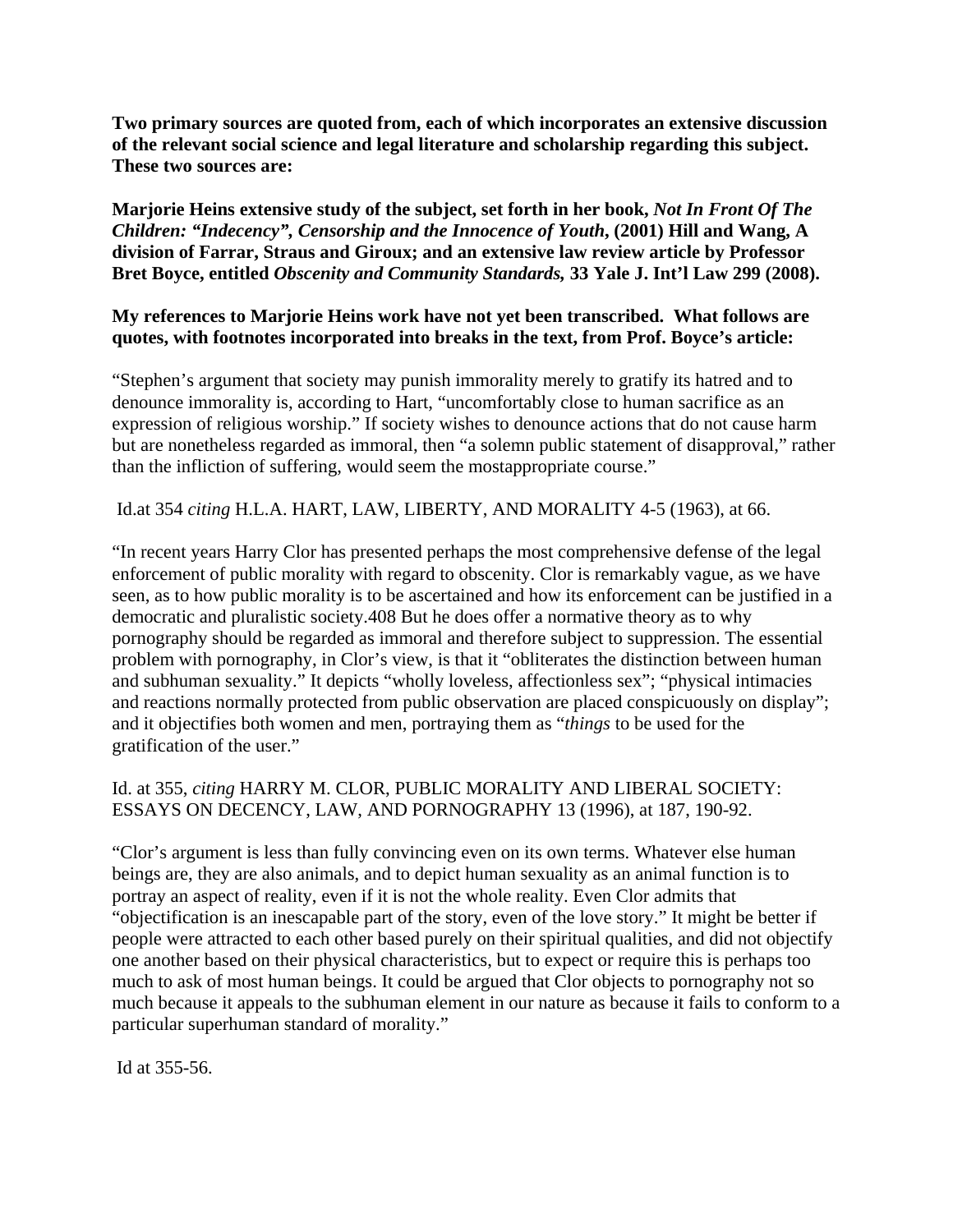**Two primary sources are quoted from, each of which incorporates an extensive discussion of the relevant social science and legal literature and scholarship regarding this subject. These two sources are:**

**Marjorie Heins extensive study of the subject, set forth in her book, *Not In Front Of The Children: "Indecency", Censorship and the Innocence of Youth*, (2001) Hill and Wang, A division of Farrar, Straus and Giroux; and an extensive law review article by Professor Bret Boyce, entitled *Obscenity and Community Standards*, 33 Yale J. Int'l Law 299 (2008).**

**My references to Marjorie Heins work have not yet been transcribed. What follows are quotes, with footnotes incorporated into breaks in the text, from Prof. Boyce's article:**

"Stephen's argument that society may punish immorality merely to gratify its hatred and to denounce immorality is, according to Hart, "uncomfortably close to human sacrifice as an expression of religious worship." If society wishes to denounce actions that do not cause harm but are nonetheless regarded as immoral, then "a solemn public statement of disapproval," rather than the infliction of suffering, would seem the mostappropriate course."

Id.at 354 *citing* H.L.A. HART, LAW, LIBERTY, AND MORALITY 4-5 (1963), at 66.

"In recent years Harry Clor has presented perhaps the most comprehensive defense of the legal enforcement of public morality with regard to obscenity. Clor is remarkably vague, as we have seen, as to how public morality is to be ascertained and how its enforcement can be justified in a democratic and pluralistic society.408 But he does offer a normative theory as to why pornography should be regarded as immoral and therefore subject to suppression. The essential problem with pornography, in Clor's view, is that it "obliterates the distinction between human and subhuman sexuality." It depicts "wholly loveless, affectionless sex"; "physical intimacies and reactions normally protected from public observation are placed conspicuously on display"; and it objectifies both women and men, portraying them as "*things* to be used for the gratification of the user."

Id. at 355, *citing* HARRY M. CLOR, PUBLIC MORALITY AND LIBERAL SOCIETY: ESSAYS ON DECENCY, LAW, AND PORNOGRAPHY 13 (1996), at 187, 190-92.

"Clor's argument is less than fully convincing even on its own terms. Whatever else human beings are, they are also animals, and to depict human sexuality as an animal function is to portray an aspect of reality, even if it is not the whole reality. Even Clor admits that "objectification is an inescapable part of the story, even of the love story." It might be better if people were attracted to each other based purely on their spiritual qualities, and did not objectify one another based on their physical characteristics, but to expect or require this is perhaps too much to ask of most human beings. It could be argued that Clor objects to pornography not so much because it appeals to the subhuman element in our nature as because it fails to conform to a particular superhuman standard of morality."

Id at 355-56.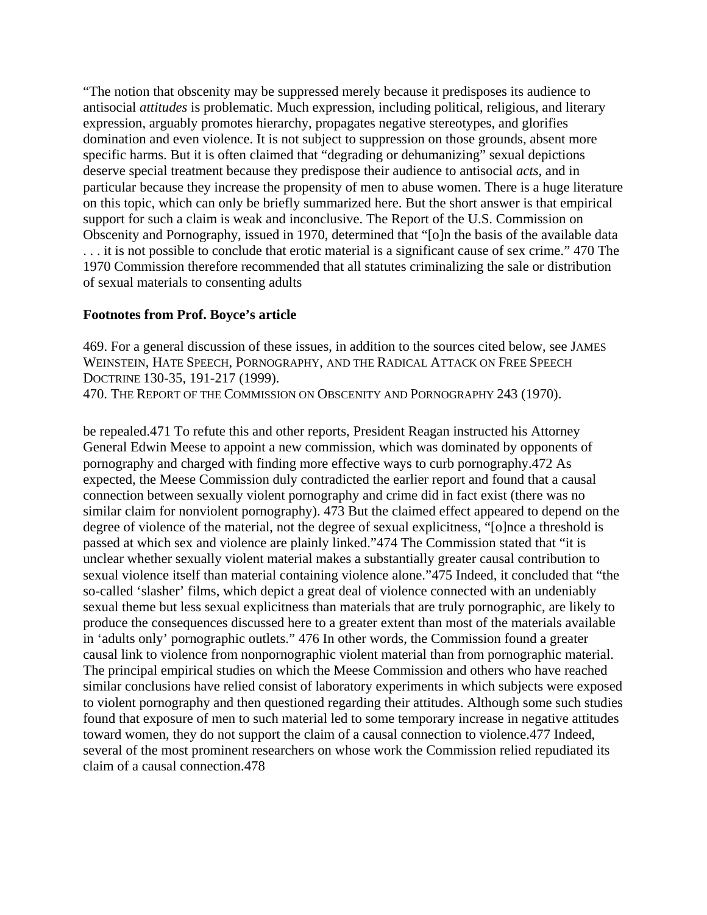"The notion that obscenity may be suppressed merely because it predisposes its audience to antisocial *attitudes* is problematic. Much expression, including political, religious, and literary expression, arguably promotes hierarchy, propagates negative stereotypes, and glorifies domination and even violence. It is not subject to suppression on those grounds, absent more specific harms. But it is often claimed that "degrading or dehumanizing" sexual depictions deserve special treatment because they predispose their audience to antisocial *acts*, and in particular because they increase the propensity of men to abuse women. There is a huge literature on this topic, which can only be briefly summarized here. But the short answer is that empirical support for such a claim is weak and inconclusive. The Report of the U.S. Commission on Obscenity and Pornography, issued in 1970, determined that "[o]n the basis of the available data . . . it is not possible to conclude that erotic material is a significant cause of sex crime." 470 The 1970 Commission therefore recommended that all statutes criminalizing the sale or distribution of sexual materials to consenting adults

**Footnotes from Prof. Boyce's article**

469. For a general discussion of these issues, in addition to the sources cited below, see JAMES WEINSTEIN, HATE SPEECH, PORNOGRAPHY, AND THE RADICAL ATTACK ON FREE SPEECH DOCTRINE 130-35, 191-217 (1999).
470. THE REPORT OF THE COMMISSION ON OBSCENITY AND PORNOGRAPHY 243 (1970).

be repealed.471 To refute this and other reports, President Reagan instructed his Attorney General Edwin Meese to appoint a new commission, which was dominated by opponents of pornography and charged with finding more effective ways to curb pornography.472 As expected, the Meese Commission duly contradicted the earlier report and found that a causal connection between sexually violent pornography and crime did in fact exist (there was no similar claim for nonviolent pornography). 473 But the claimed effect appeared to depend on the degree of violence of the material, not the degree of sexual explicitness, "[o]nce a threshold is passed at which sex and violence are plainly linked."474 The Commission stated that "it is unclear whether sexually violent material makes a substantially greater causal contribution to sexual violence itself than material containing violence alone."475 Indeed, it concluded that "the so-called 'slasher' films, which depict a great deal of violence connected with an undeniably sexual theme but less sexual explicitness than materials that are truly pornographic, are likely to produce the consequences discussed here to a greater extent than most of the materials available in 'adults only' pornographic outlets." 476 In other words, the Commission found a greater causal link to violence from nonpornographic violent material than from pornographic material. The principal empirical studies on which the Meese Commission and others who have reached similar conclusions have relied consist of laboratory experiments in which subjects were exposed to violent pornography and then questioned regarding their attitudes. Although some such studies found that exposure of men to such material led to some temporary increase in negative attitudes toward women, they do not support the claim of a causal connection to violence.477 Indeed, several of the most prominent researchers on whose work the Commission relied repudiated its claim of a causal connection.478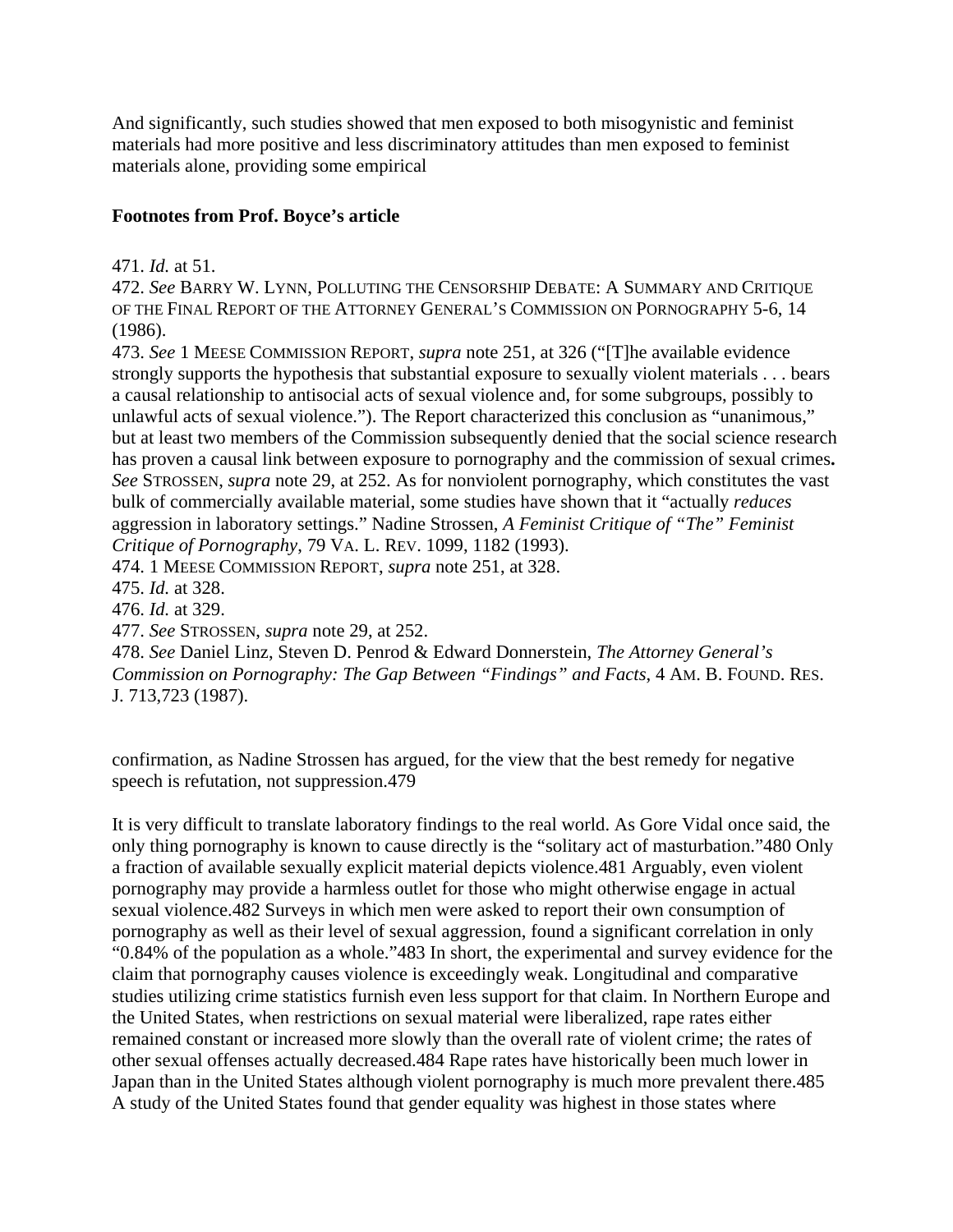And significantly, such studies showed that men exposed to both misogynistic and feminist materials had more positive and less discriminatory attitudes than men exposed to feminist materials alone, providing some empirical

**Footnotes from Prof. Boyce's article**

471. *Id.* at 51.
472. *See* BARRY W. LYNN, POLLUTING THE CENSORSHIP DEBATE: A SUMMARY AND CRITIQUE OF THE FINAL REPORT OF THE ATTORNEY GENERAL'S COMMISSION ON PORNOGRAPHY 5-6, 14 (1986).
473. *See* 1 MEESE COMMISSION REPORT, *supra* note 251, at 326 ("[T]he available evidence strongly supports the hypothesis that substantial exposure to sexually violent materials . . . bears a causal relationship to antisocial acts of sexual violence and, for some subgroups, possibly to unlawful acts of sexual violence."). The Report characterized this conclusion as "unanimous," but at least two members of the Commission subsequently denied that the social science research has proven a causal link between exposure to pornography and the commission of sexual crimes**.** *See* STROSSEN, *supra* note 29, at 252. As for nonviolent pornography, which constitutes the vast bulk of commercially available material, some studies have shown that it "actually *reduces* aggression in laboratory settings." Nadine Strossen, *A Feminist Critique of "The" Feminist Critique of Pornography*, 79 VA. L. REV. 1099, 1182 (1993).
474. 1 MEESE COMMISSION REPORT, *supra* note 251, at 328.
475. *Id.* at 328.
476. *Id.* at 329.
477. *See* STROSSEN, *supra* note 29, at 252.
478. *See* Daniel Linz, Steven D. Penrod & Edward Donnerstein, *The Attorney General's Commission on Pornography: The Gap Between "Findings" and Facts*, 4 AM. B. FOUND. RES. J. 713,723 (1987).

confirmation, as Nadine Strossen has argued, for the view that the best remedy for negative speech is refutation, not suppression.479

It is very difficult to translate laboratory findings to the real world. As Gore Vidal once said, the only thing pornography is known to cause directly is the "solitary act of masturbation."480 Only a fraction of available sexually explicit material depicts violence.481 Arguably, even violent pornography may provide a harmless outlet for those who might otherwise engage in actual sexual violence.482 Surveys in which men were asked to report their own consumption of pornography as well as their level of sexual aggression, found a significant correlation in only "0.84% of the population as a whole."483 In short, the experimental and survey evidence for the claim that pornography causes violence is exceedingly weak. Longitudinal and comparative studies utilizing crime statistics furnish even less support for that claim. In Northern Europe and the United States, when restrictions on sexual material were liberalized, rape rates either remained constant or increased more slowly than the overall rate of violent crime; the rates of other sexual offenses actually decreased.484 Rape rates have historically been much lower in Japan than in the United States although violent pornography is much more prevalent there.485 A study of the United States found that gender equality was highest in those states where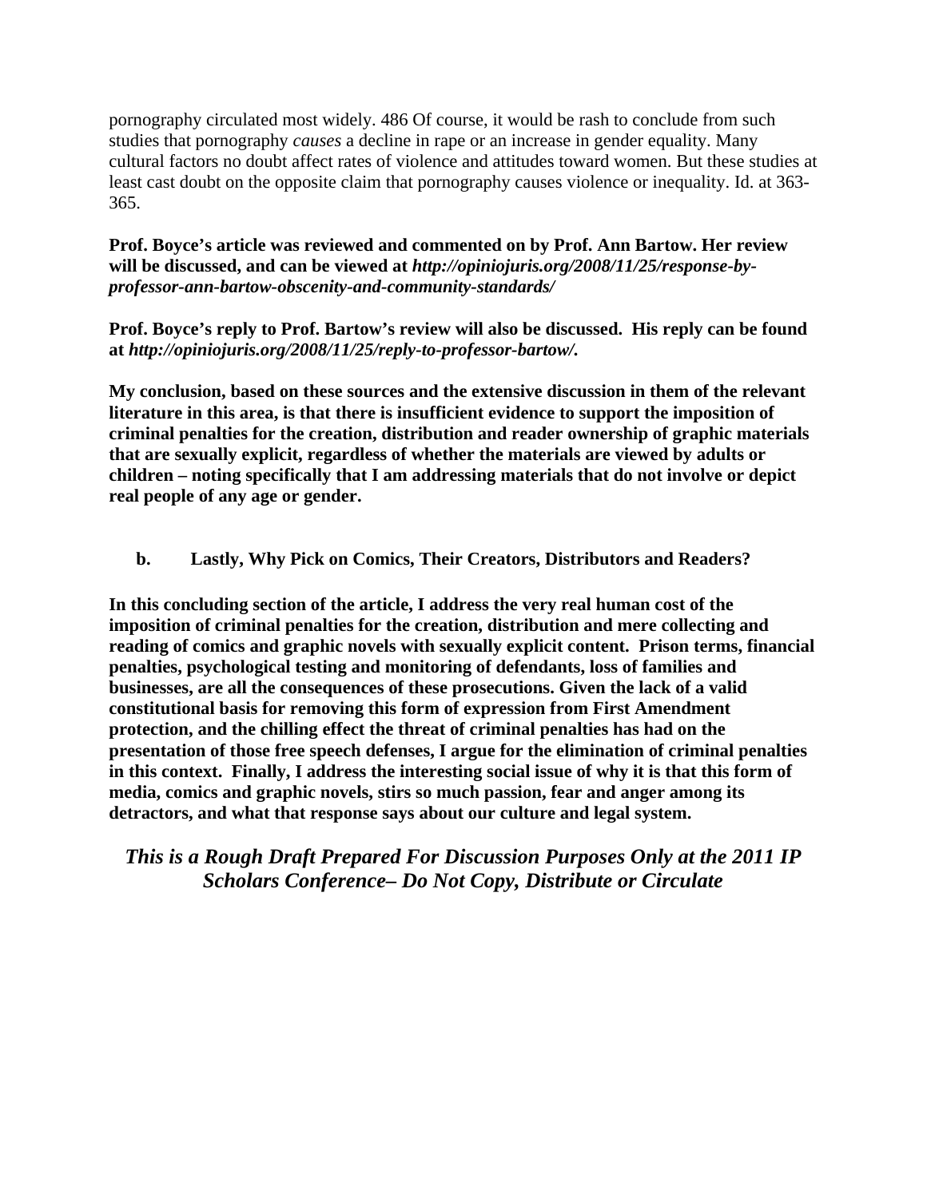pornography circulated most widely. 486 Of course, it would be rash to conclude from such studies that pornography *causes* a decline in rape or an increase in gender equality. Many cultural factors no doubt affect rates of violence and attitudes toward women. But these studies at least cast doubt on the opposite claim that pornography causes violence or inequality. Id. at 363-365.

**Prof. Boyce's article was reviewed and commented on by Prof. Ann Bartow. Her review will be discussed, and can be viewed at *http://opiniojuris.org/2008/11/25/response-by-professor-ann-bartow-obscenity-and-community-standards/***

**Prof. Boyce's reply to Prof. Bartow's review will also be discussed. His reply can be found at *http://opiniojuris.org/2008/11/25/reply-to-professor-bartow/*.**

**My conclusion, based on these sources and the extensive discussion in them of the relevant literature in this area, is that there is insufficient evidence to support the imposition of criminal penalties for the creation, distribution and reader ownership of graphic materials that are sexually explicit, regardless of whether the materials are viewed by adults or children – noting specifically that I am addressing materials that do not involve or depict real people of any age or gender.**

### b. Lastly, Why Pick on Comics, Their Creators, Distributors and Readers?

**In this concluding section of the article, I address the very real human cost of the imposition of criminal penalties for the creation, distribution and mere collecting and reading of comics and graphic novels with sexually explicit content. Prison terms, financial penalties, psychological testing and monitoring of defendants, loss of families and businesses, are all the consequences of these prosecutions. Given the lack of a valid constitutional basis for removing this form of expression from First Amendment protection, and the chilling effect the threat of criminal penalties has had on the presentation of those free speech defenses, I argue for the elimination of criminal penalties in this context. Finally, I address the interesting social issue of why it is that this form of media, comics and graphic novels, stirs so much passion, fear and anger among its detractors, and what that response says about our culture and legal system.**

***This is a Rough Draft Prepared For Discussion Purposes Only at the 2011 IP Scholars Conference– Do Not Copy, Distribute or Circulate***